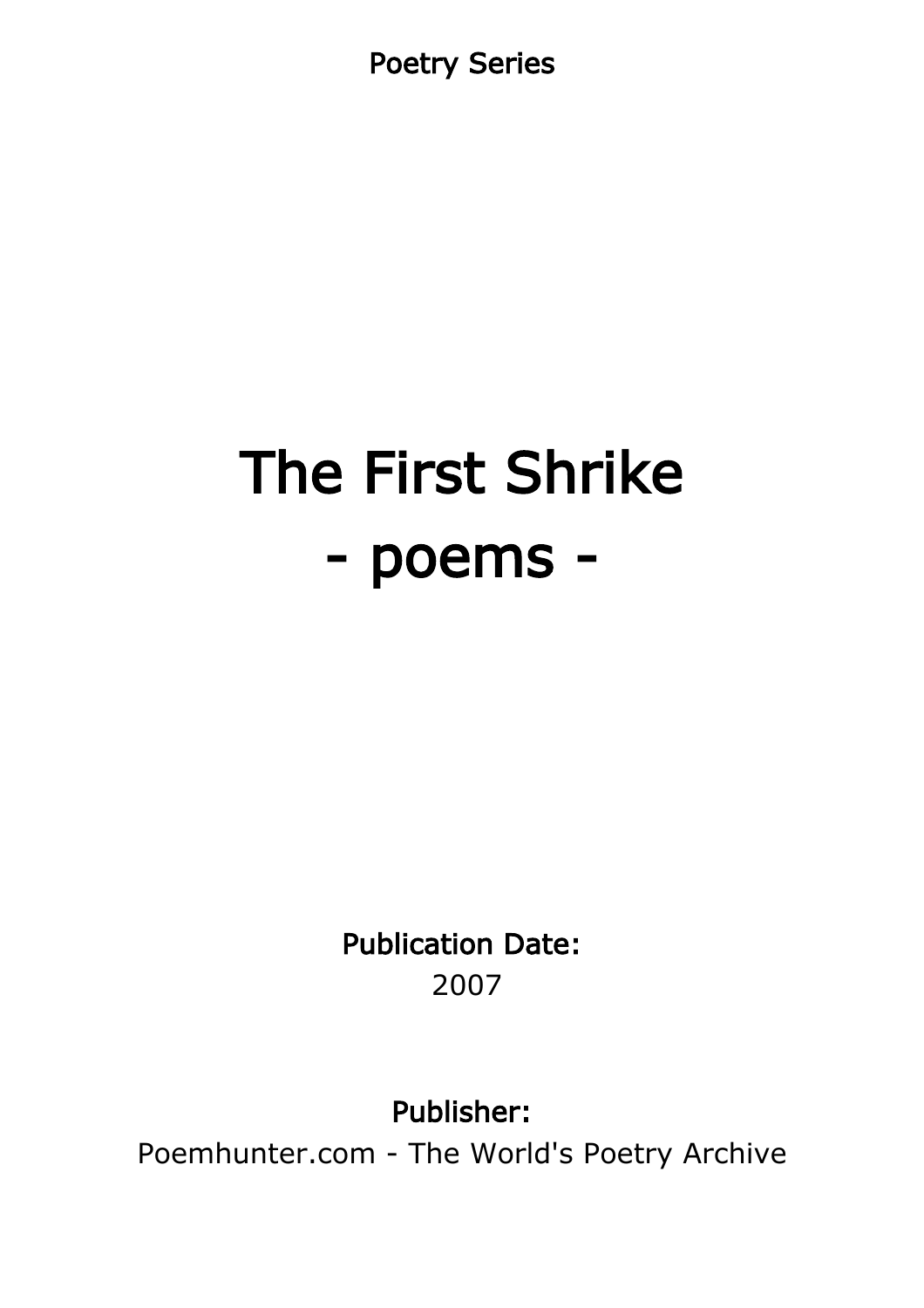Poetry Series

# The First Shrike
# - poems -

**Publication Date:**
2007

**Publisher:**
Poemhunter.com - The World's Poetry Archive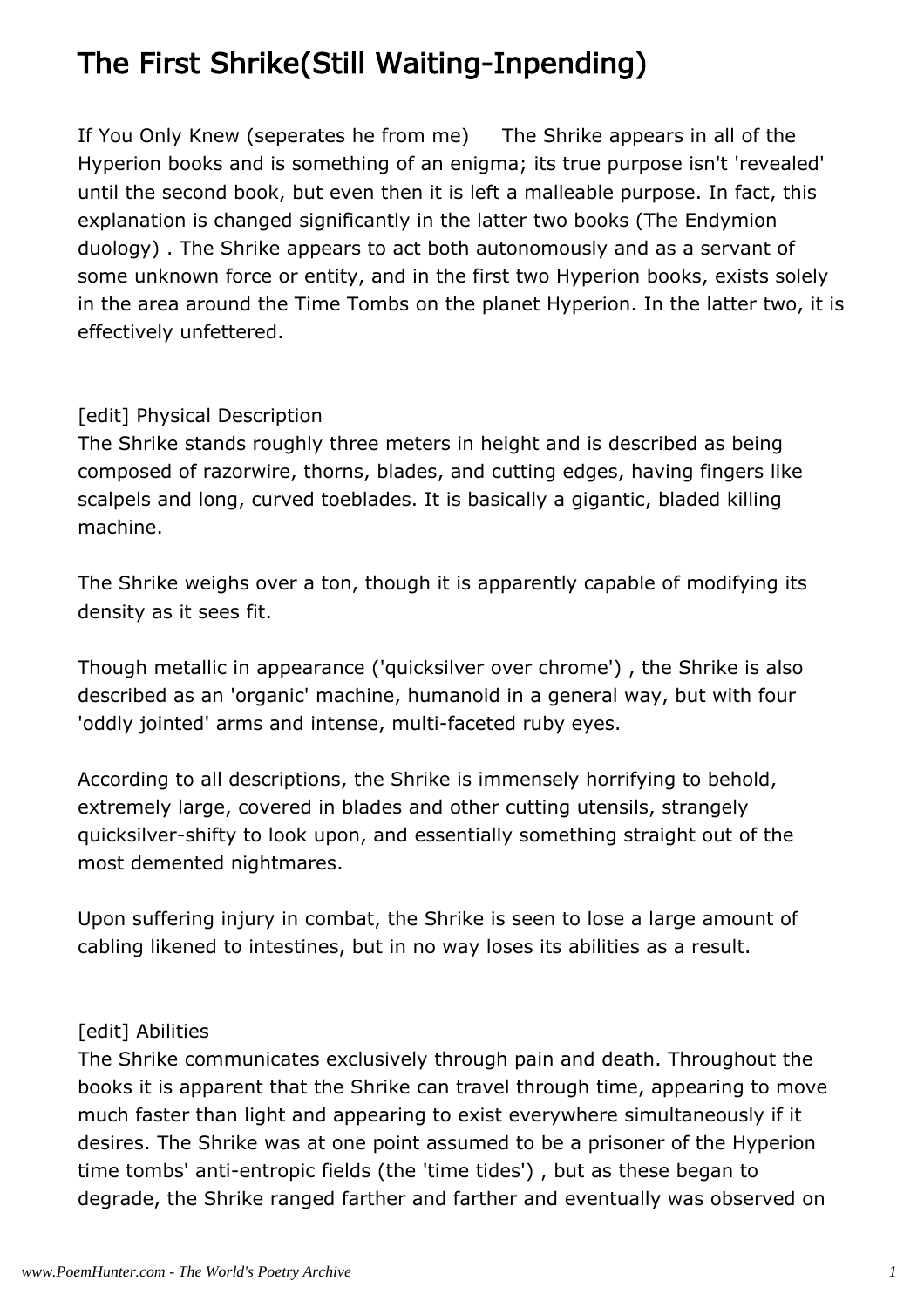# The First Shrike(Still Waiting-Inpending)

If You Only Knew (seperates he from me)      The Shrike appears in all of the Hyperion books and is something of an enigma; its true purpose isn't 'revealed' until the second book, but even then it is left a malleable purpose. In fact, this explanation is changed significantly in the latter two books (The Endymion duology) . The Shrike appears to act both autonomously and as a servant of some unknown force or entity, and in the first two Hyperion books, exists solely in the area around the Time Tombs on the planet Hyperion. In the latter two, it is effectively unfettered.

[edit] Physical Description

The Shrike stands roughly three meters in height and is described as being composed of razorwire, thorns, blades, and cutting edges, having fingers like scalpels and long, curved toeblades. It is basically a gigantic, bladed killing machine.

The Shrike weighs over a ton, though it is apparently capable of modifying its density as it sees fit.

Though metallic in appearance ('quicksilver over chrome') , the Shrike is also described as an 'organic' machine, humanoid in a general way, but with four 'oddly jointed' arms and intense, multi-faceted ruby eyes.

According to all descriptions, the Shrike is immensely horrifying to behold, extremely large, covered in blades and other cutting utensils, strangely quicksilver-shifty to look upon, and essentially something straight out of the most demented nightmares.

Upon suffering injury in combat, the Shrike is seen to lose a large amount of cabling likened to intestines, but in no way loses its abilities as a result.

[edit] Abilities

The Shrike communicates exclusively through pain and death. Throughout the books it is apparent that the Shrike can travel through time, appearing to move much faster than light and appearing to exist everywhere simultaneously if it desires. The Shrike was at one point assumed to be a prisoner of the Hyperion time tombs' anti-entropic fields (the 'time tides') , but as these began to degrade, the Shrike ranged farther and farther and eventually was observed on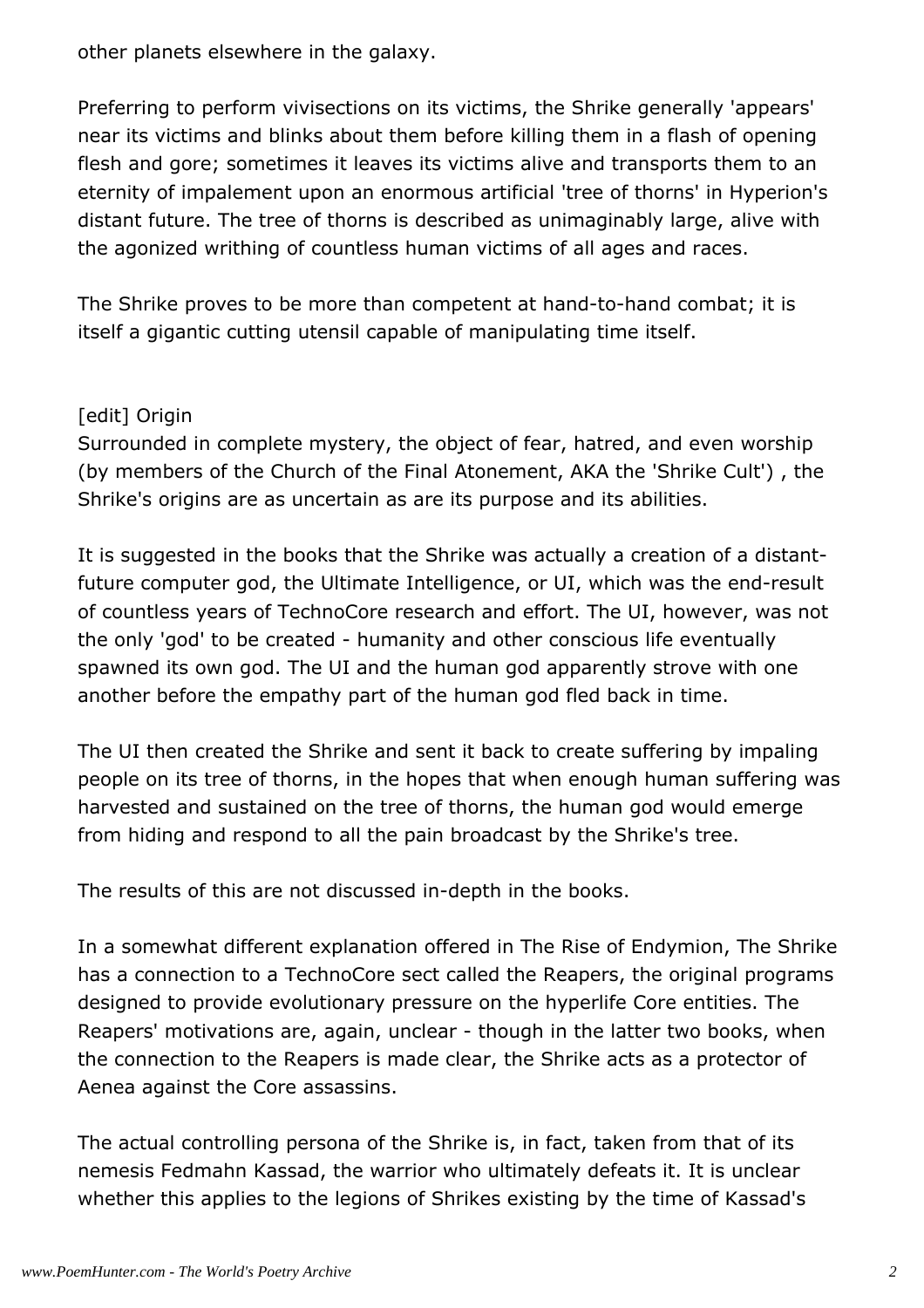other planets elsewhere in the galaxy.

Preferring to perform vivisections on its victims, the Shrike generally 'appears' near its victims and blinks about them before killing them in a flash of opening flesh and gore; sometimes it leaves its victims alive and transports them to an eternity of impalement upon an enormous artificial 'tree of thorns' in Hyperion's distant future. The tree of thorns is described as unimaginably large, alive with the agonized writhing of countless human victims of all ages and races.

The Shrike proves to be more than competent at hand-to-hand combat; it is itself a gigantic cutting utensil capable of manipulating time itself.

[edit] Origin

Surrounded in complete mystery, the object of fear, hatred, and even worship (by members of the Church of the Final Atonement, AKA the 'Shrike Cult') , the Shrike's origins are as uncertain as are its purpose and its abilities.

It is suggested in the books that the Shrike was actually a creation of a distant-future computer god, the Ultimate Intelligence, or UI, which was the end-result of countless years of TechnoCore research and effort. The UI, however, was not the only 'god' to be created - humanity and other conscious life eventually spawned its own god. The UI and the human god apparently strove with one another before the empathy part of the human god fled back in time.

The UI then created the Shrike and sent it back to create suffering by impaling people on its tree of thorns, in the hopes that when enough human suffering was harvested and sustained on the tree of thorns, the human god would emerge from hiding and respond to all the pain broadcast by the Shrike's tree.

The results of this are not discussed in-depth in the books.

In a somewhat different explanation offered in The Rise of Endymion, The Shrike has a connection to a TechnoCore sect called the Reapers, the original programs designed to provide evolutionary pressure on the hyperlife Core entities. The Reapers' motivations are, again, unclear - though in the latter two books, when the connection to the Reapers is made clear, the Shrike acts as a protector of Aenea against the Core assassins.

The actual controlling persona of the Shrike is, in fact, taken from that of its nemesis Fedmahn Kassad, the warrior who ultimately defeats it. It is unclear whether this applies to the legions of Shrikes existing by the time of Kassad's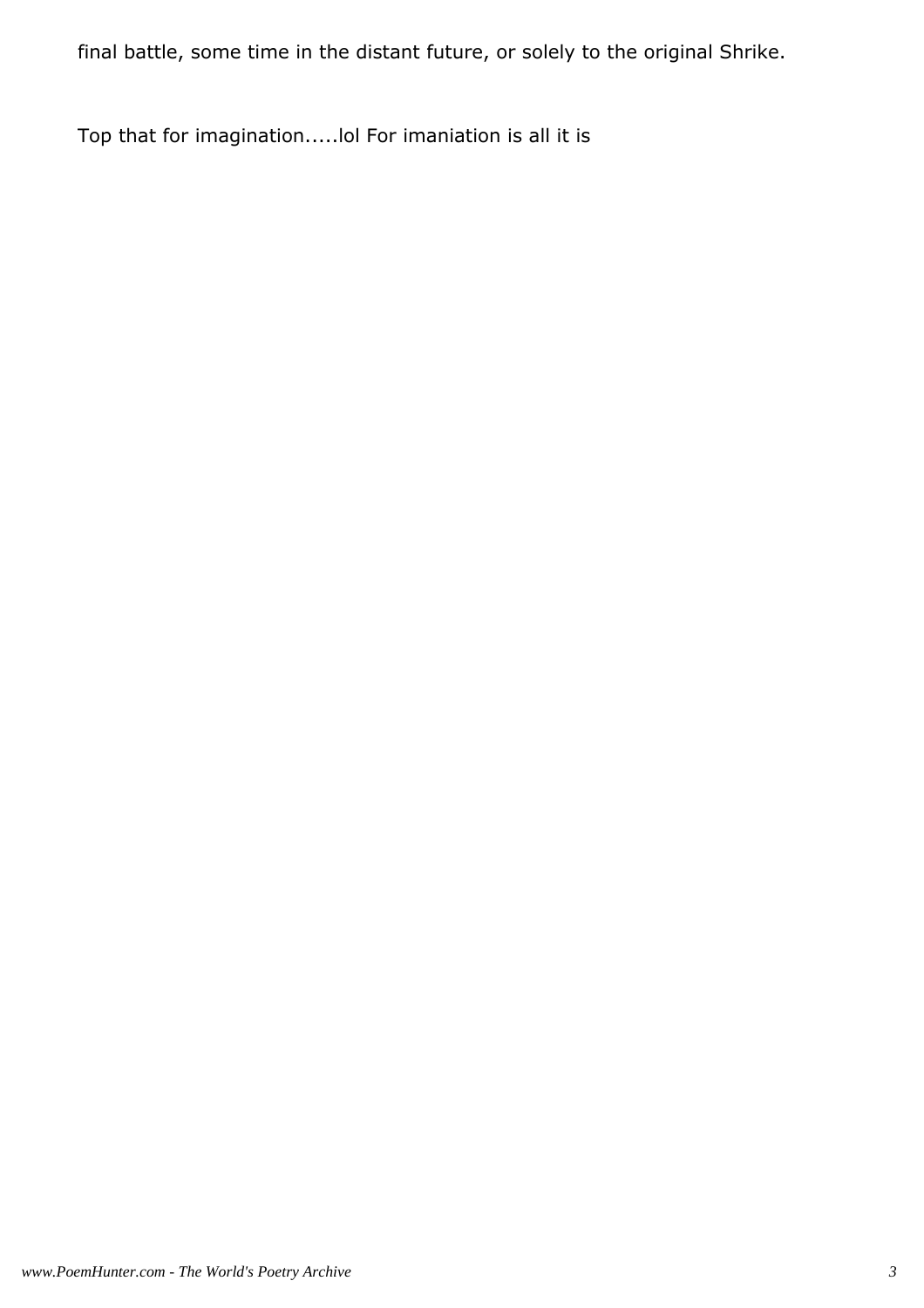final battle, some time in the distant future, or solely to the original Shrike.

Top that for imagination.....lol For imaniation is all it is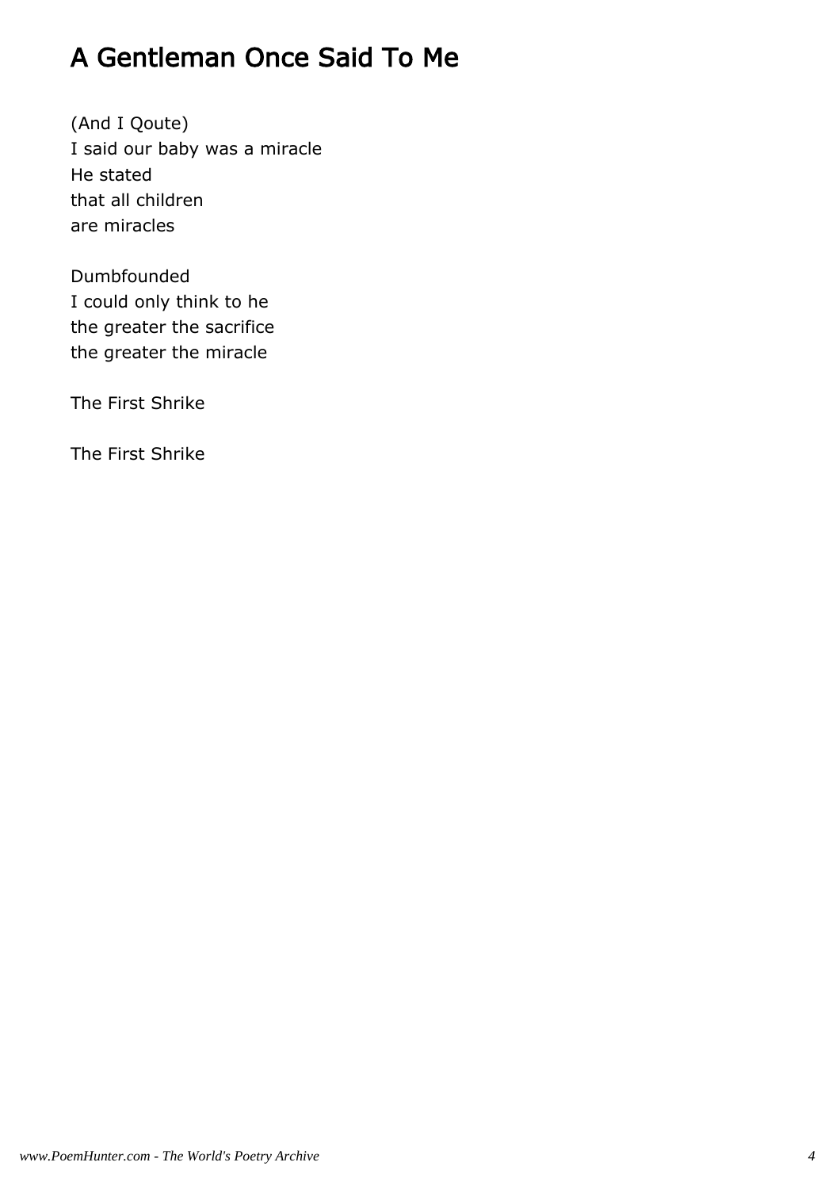# A Gentleman Once Said To Me

(And I Qoute)
I said our baby was a miracle
He stated
that all children
are miracles

Dumbfounded
I could only think to he
the greater the sacrifice
the greater the miracle

The First Shrike

The First Shrike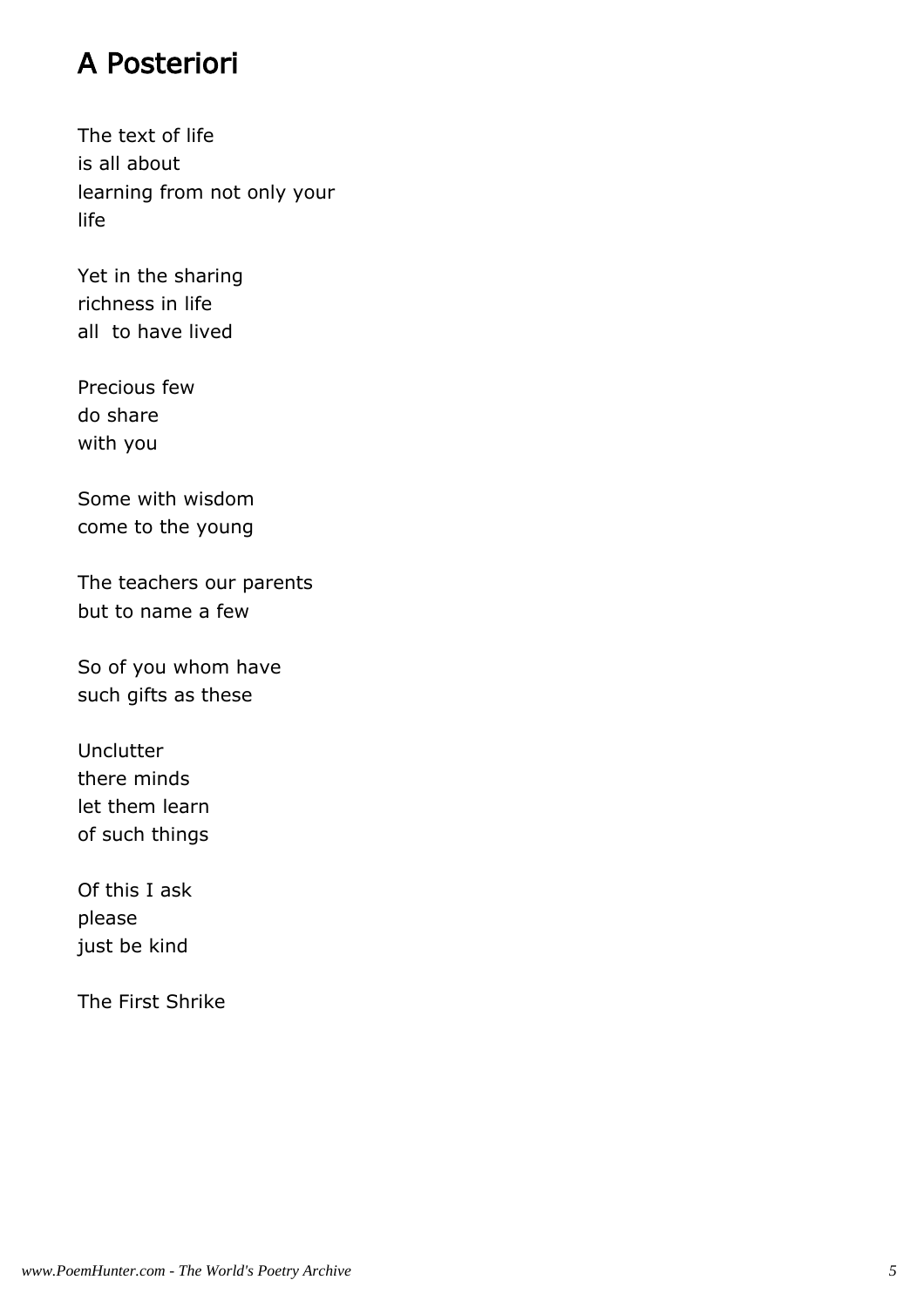## A Posteriori

The text of life
is all about
learning from not only your
life

Yet in the sharing
richness in life
all  to have lived

Precious few
do share
with you

Some with wisdom
come to the young

The teachers our parents
but to name a few

So of you whom have
such gifts as these

Unclutter
there minds
let them learn
of such things

Of this I ask
please
just be kind

The First Shrike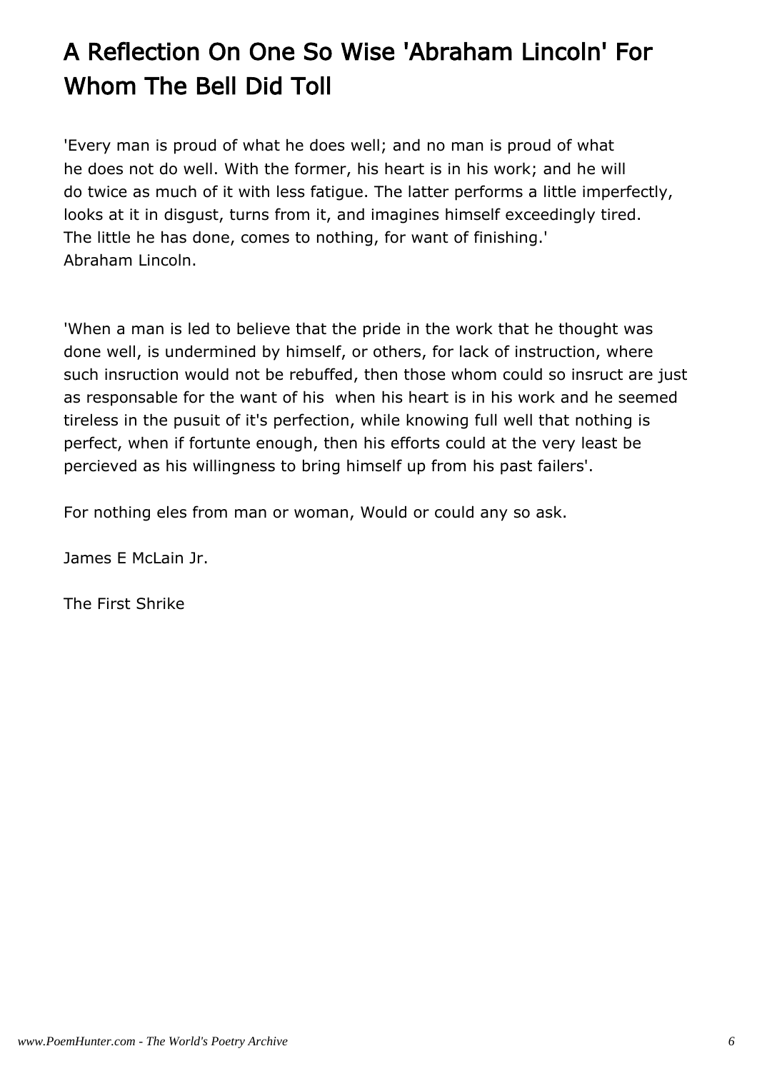# A Reflection On One So Wise 'Abraham Lincoln' For Whom The Bell Did Toll

'Every man is proud of what he does well; and no man is proud of what he does not do well. With the former, his heart is in his work; and he will do twice as much of it with less fatigue. The latter performs a little imperfectly, looks at it in disgust, turns from it, and imagines himself exceedingly tired. The little he has done, comes to nothing, for want of finishing.'
Abraham Lincoln.

'When a man is led to believe that the pride in the work that he thought was done well, is undermined by himself, or others, for lack of instruction, where such insruction would not be rebuffed, then those whom could so insruct are just as responsable for the want of his  when his heart is in his work and he seemed tireless in the pusuit of it's perfection, while knowing full well that nothing is perfect, when if fortunte enough, then his efforts could at the very least be percieved as his willingness to bring himself up from his past failers'.

For nothing eles from man or woman, Would or could any so ask.

James E McLain Jr.

The First Shrike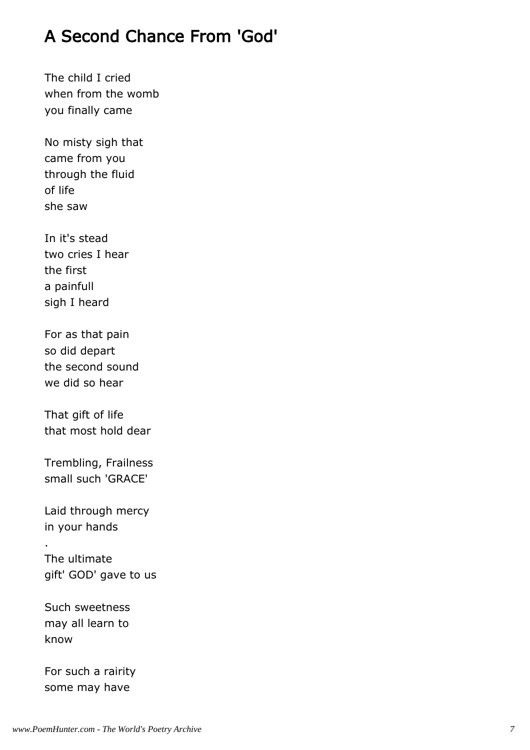# A Second Chance From 'God'

The child I cried
when from the womb
you finally came

No misty sigh that
came from you
through the fluid
of life
she saw

In it's stead
two cries I hear
the first
a painfull
sigh I heard

For as that pain
so did depart
the second sound
we did so hear

That gift of life
that most hold dear

Trembling, Frailness
small such 'GRACE'

Laid through mercy
in your hands
.
The ultimate
gift' GOD' gave to us

Such sweetness
may all learn to
know

For such a rairity
some may have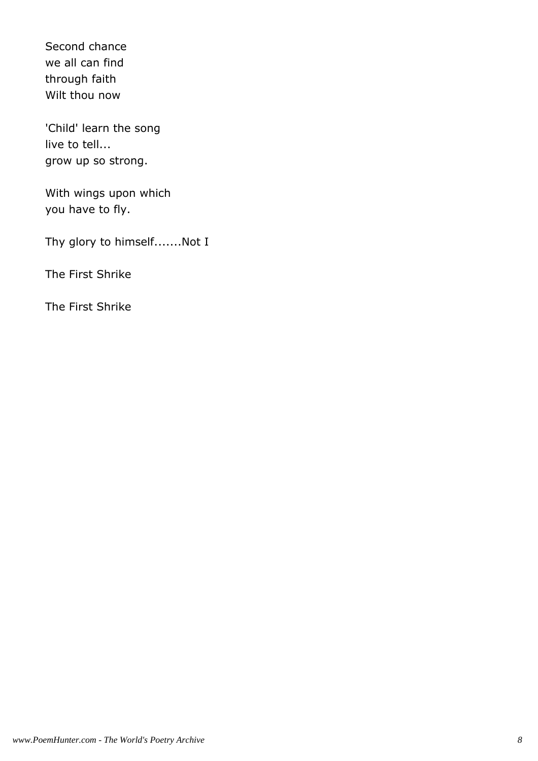Second chance
we all can find
through faith
Wilt thou now

'Child' learn the song
live to tell...
grow up so strong.

With wings upon which
you have to fly.

Thy glory to himself.......Not I

The First Shrike

The First Shrike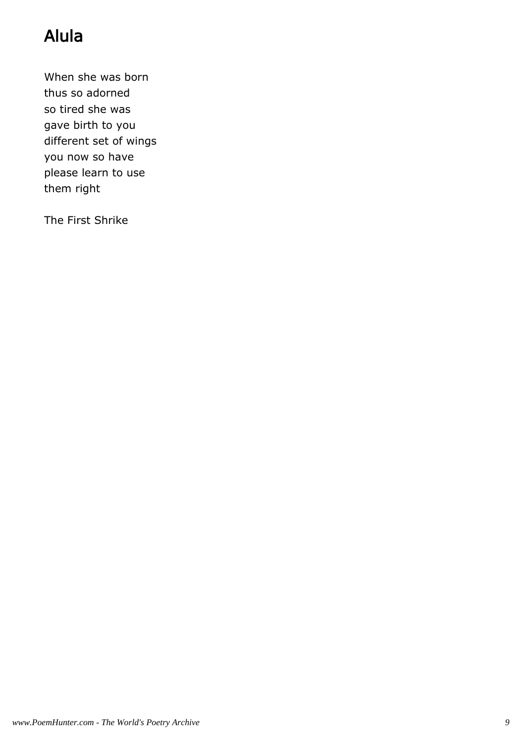# Alula

When she was born
thus so adorned
so tired she was
gave birth to you
different set of wings
you now so have
please learn to use
them right

The First Shrike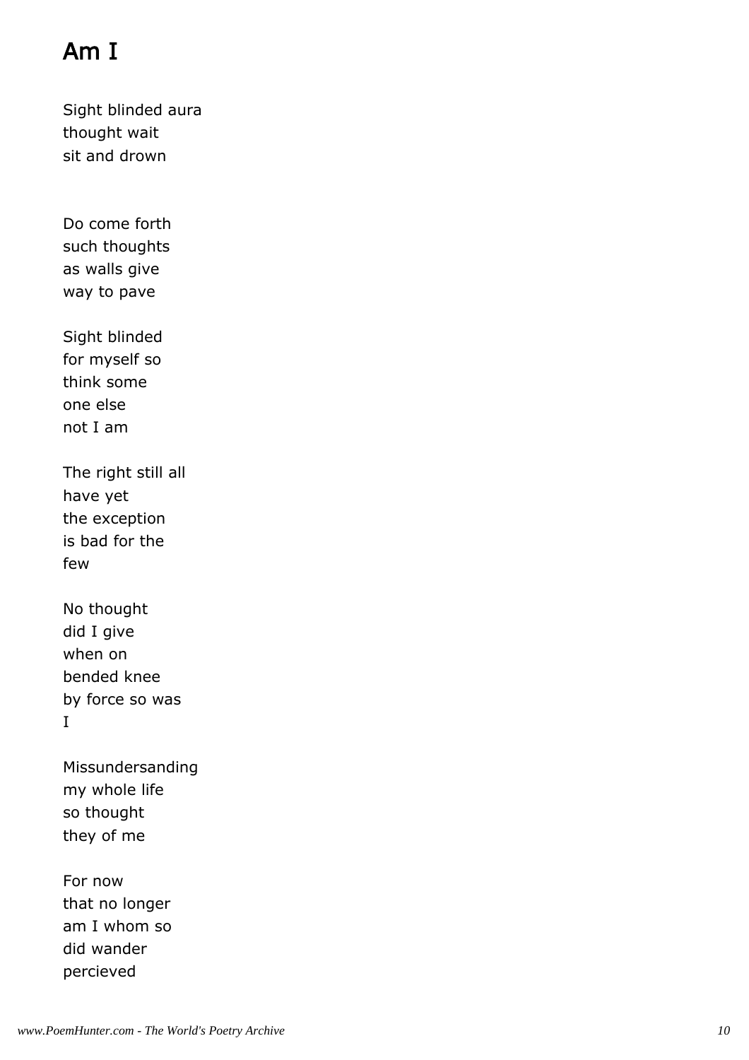# Am I

Sight blinded aura
thought wait
sit and drown

Do come forth
such thoughts
as walls give
way to pave

Sight blinded
for myself so
think some
one else
not I am

The right still all
have yet
the exception
is bad for the
few

No thought
did I give
when on
bended knee
by force so was
I

Missundersanding
my whole life
so thought
they of me

For now
that no longer
am I whom so
did wander
percieved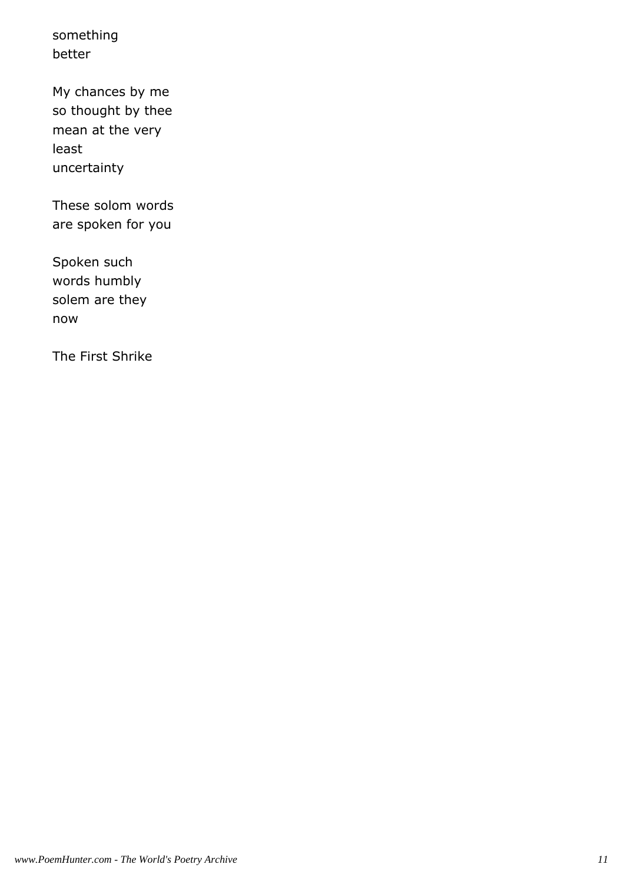something
better

My chances by me
so thought by thee
mean at the very
least
uncertainty

These solom words
are spoken for you

Spoken such
words humbly
solem are they
now

The First Shrike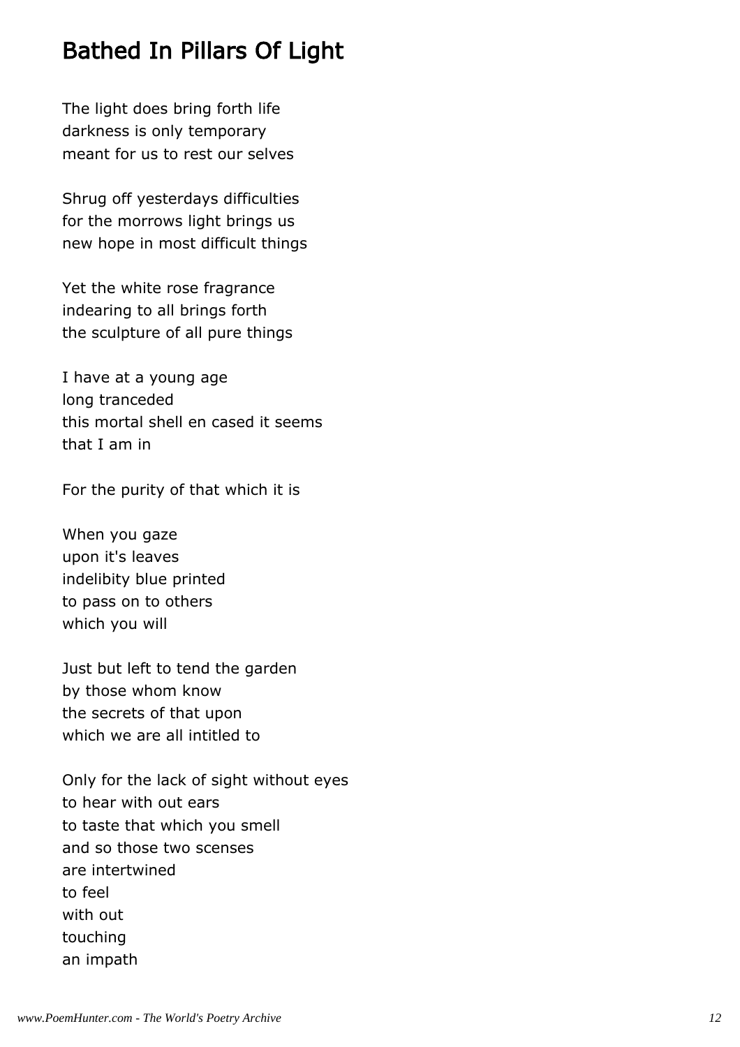## Bathed In Pillars Of Light

The light does bring forth life
darkness is only temporary
meant for us to rest our selves

Shrug off yesterdays difficulties
for the morrows light brings us
new hope in most difficult things

Yet the white rose fragrance
indearing to all brings forth
the sculpture of all pure things

I have at a young age
long tranceded
this mortal shell en cased it seems
that I am in

For the purity of that which it is

When you gaze
upon it's leaves
indelibity blue printed
to pass on to others
which you will

Just but left to tend the garden
by those whom know
the secrets of that upon
which we are all intitled to

Only for the lack of sight without eyes
to hear with out ears
to taste that which you smell
and so those two scenses
are intertwined
to feel
with out
touching
an impath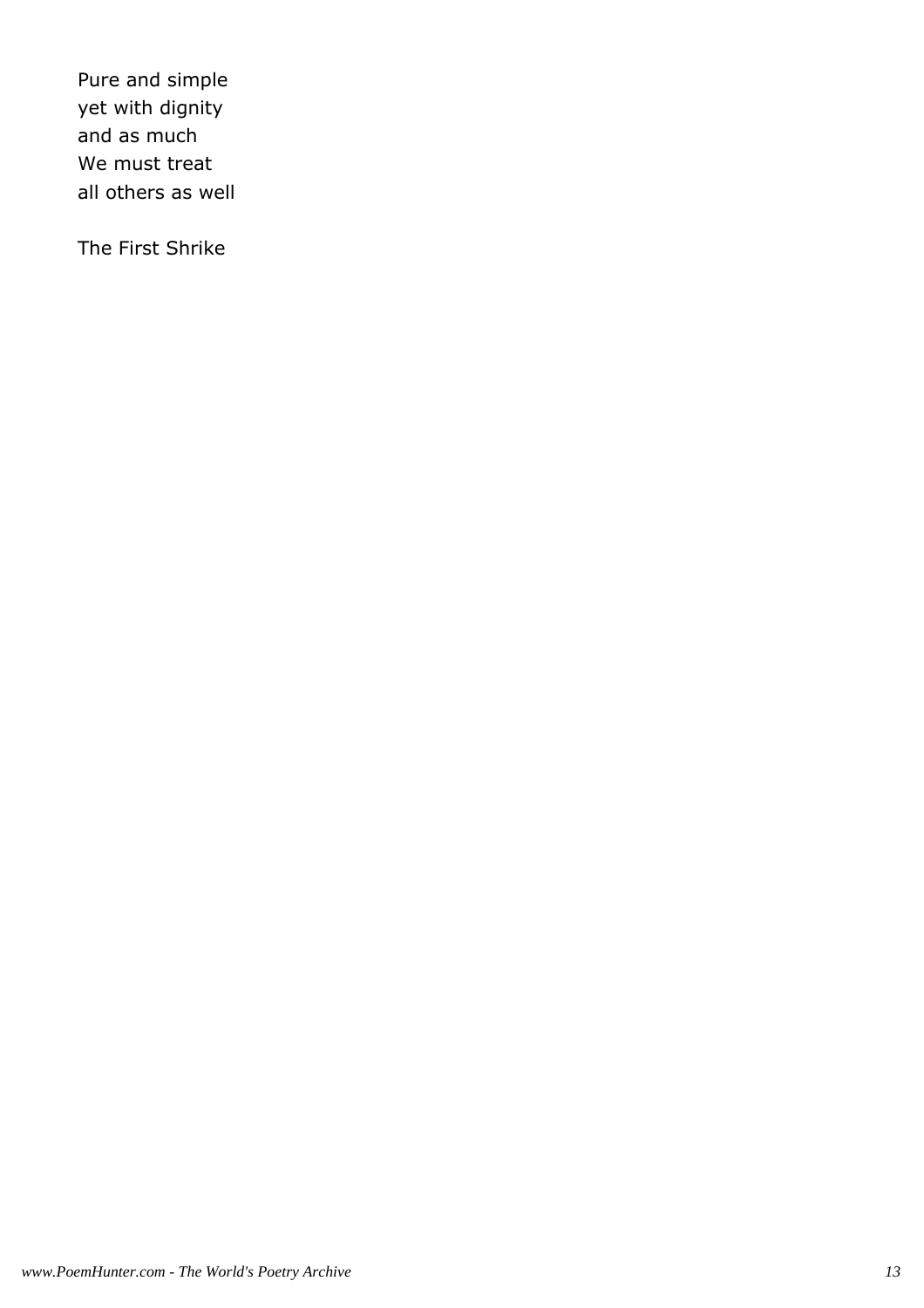Pure and simple
yet with dignity
and as much
We must treat
all others as well

The First Shrike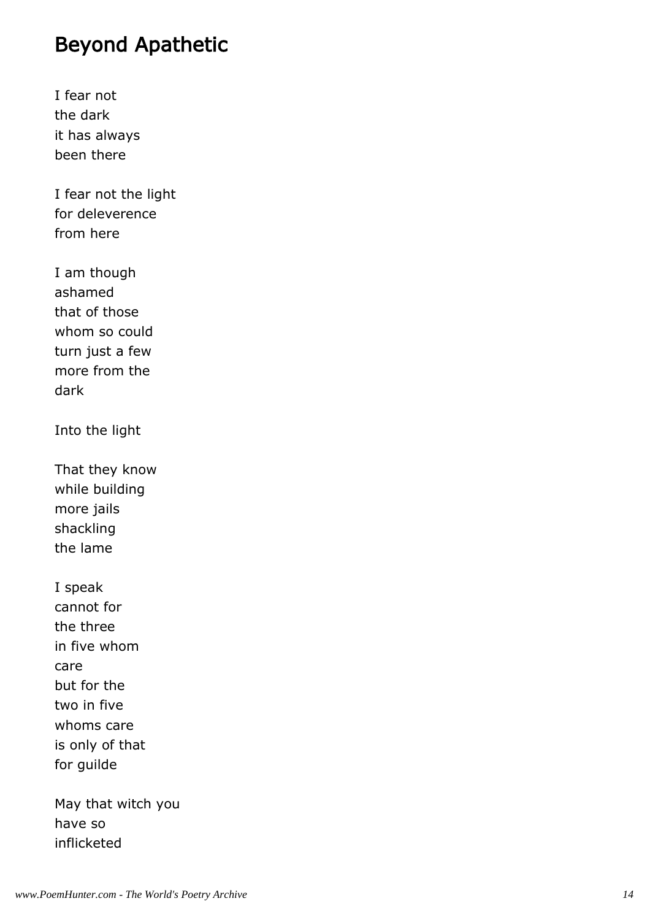## Beyond Apathetic

I fear not
the dark
it has always
been there

I fear not the light
for deleverence
from here

I am though
ashamed
that of those
whom so could
turn just a few
more from the
dark

Into the light

That they know
while building
more jails
shackling
the lame

I speak
cannot for
the three
in five whom
care
but for the
two in five
whoms care
is only of that
for guilde

May that witch you
have so
inflicketed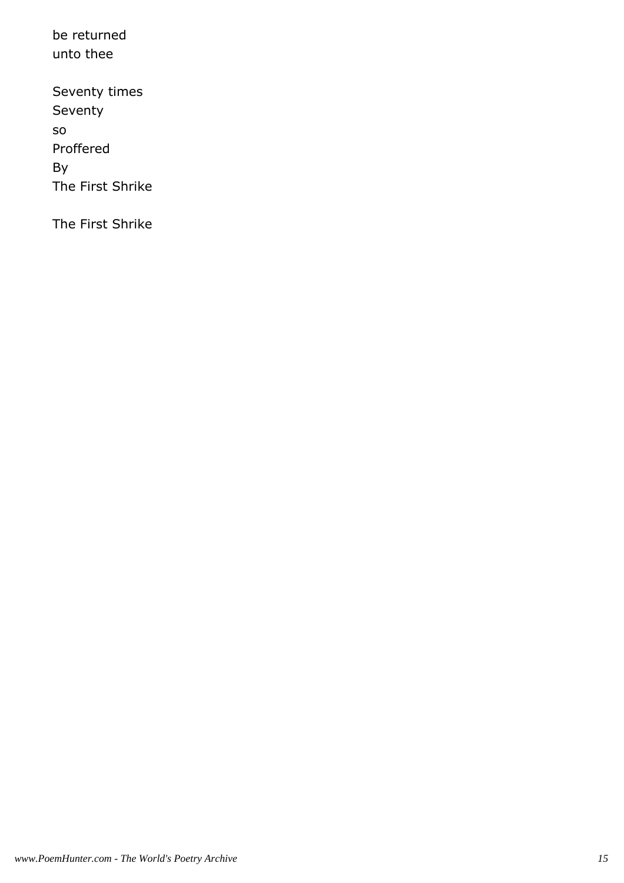be returned
unto thee

Seventy times
Seventy
so
Proffered
By
The First Shrike

The First Shrike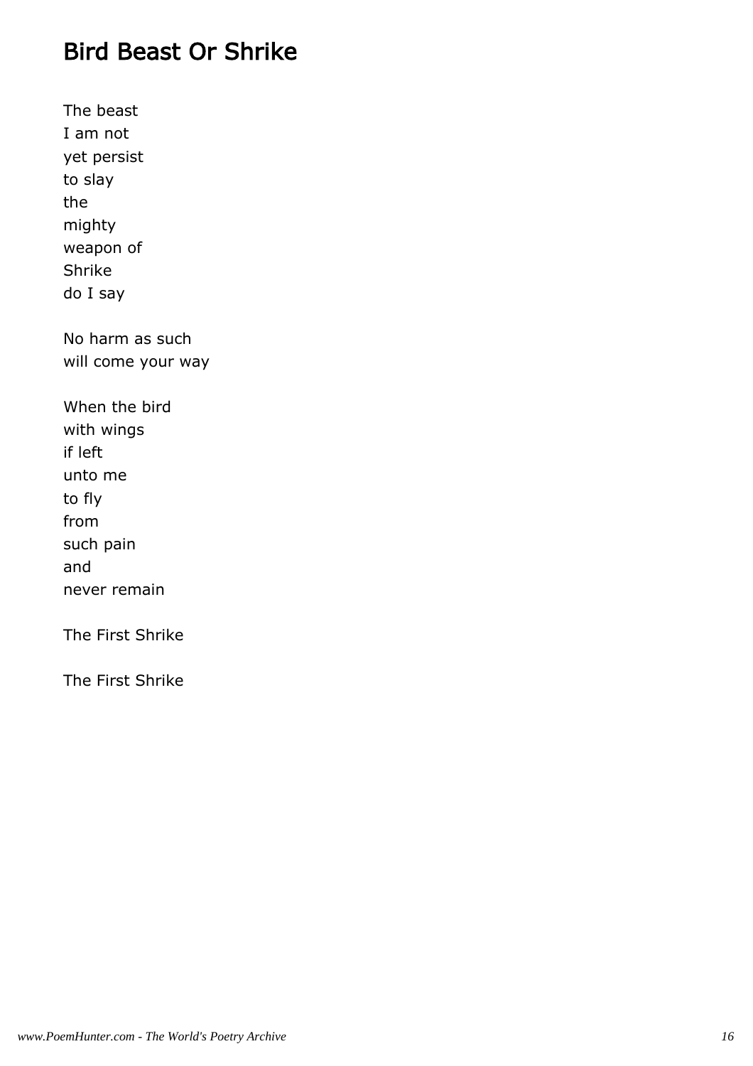# Bird Beast Or Shrike

The beast  
I am not  
yet persist  
to slay  
the  
mighty  
weapon of  
Shrike  
do I say

No harm as such  
will come your way

When the bird  
with wings  
if left  
unto me  
to fly  
from  
such pain  
and  
never remain

The First Shrike

The First Shrike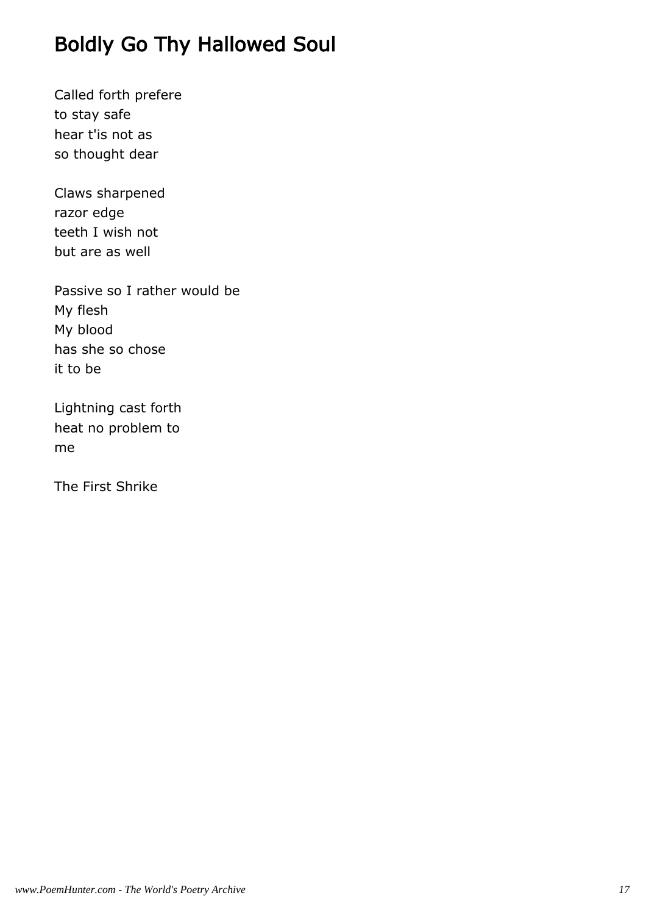# Boldly Go Thy Hallowed Soul

Called forth prefere
to stay safe
hear t'is not as
so thought dear

Claws sharpened
razor edge
teeth I wish not
but are as well

Passive so I rather would be
My flesh
My blood
has she so chose
it to be

Lightning cast forth
heat no problem to
me

The First Shrike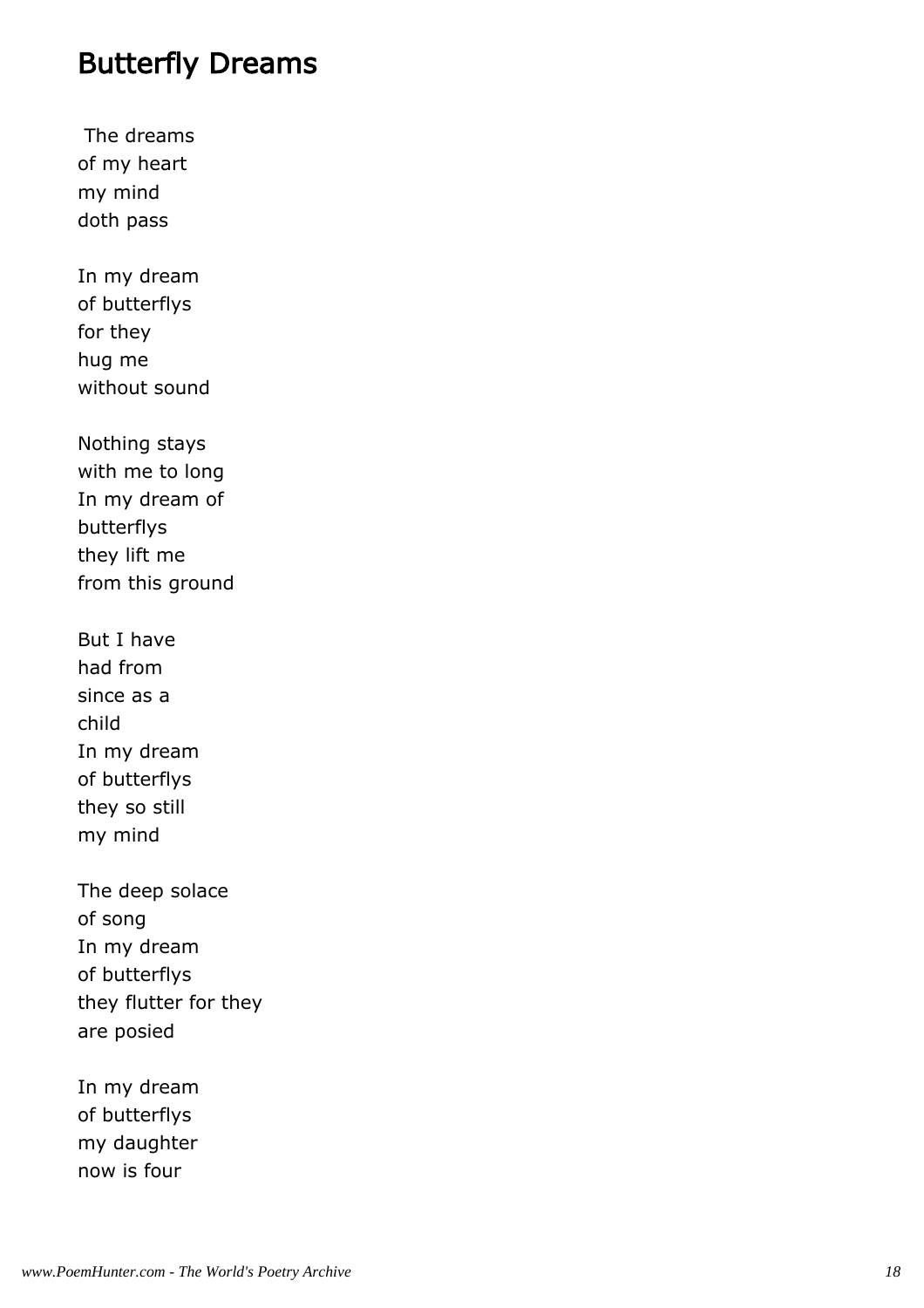## Butterfly Dreams

The dreams  
of my heart  
my mind  
doth pass

In my dream  
of butterflys  
for they  
hug me  
without sound

Nothing stays  
with me to long  
In my dream of  
butterflys  
they lift me  
from this ground

But I have  
had from  
since as a  
child  
In my dream  
of butterflys  
they so still  
my mind

The deep solace  
of song  
In my dream  
of butterflys  
they flutter for they  
are posied

In my dream  
of butterflys  
my daughter  
now is four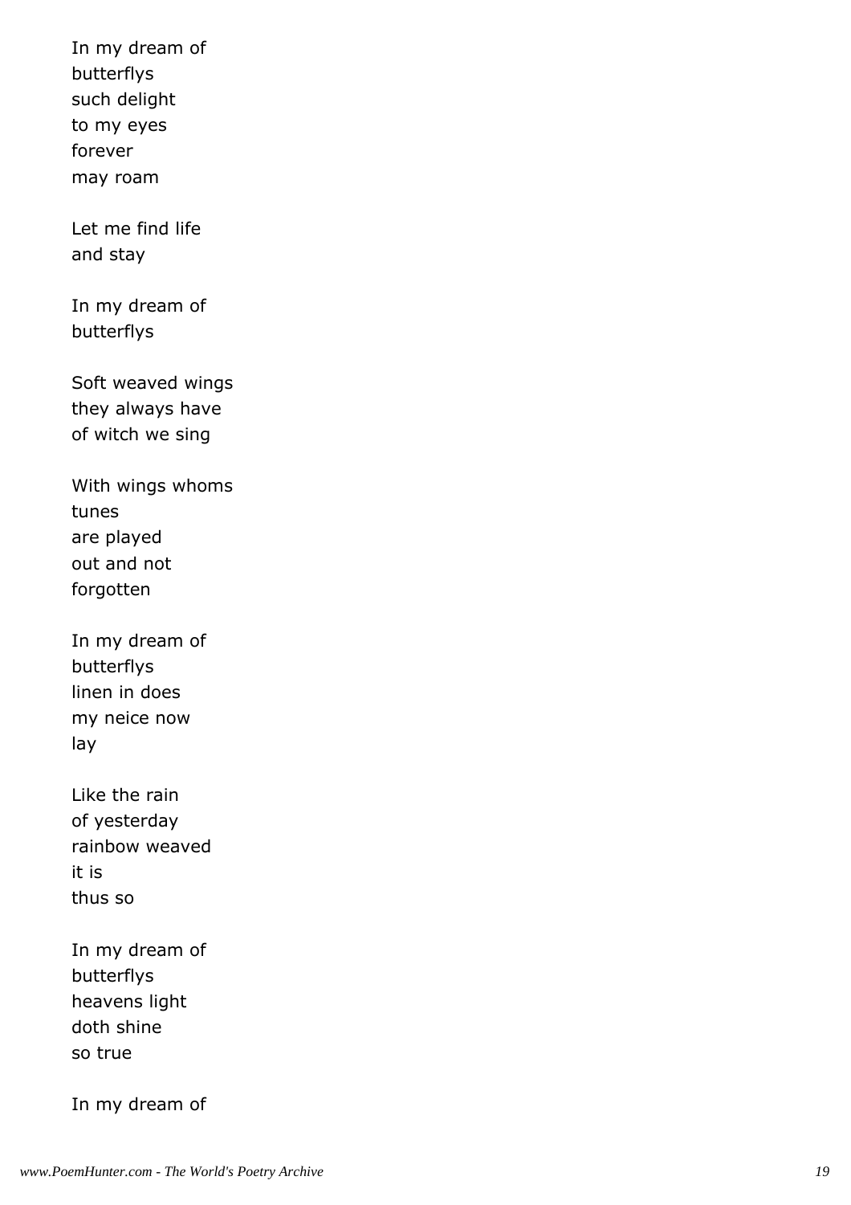In my dream of
butterflys
such delight
to my eyes
forever
may roam

Let me find life
and stay

In my dream of
butterflys

Soft weaved wings
they always have
of witch we sing

With wings whoms
tunes
are played
out and not
forgotten

In my dream of
butterflys
linen in does
my neice now
lay

Like the rain
of yesterday
rainbow weaved
it is
thus so

In my dream of
butterflys
heavens light
doth shine
so true

In my dream of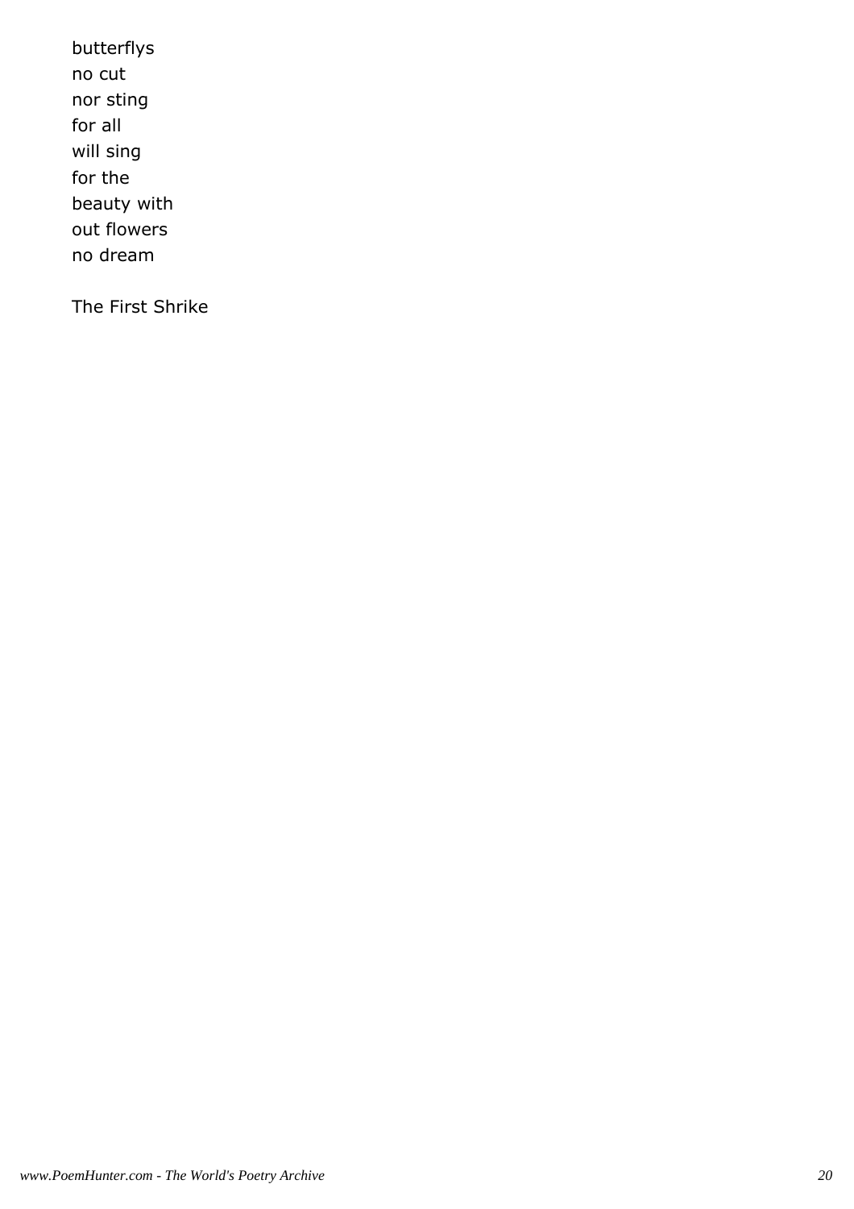butterflys
no cut
nor sting
for all
will sing
for the
beauty with
out flowers
no dream

The First Shrike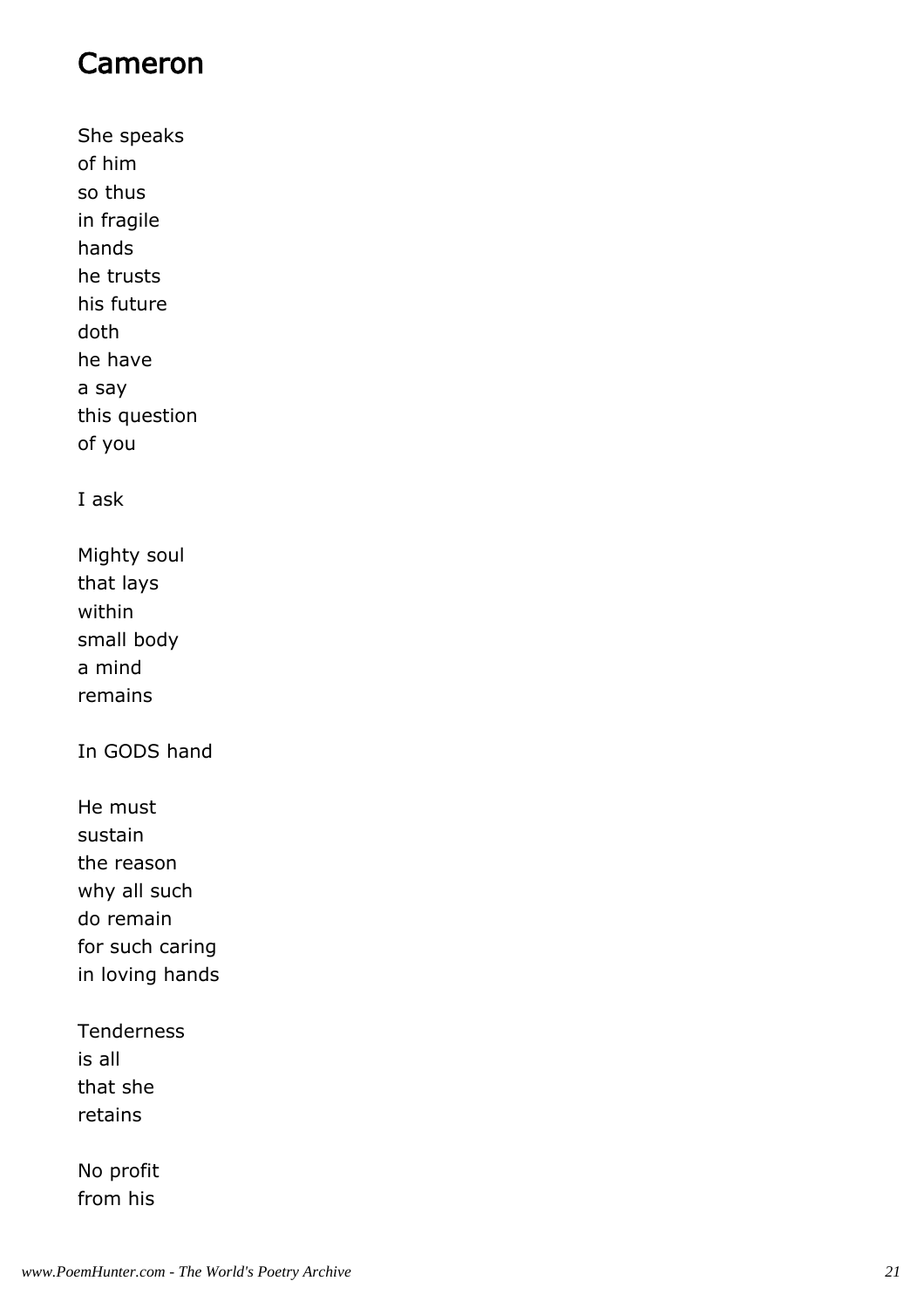# Cameron

She speaks
of him
so thus
in fragile
hands
he trusts
his future
doth
he have
a say
this question
of you

I ask

Mighty soul
that lays
within
small body
a mind
remains

In GODS hand

He must
sustain
the reason
why all such
do remain
for such caring
in loving hands

Tenderness
is all
that she
retains

No profit
from his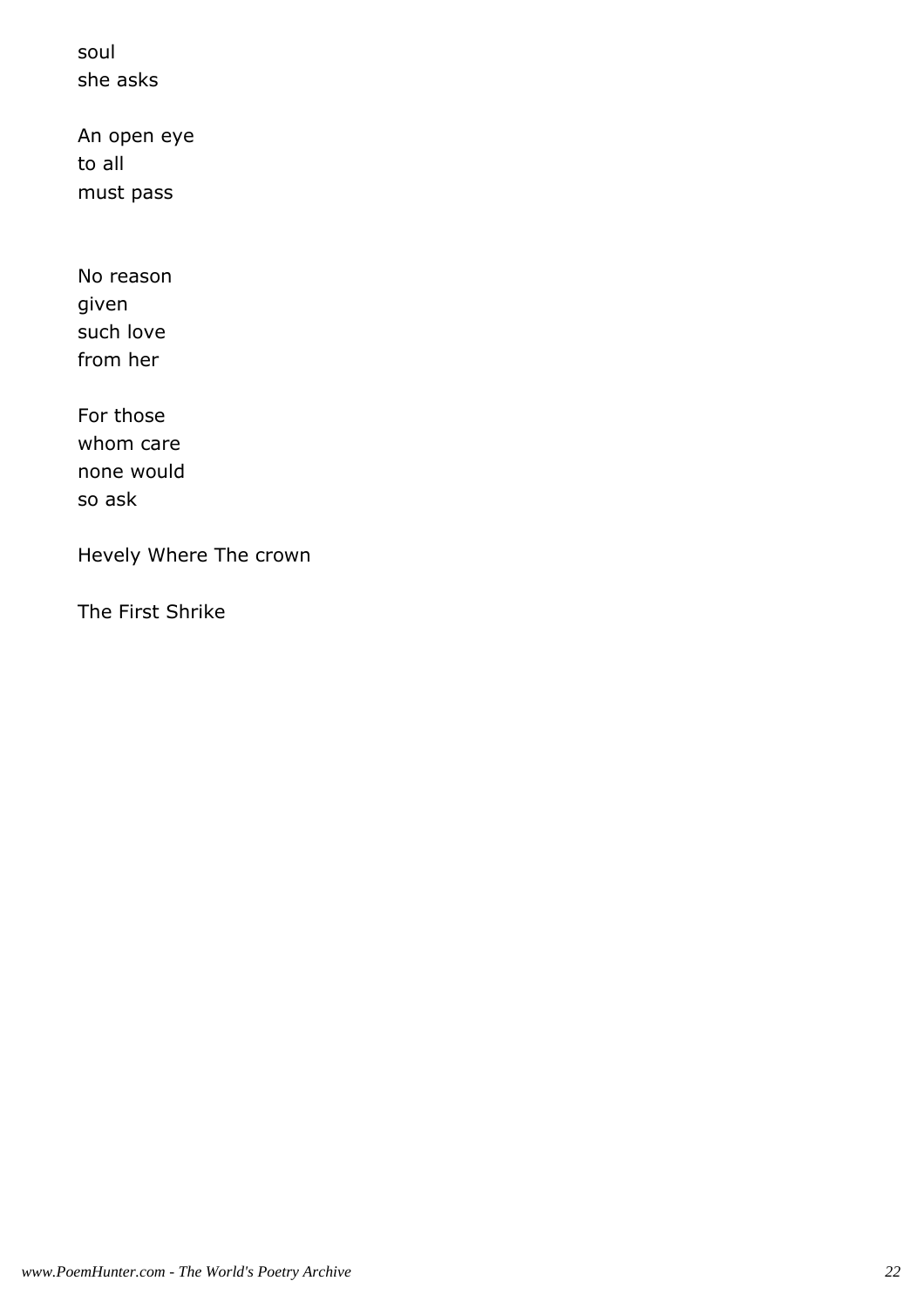soul
she asks

An open eye
to all
must pass

No reason
given
such love
from her

For those
whom care
none would
so ask

Hevely Where The crown

The First Shrike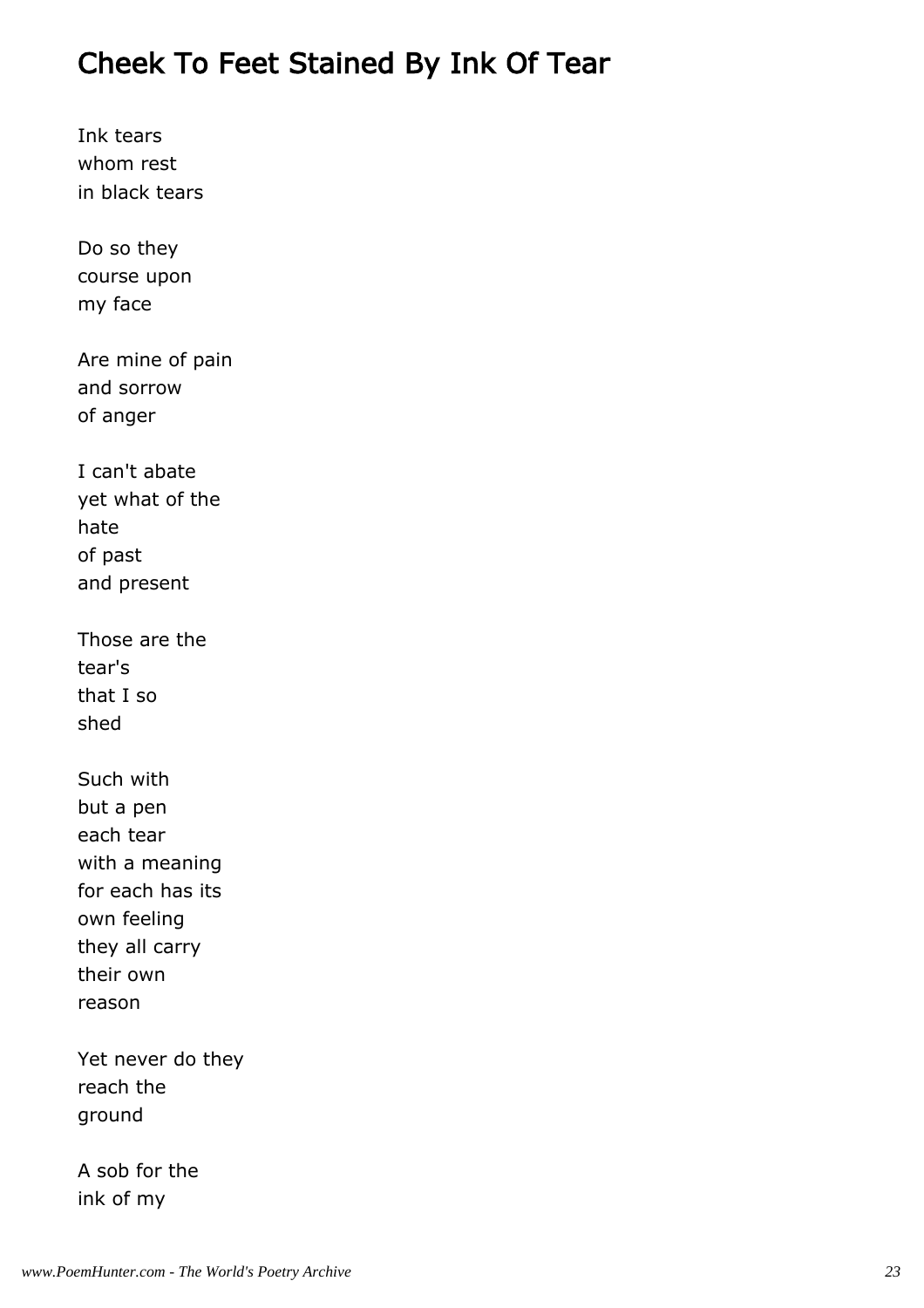## Cheek To Feet Stained By Ink Of Tear

Ink tears  
whom rest  
in black tears

Do so they  
course upon  
my face

Are mine of pain  
and sorrow  
of anger

I can't abate  
yet what of the  
hate  
of past  
and present

Those are the  
tear's  
that I so  
shed

Such with  
but a pen  
each tear  
with a meaning  
for each has its  
own feeling  
they all carry  
their own  
reason

Yet never do they  
reach the  
ground

A sob for the  
ink of my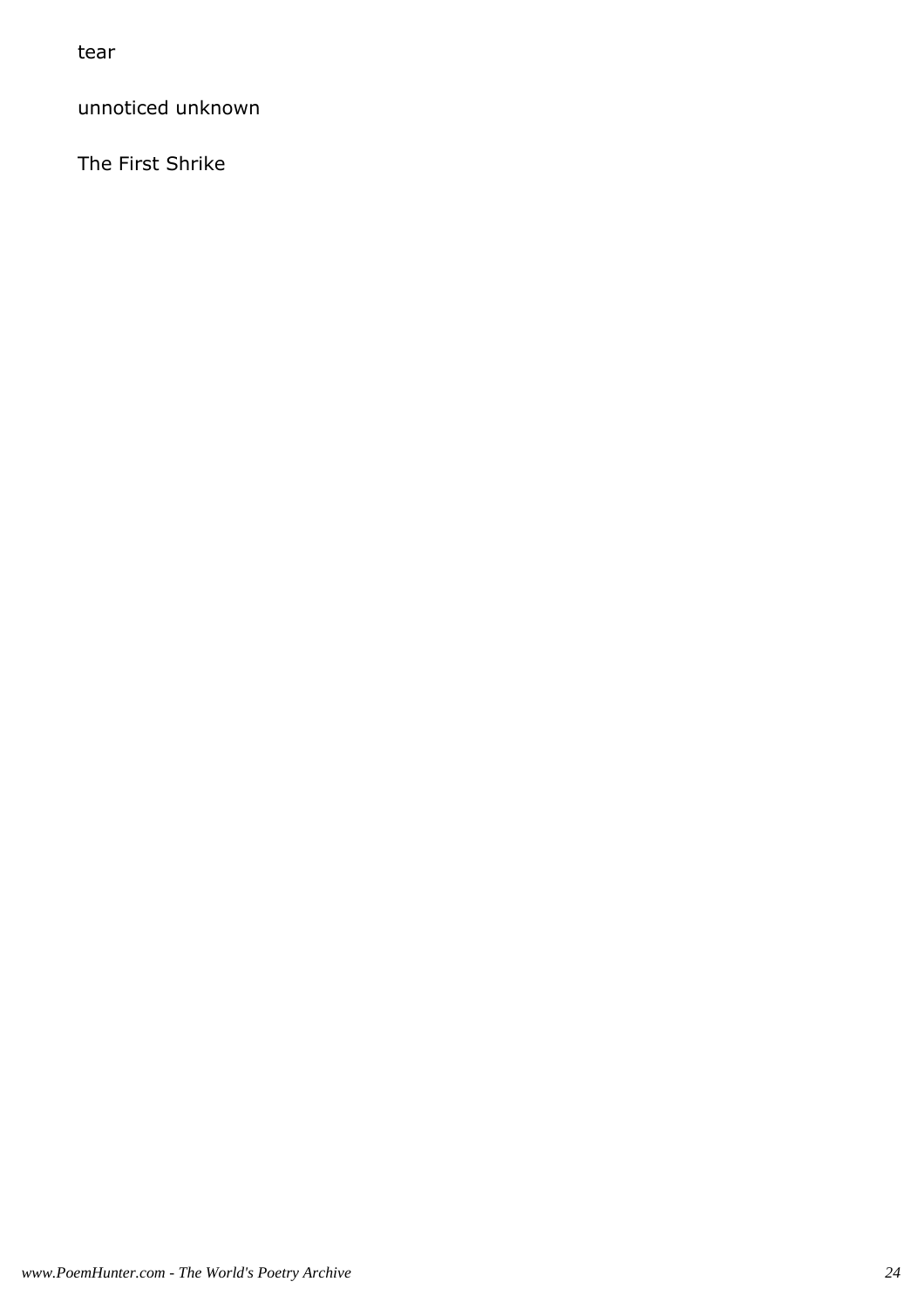tear

unnoticed unknown

The First Shrike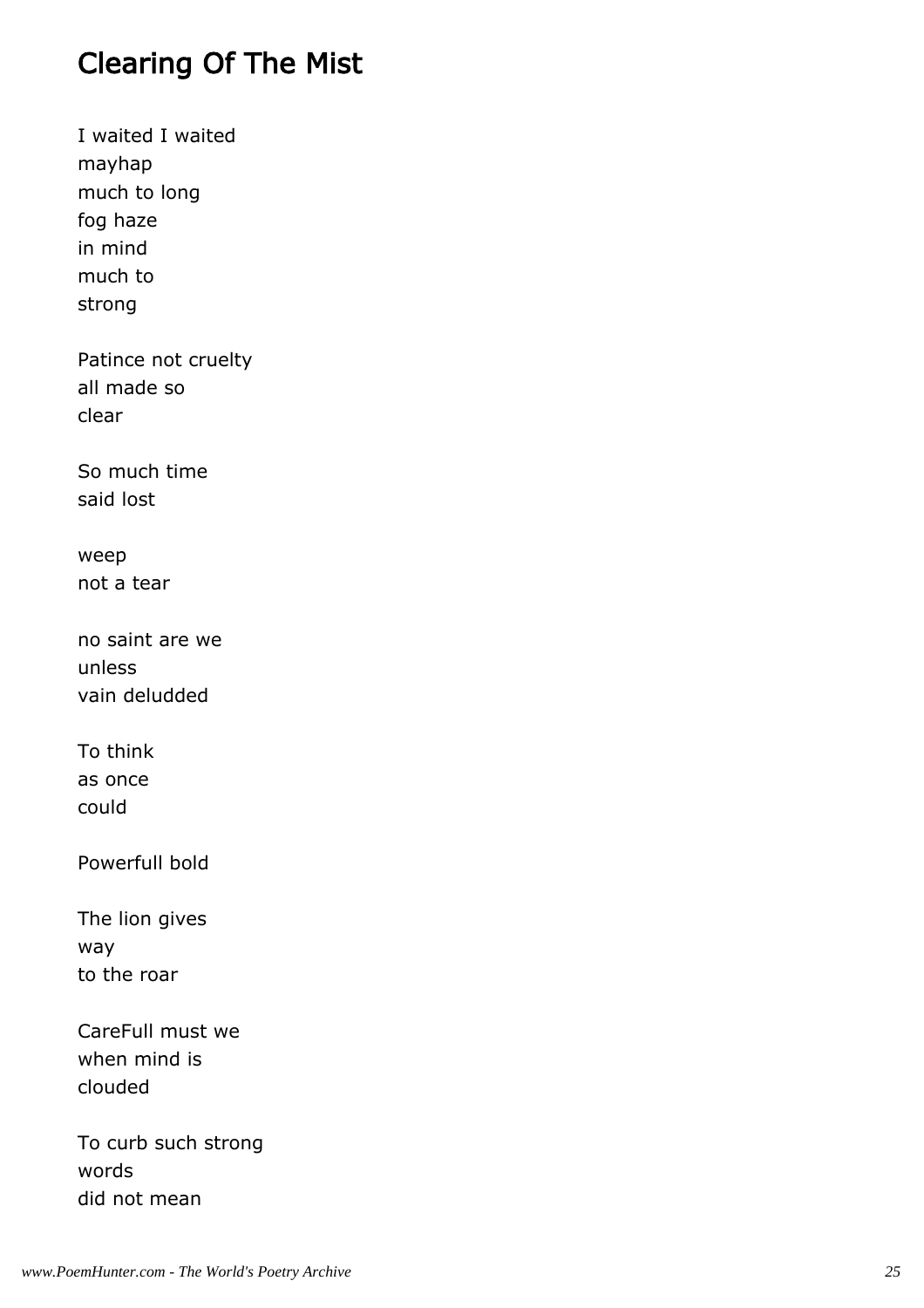## Clearing Of The Mist

I waited I waited  
mayhap  
much to long  
fog haze  
in mind  
much to  
strong

Patince not cruelty  
all made so  
clear

So much time  
said lost

weep  
not a tear

no saint are we  
unless  
vain deludded

To think  
as once  
could

Powerfull bold

The lion gives  
way  
to the roar

CareFull must we  
when mind is  
clouded

To curb such strong  
words  
did not mean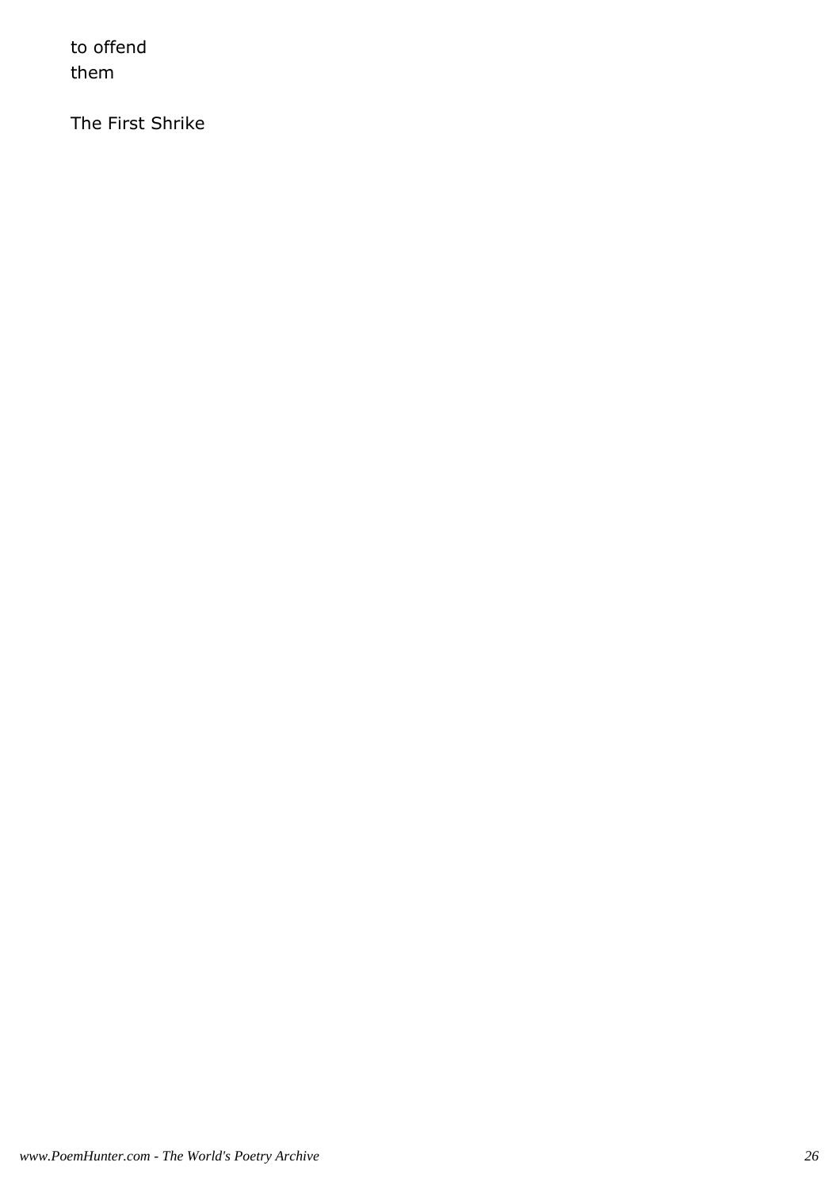to offend
them

The First Shrike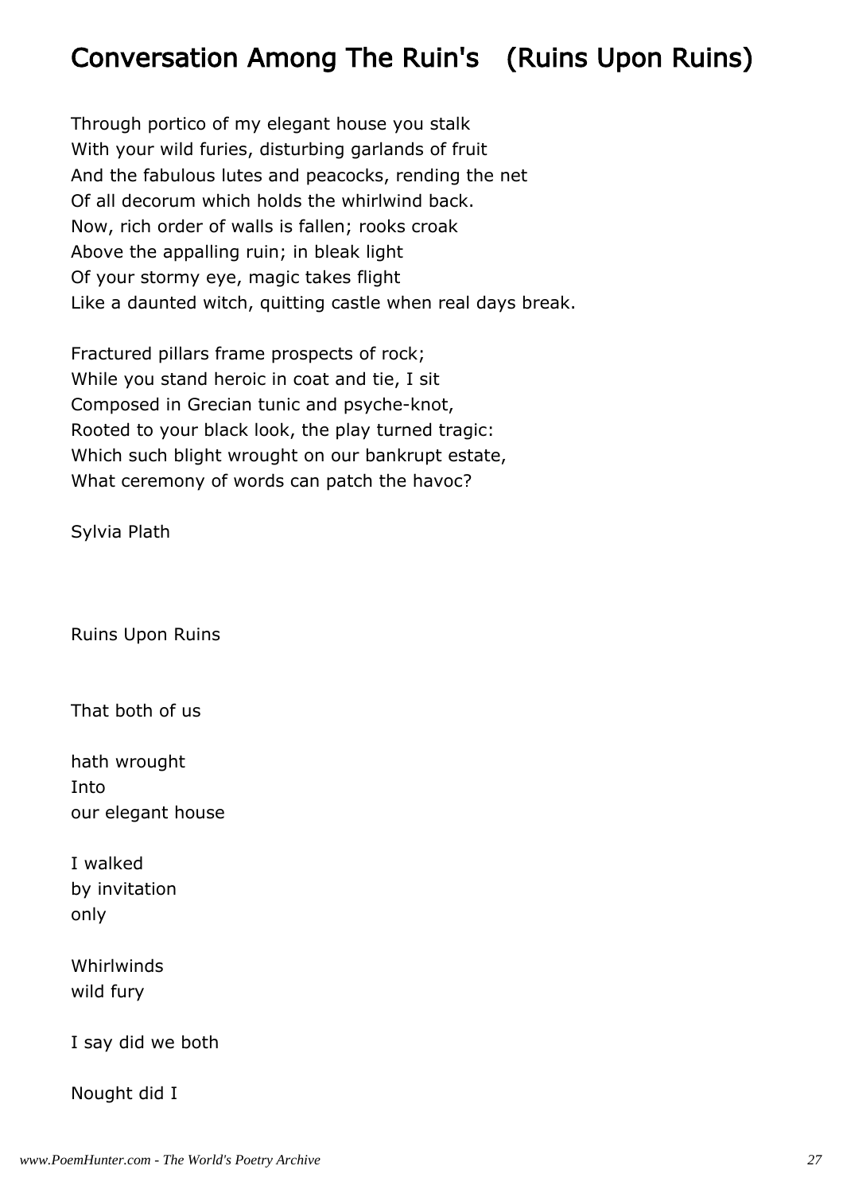# Conversation Among The Ruin's   (Ruins Upon Ruins)

Through portico of my elegant house you stalk  
With your wild furies, disturbing garlands of fruit  
And the fabulous lutes and peacocks, rending the net  
Of all decorum which holds the whirlwind back.  
Now, rich order of walls is fallen; rooks croak  
Above the appalling ruin; in bleak light  
Of your stormy eye, magic takes flight  
Like a daunted witch, quitting castle when real days break.

Fractured pillars frame prospects of rock;  
While you stand heroic in coat and tie, I sit  
Composed in Grecian tunic and psyche-knot,  
Rooted to your black look, the play turned tragic:  
Which such blight wrought on our bankrupt estate,  
What ceremony of words can patch the havoc?

Sylvia Plath

Ruins Upon Ruins

That both of us

hath wrought  
Into  
our elegant house

I walked  
by invitation  
only

Whirlwinds  
wild fury

I say did we both

Nought did I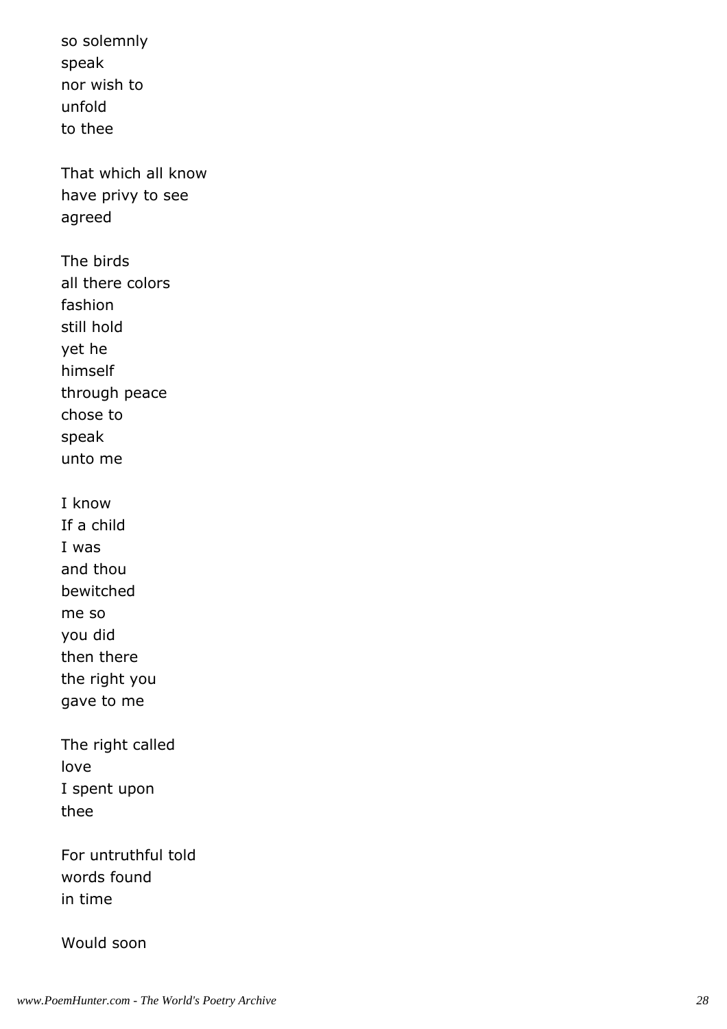so solemnly
speak
nor wish to
unfold
to thee

That which all know
have privy to see
agreed

The birds
all there colors
fashion
still hold
yet he
himself
through peace
chose to
speak
unto me

I know
If a child
I was
and thou
bewitched
me so
you did
then there
the right you
gave to me

The right called
love
I spent upon
thee

For untruthful told
words found
in time

Would soon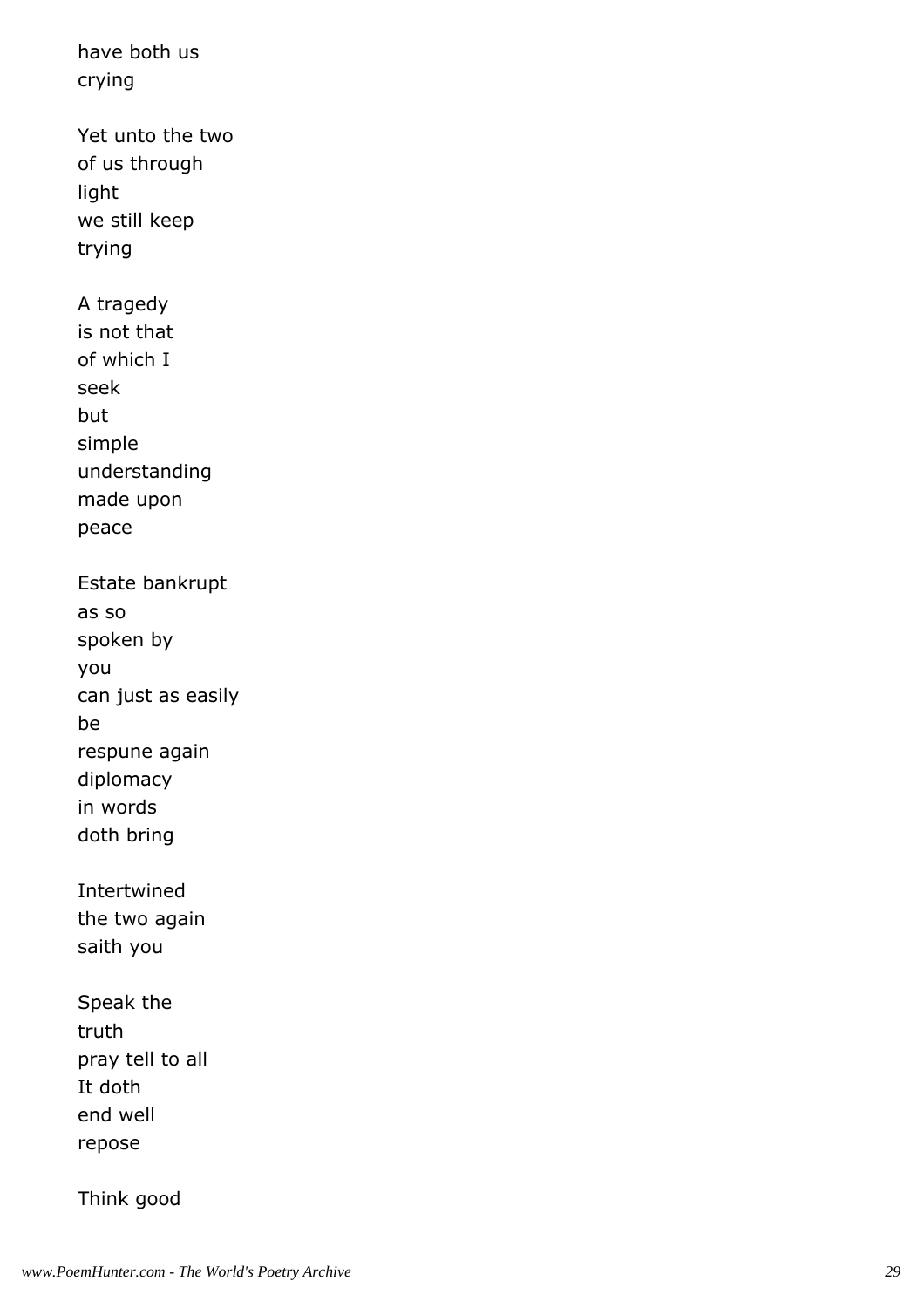have both us
crying

Yet unto the two
of us through
light
we still keep
trying

A tragedy
is not that
of which I
seek
but
simple
understanding
made upon
peace

Estate bankrupt
as so
spoken by
you
can just as easily
be
respune again
diplomacy
in words
doth bring

Intertwined
the two again
saith you

Speak the
truth
pray tell to all
It doth
end well
repose

Think good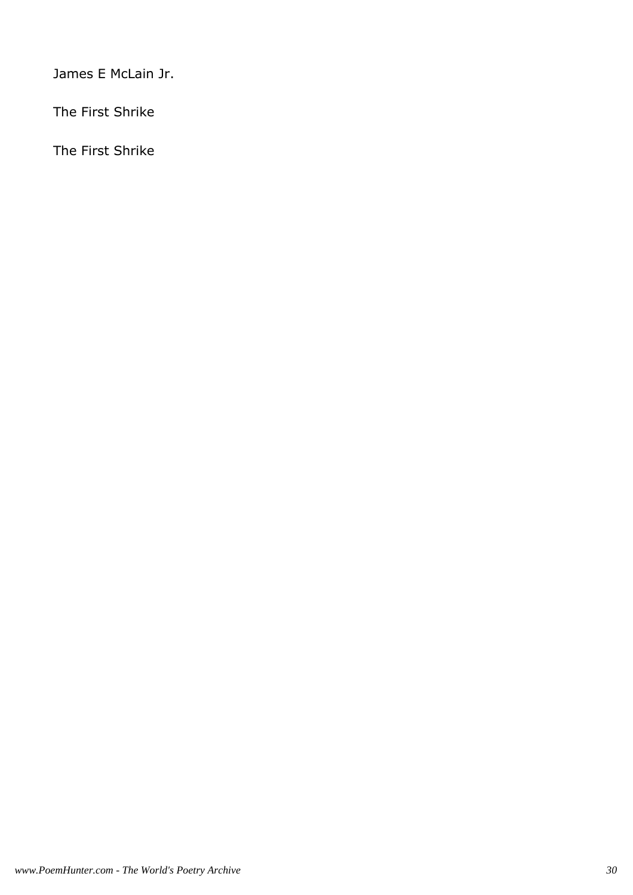James E McLain Jr.

The First Shrike

The First Shrike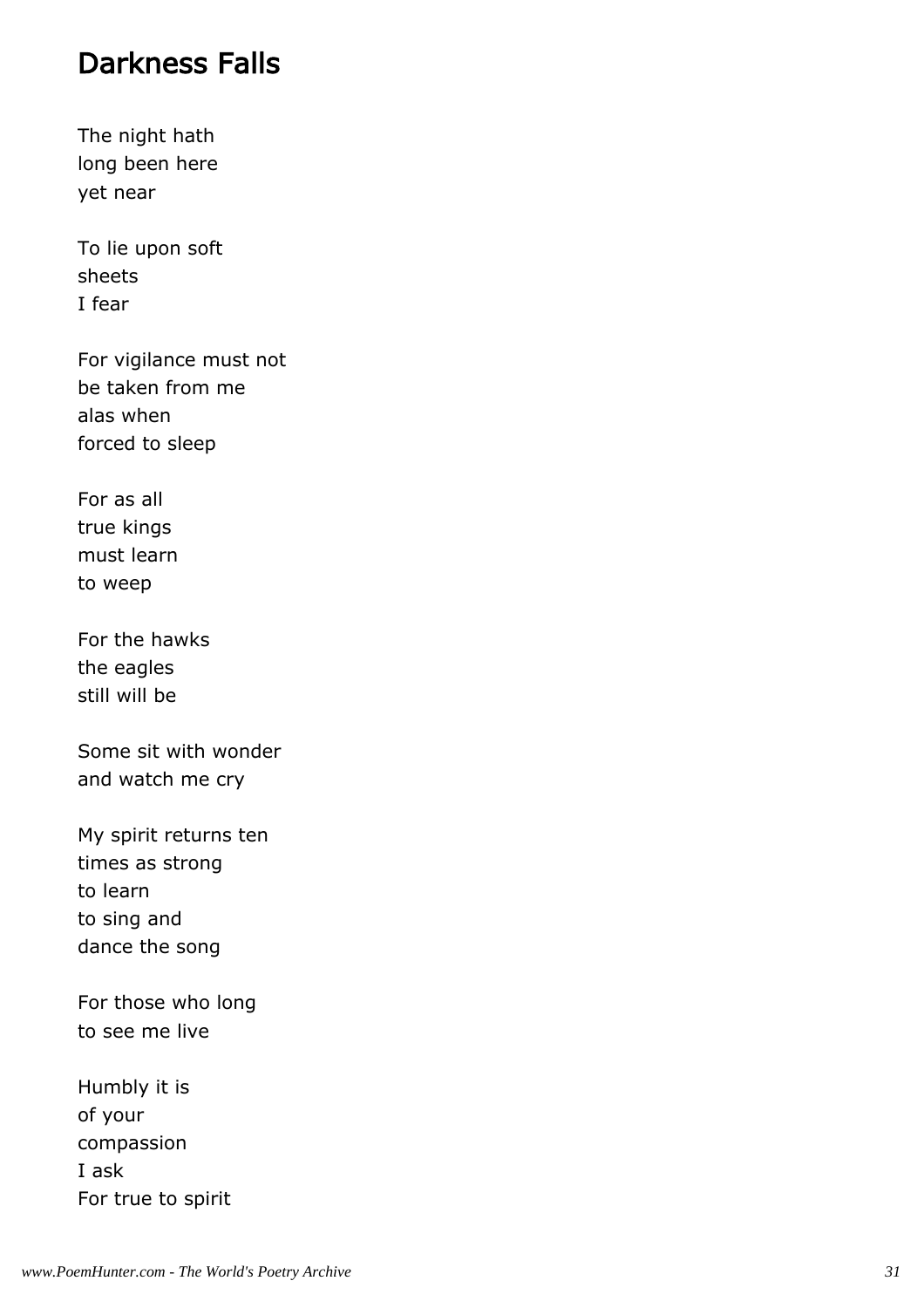## Darkness Falls

The night hath  
long been here  
yet near

To lie upon soft  
sheets  
I fear

For vigilance must not  
be taken from me  
alas when  
forced to sleep

For as all  
true kings  
must learn  
to weep

For the hawks  
the eagles  
still will be

Some sit with wonder  
and watch me cry

My spirit returns ten  
times as strong  
to learn  
to sing and  
dance the song

For those who long  
to see me live

Humbly it is  
of your  
compassion  
I ask  
For true to spirit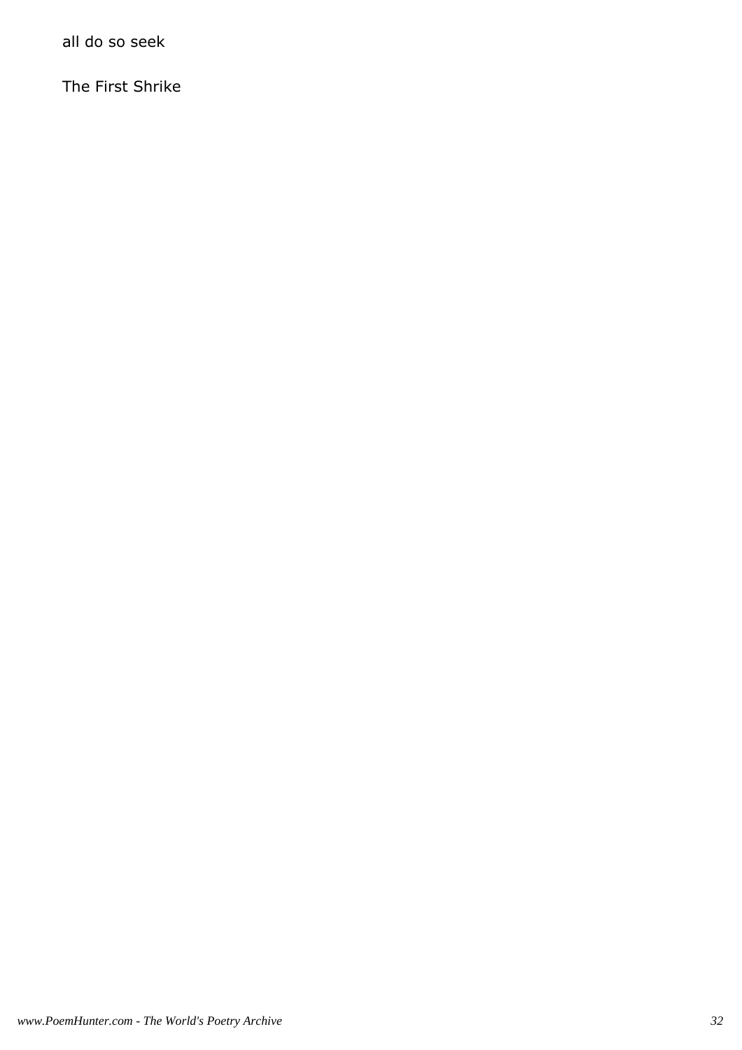all do so seek

The First Shrike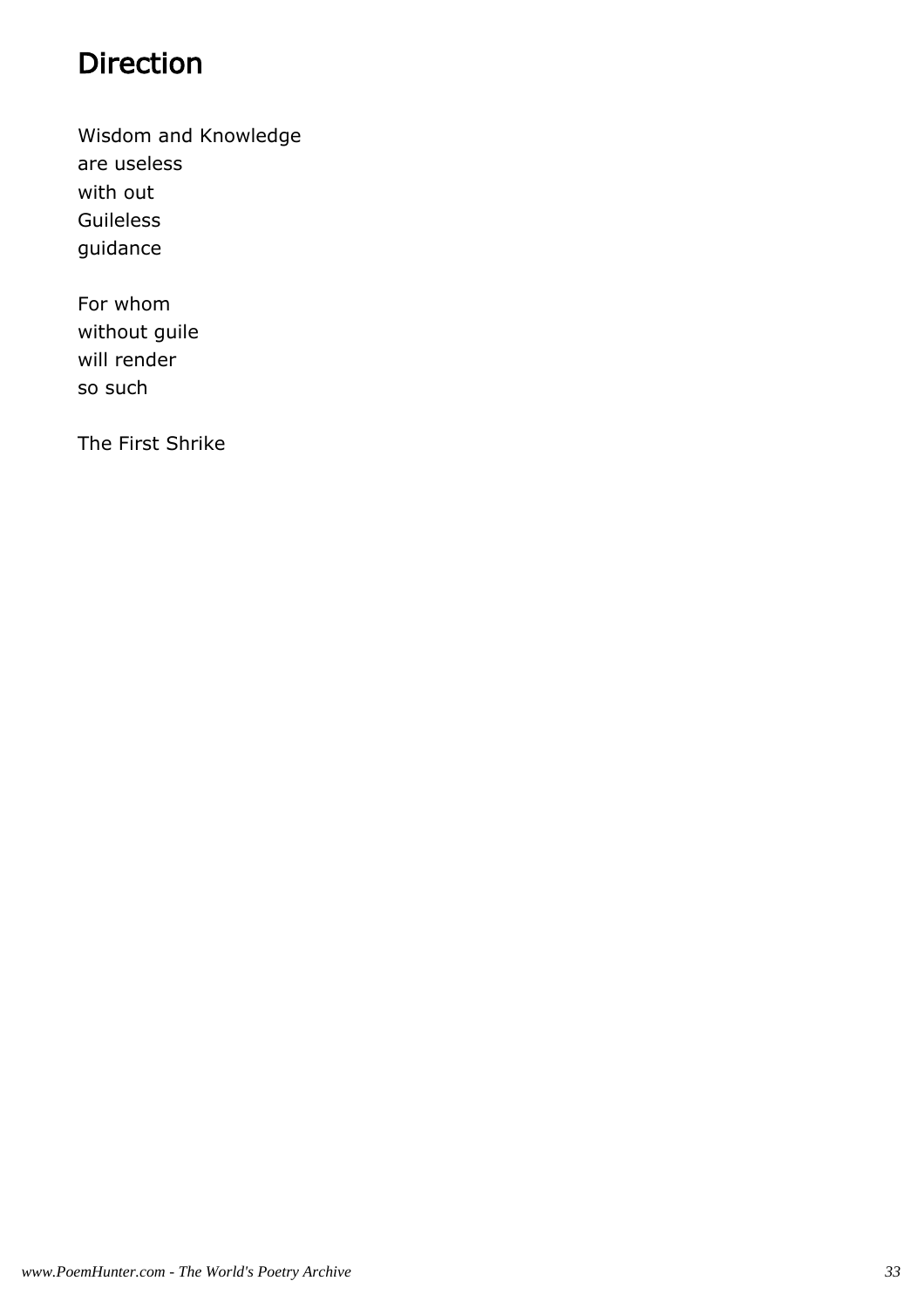# Direction

Wisdom and Knowledge
are useless
with out
Guileless
guidance

For whom
without guile
will render
so such

The First Shrike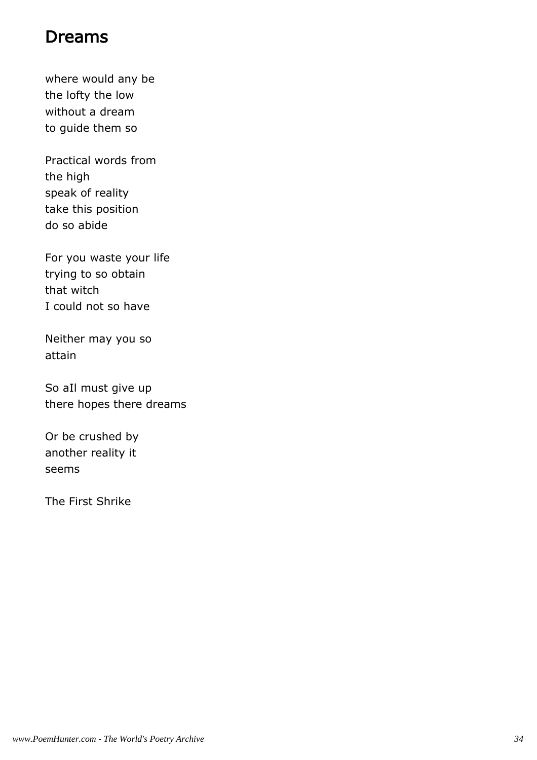## Dreams

where would any be  
the lofty the low  
without a dream  
to guide them so

Practical words from  
the high  
speak of reality  
take this position  
do so abide

For you waste your life  
trying to so obtain  
that witch  
I could not so have

Neither may you so  
attain

So aIl must give up  
there hopes there dreams

Or be crushed by  
another reality it  
seems

The First Shrike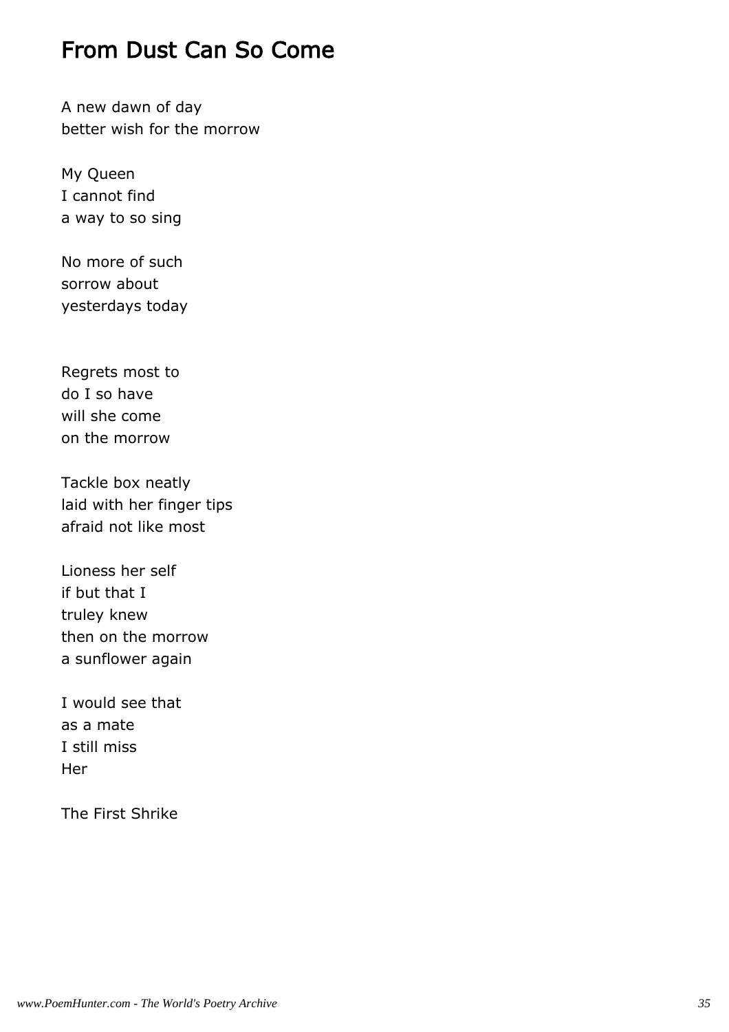## From Dust Can So Come

A new dawn of day  
better wish for the morrow

My Queen  
I cannot find  
a way to so sing

No more of such  
sorrow about  
yesterdays today

Regrets most to  
do I so have  
will she come  
on the morrow

Tackle box neatly  
laid with her finger tips  
afraid not like most

Lioness her self  
if but that I  
truley knew  
then on the morrow  
a sunflower again

I would see that  
as a mate  
I still miss  
Her

The First Shrike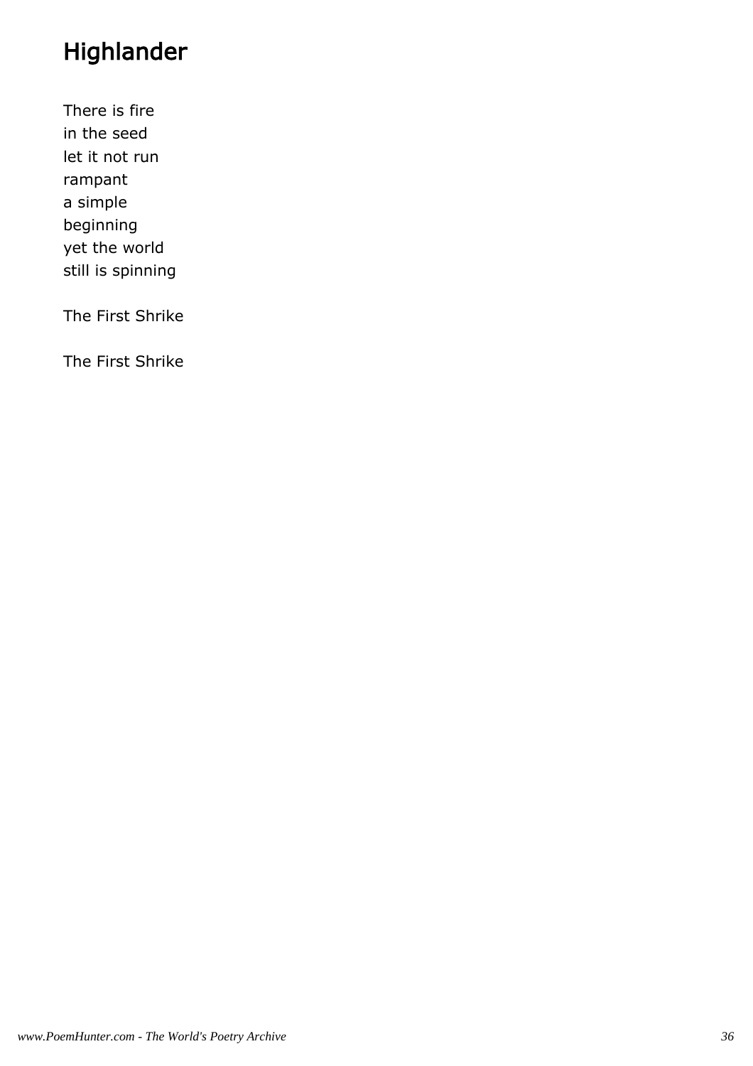# Highlander

There is fire
in the seed
let it not run
rampant
a simple
beginning
yet the world
still is spinning

The First Shrike

The First Shrike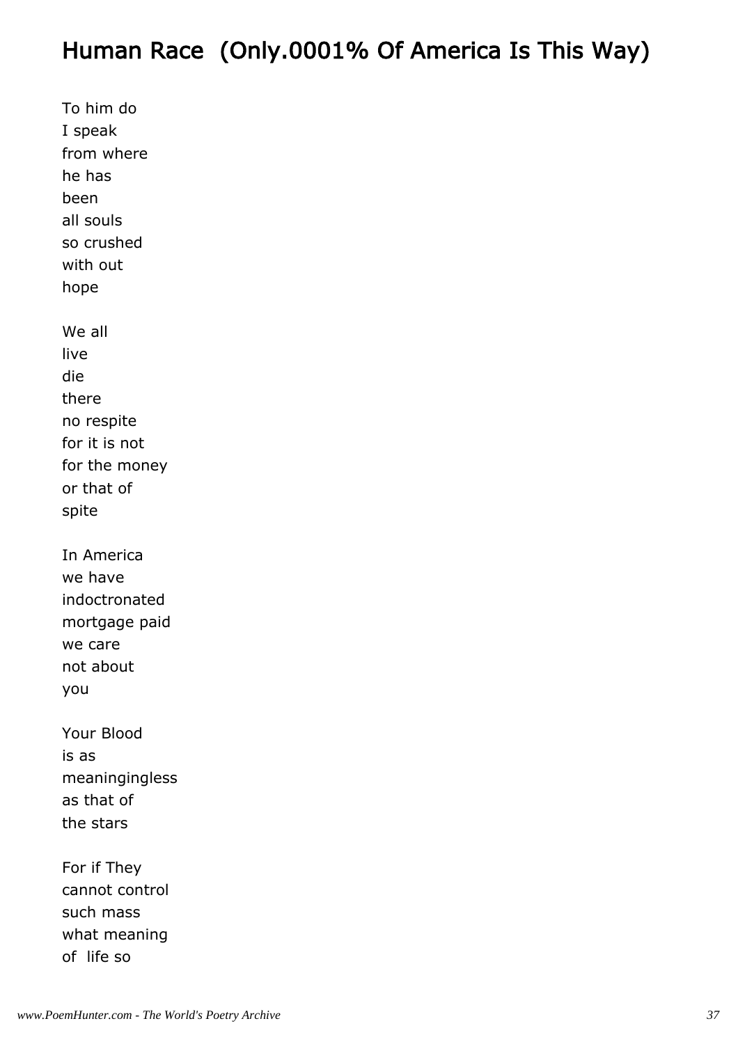## Human Race (Only.0001% Of America Is This Way)

To him do
I speak
from where
he has
been
all souls
so crushed
with out
hope

We all
live
die
there
no respite
for it is not
for the money
or that of
spite

In America
we have
indoctronated
mortgage paid
we care
not about
you

Your Blood
is as
meaningingless
as that of
the stars

For if They
cannot control
such mass
what meaning
of life so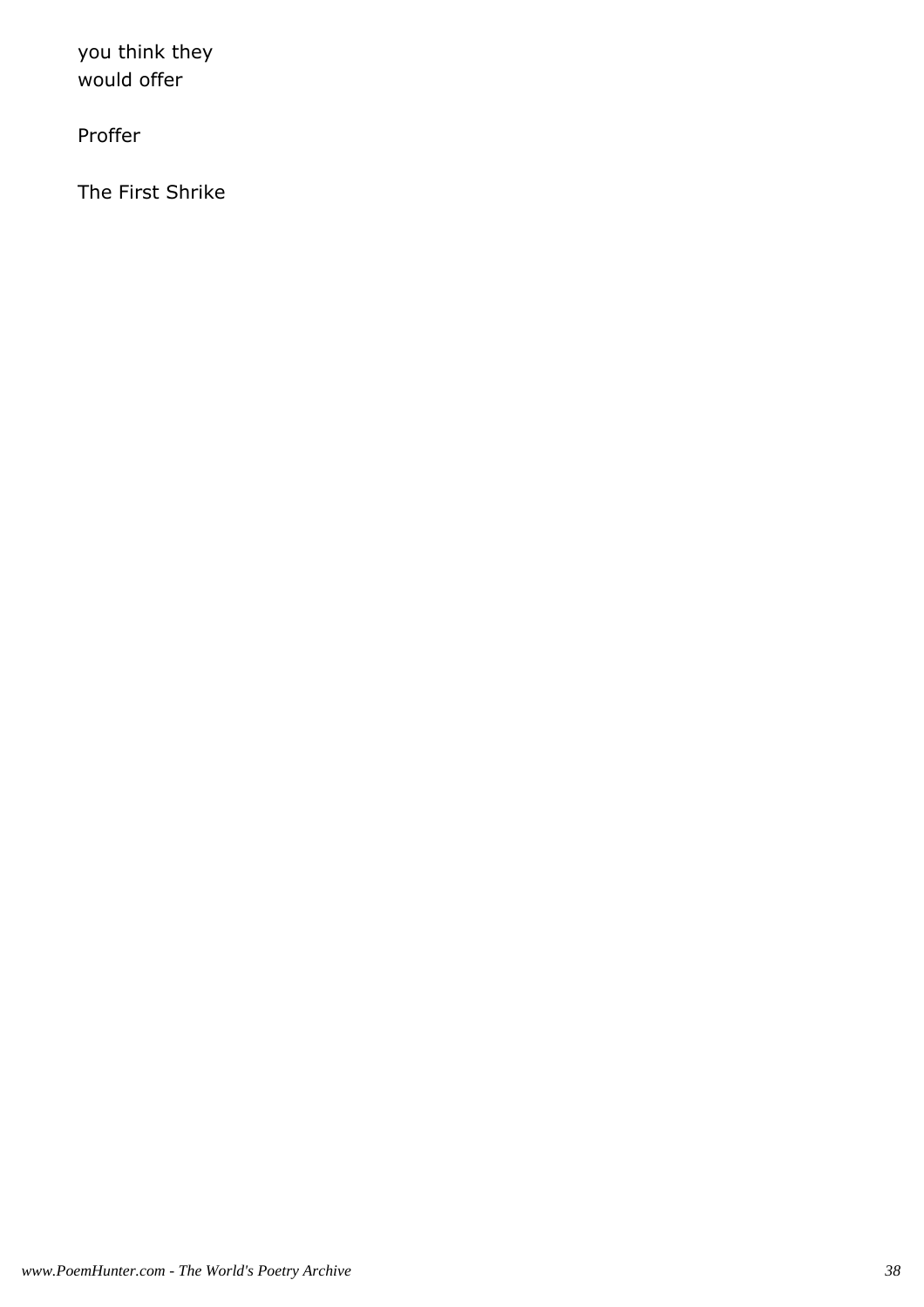you think they
would offer

Proffer

The First Shrike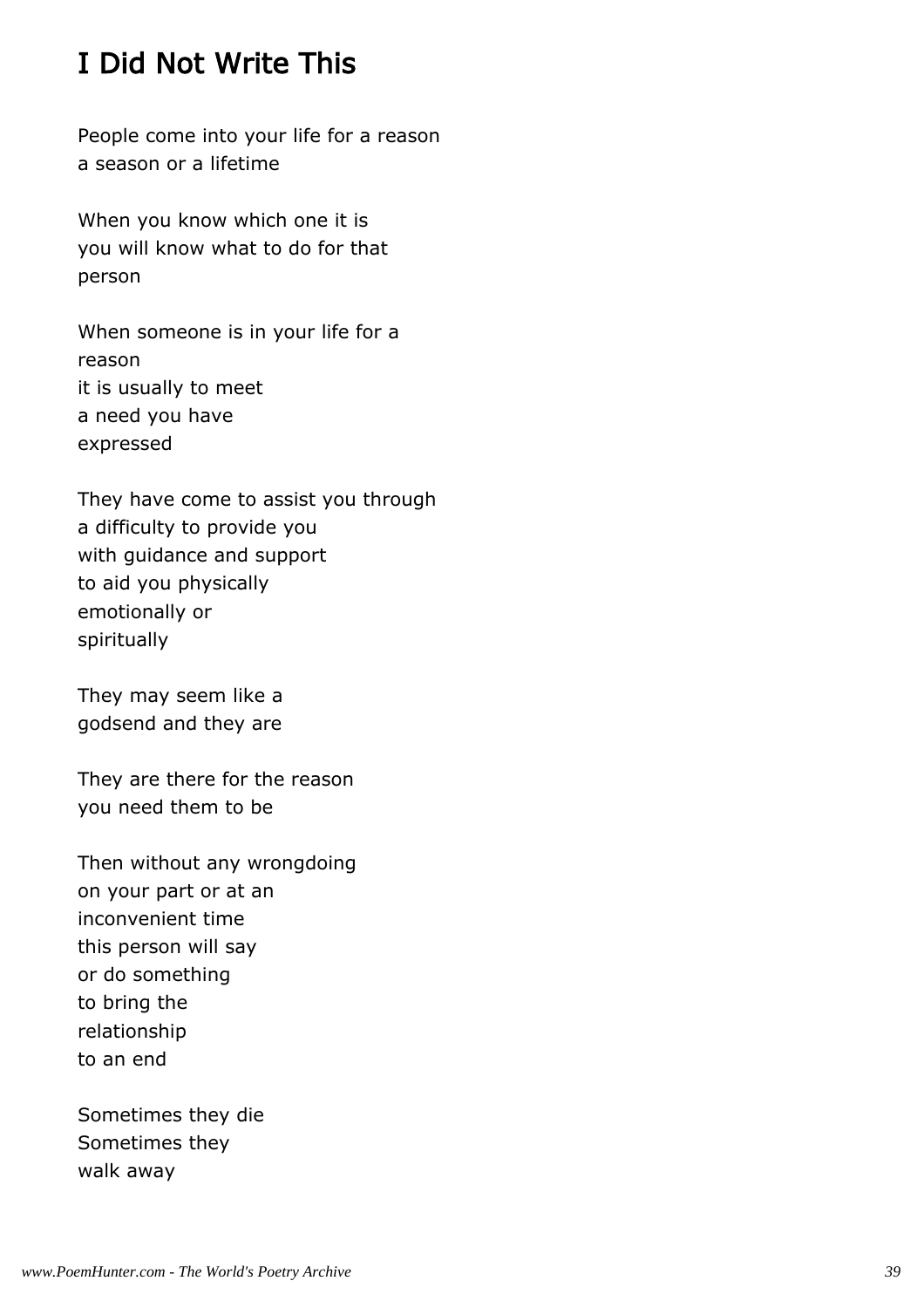## I Did Not Write This

People come into your life for a reason  
a season or a lifetime

When you know which one it is  
you will know what to do for that  
person

When someone is in your life for a  
reason  
it is usually to meet  
a need you have  
expressed

They have come to assist you through  
a difficulty to provide you  
with guidance and support  
to aid you physically  
emotionally or  
spiritually

They may seem like a  
godsend and they are

They are there for the reason  
you need them to be

Then without any wrongdoing  
on your part or at an  
inconvenient time  
this person will say  
or do something  
to bring the  
relationship  
to an end

Sometimes they die  
Sometimes they  
walk away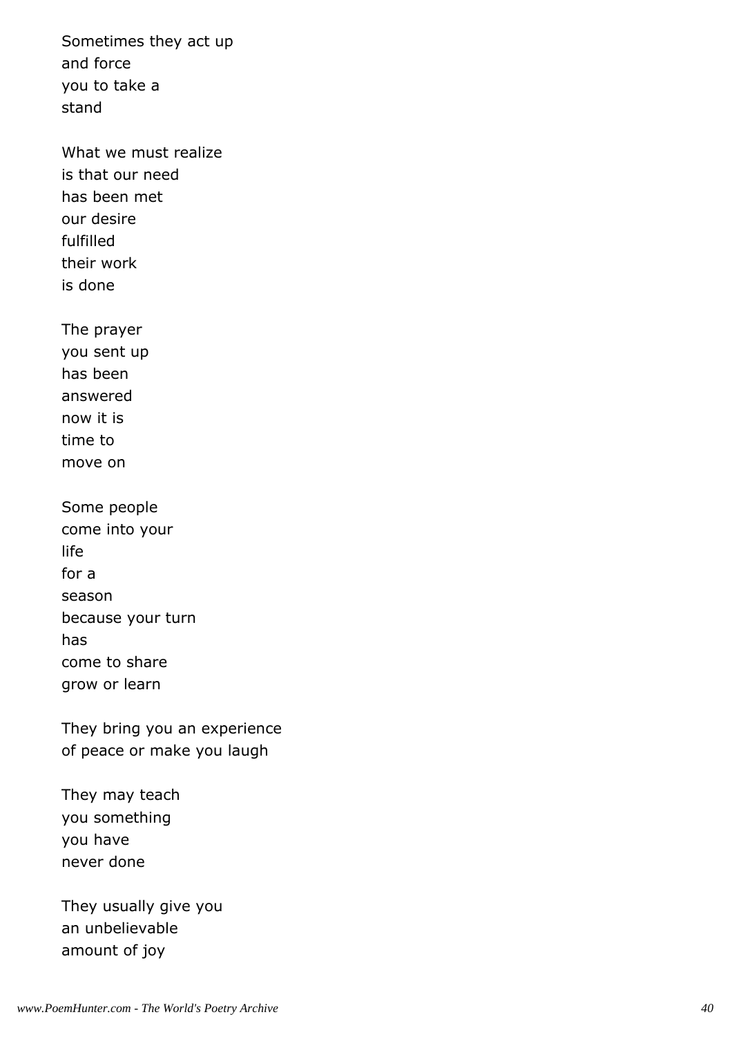Sometimes they act up
and force
you to take a
stand

What we must realize
is that our need
has been met
our desire
fulfilled
their work
is done

The prayer
you sent up
has been
answered
now it is
time to
move on

Some people
come into your
life
for a
season
because your turn
has
come to share
grow or learn

They bring you an experience
of peace or make you laugh

They may teach
you something
you have
never done

They usually give you
an unbelievable
amount of joy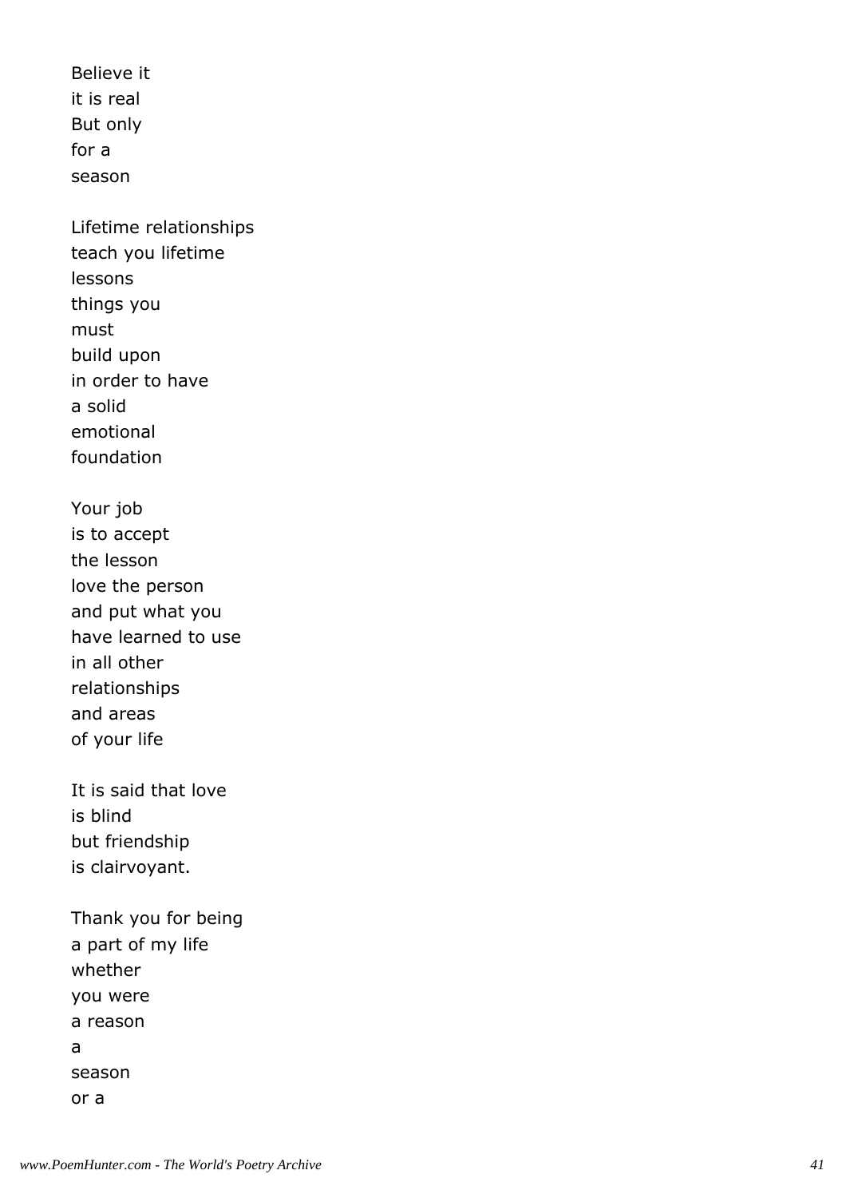Believe it
it is real
But only
for a
season

Lifetime relationships
teach you lifetime
lessons
things you
must
build upon
in order to have
a solid
emotional
foundation

Your job
is to accept
the lesson
love the person
and put what you
have learned to use
in all other
relationships
and areas
of your life

It is said that love
is blind
but friendship
is clairvoyant.

Thank you for being
a part of my life
whether
you were
a reason
a
season
or a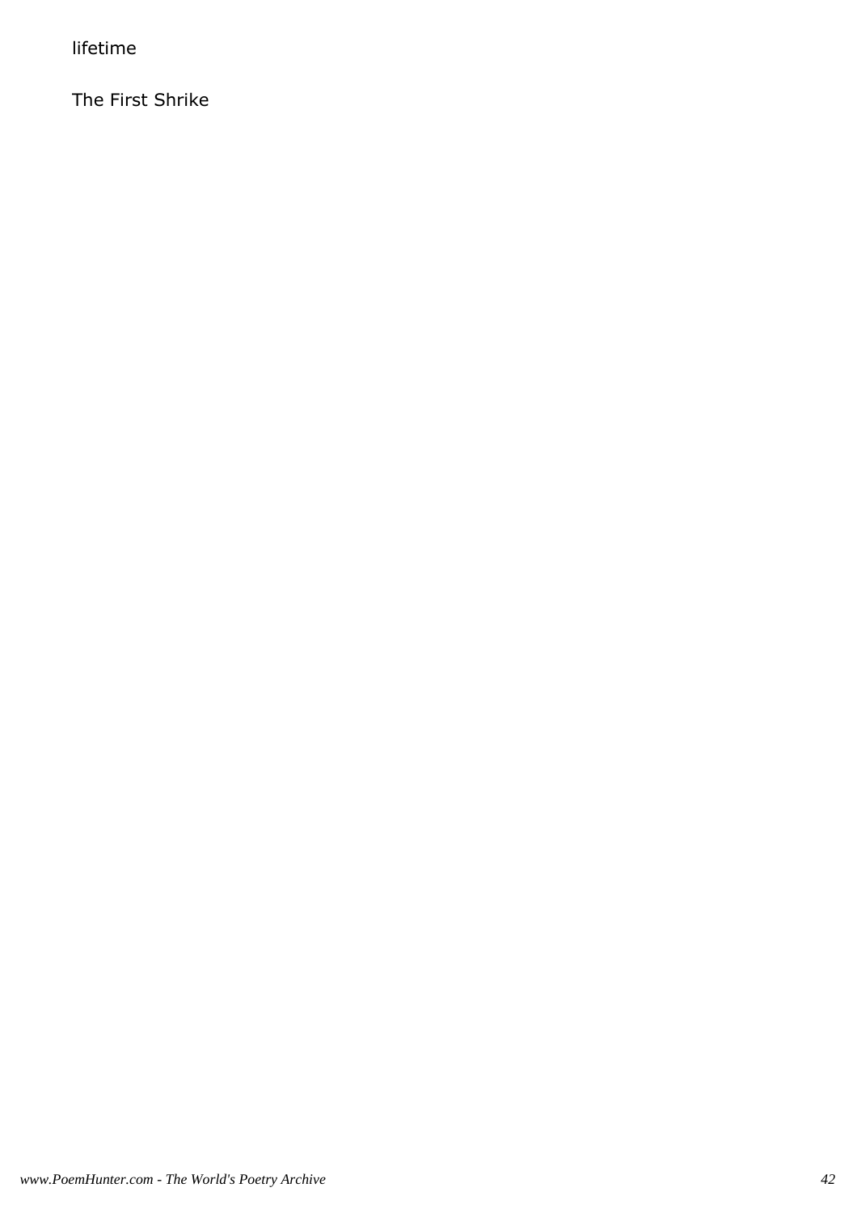lifetime

The First Shrike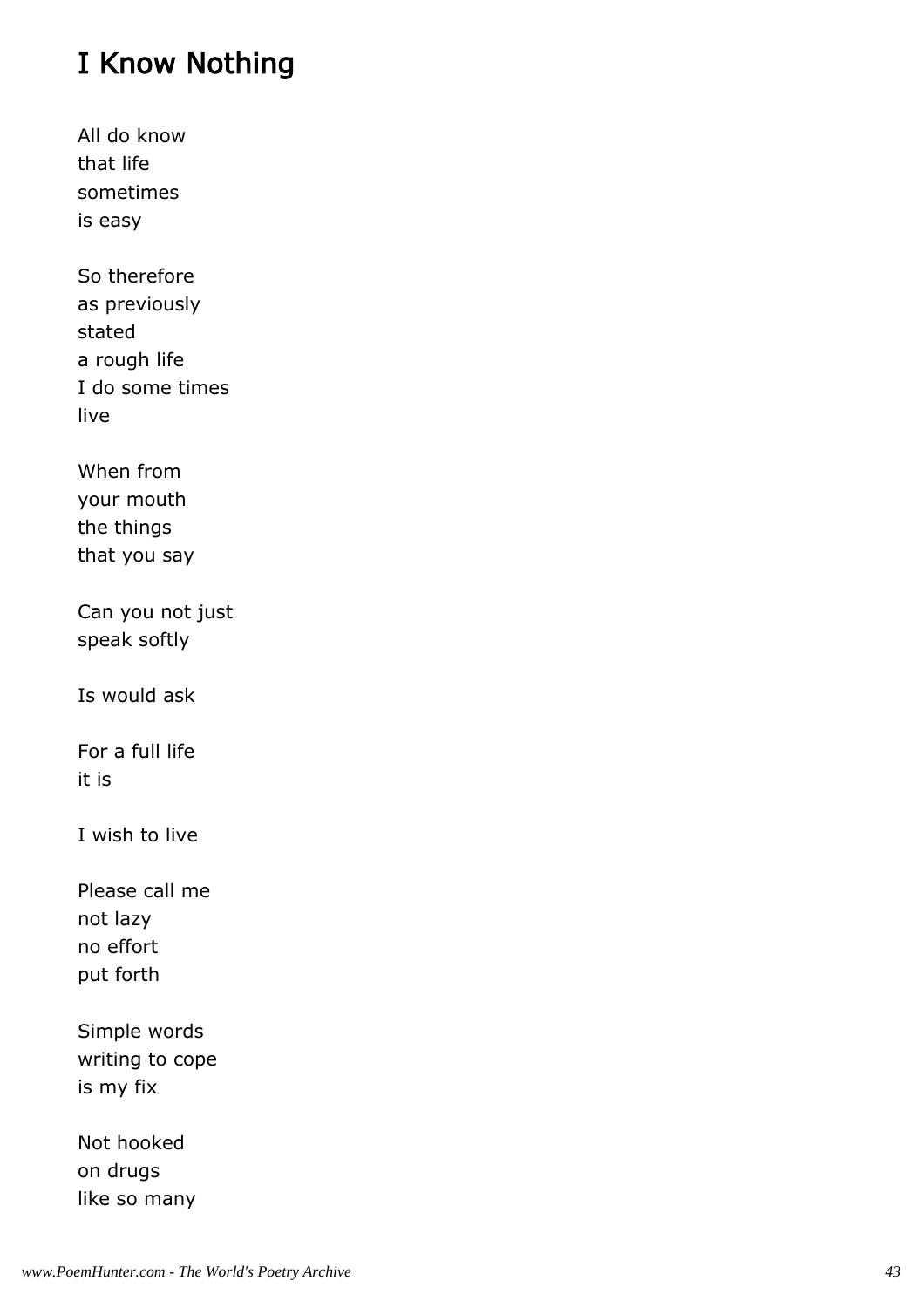## I Know Nothing

All do know  
that life  
sometimes  
is easy

So therefore  
as previously  
stated  
a rough life  
I do some times  
live

When from  
your mouth  
the things  
that you say

Can you not just  
speak softly

Is would ask

For a full life  
it is

I wish to live

Please call me  
not lazy  
no effort  
put forth

Simple words  
writing to cope  
is my fix

Not hooked  
on drugs  
like so many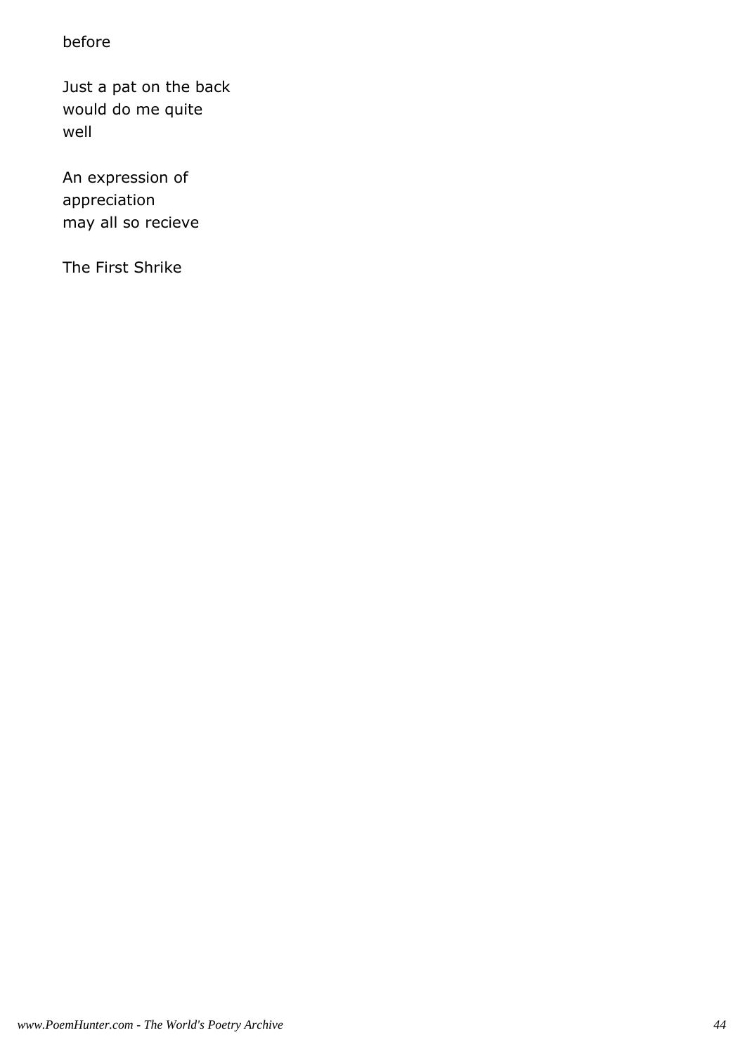before

Just a pat on the back
would do me quite
well

An expression of
appreciation
may all so recieve

The First Shrike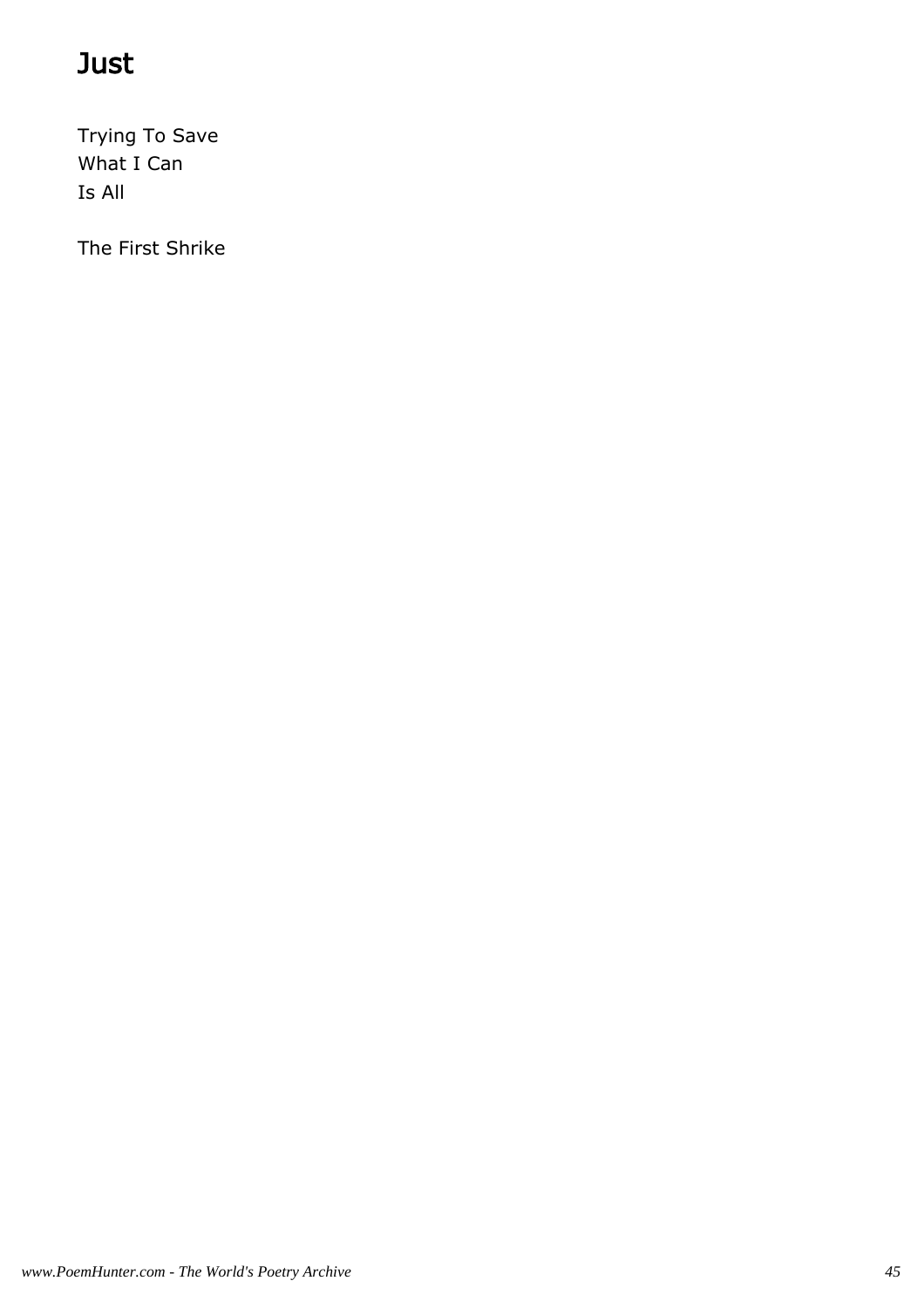# Just

Trying To Save
What I Can
Is All

The First Shrike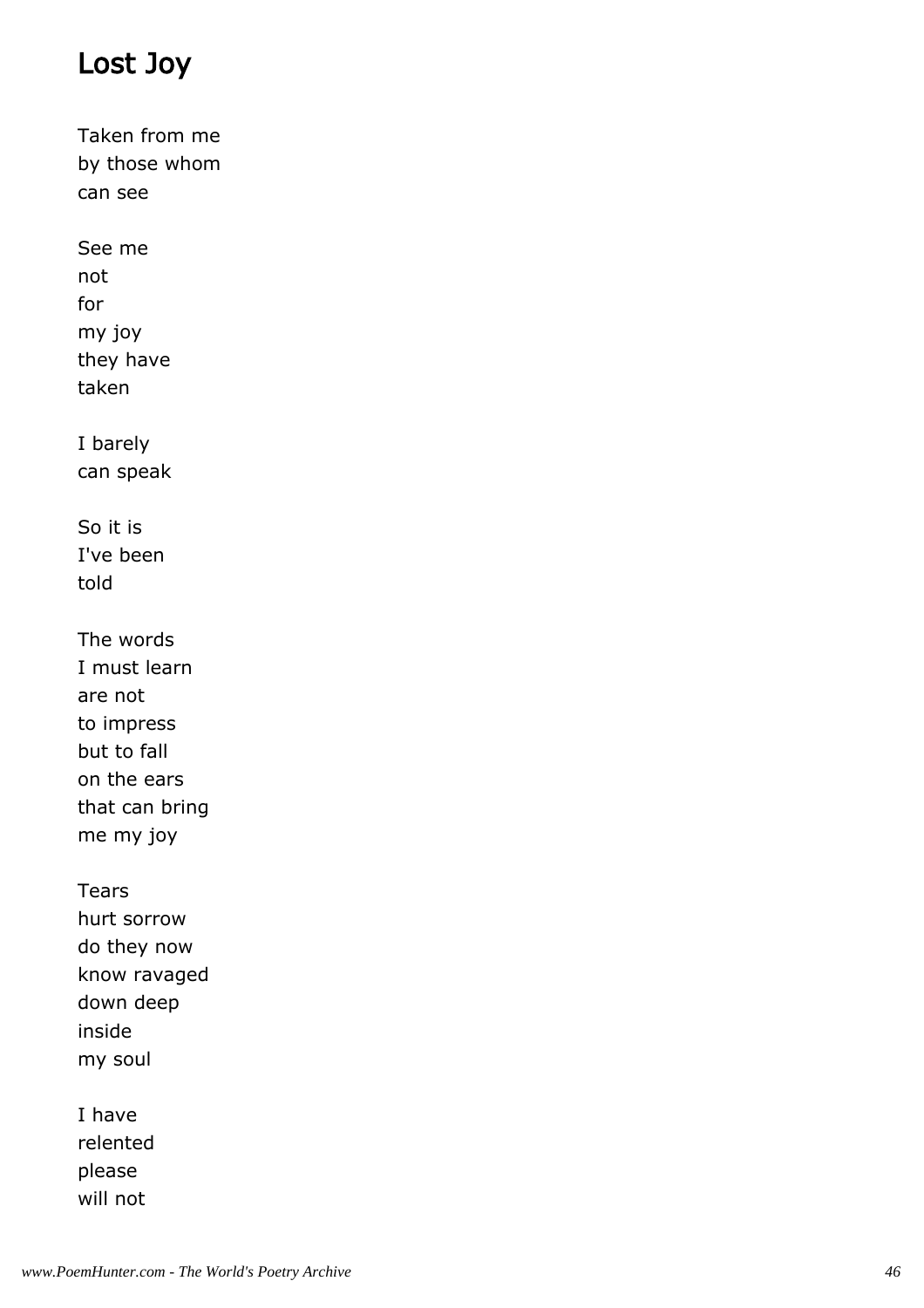## Lost Joy

Taken from me  
by those whom  
can see

See me  
not  
for  
my joy  
they have  
taken

I barely  
can speak

So it is  
I've been  
told

The words  
I must learn  
are not  
to impress  
but to fall  
on the ears  
that can bring  
me my joy

Tears  
hurt sorrow  
do they now  
know ravaged  
down deep  
inside  
my soul

I have  
relented  
please  
will not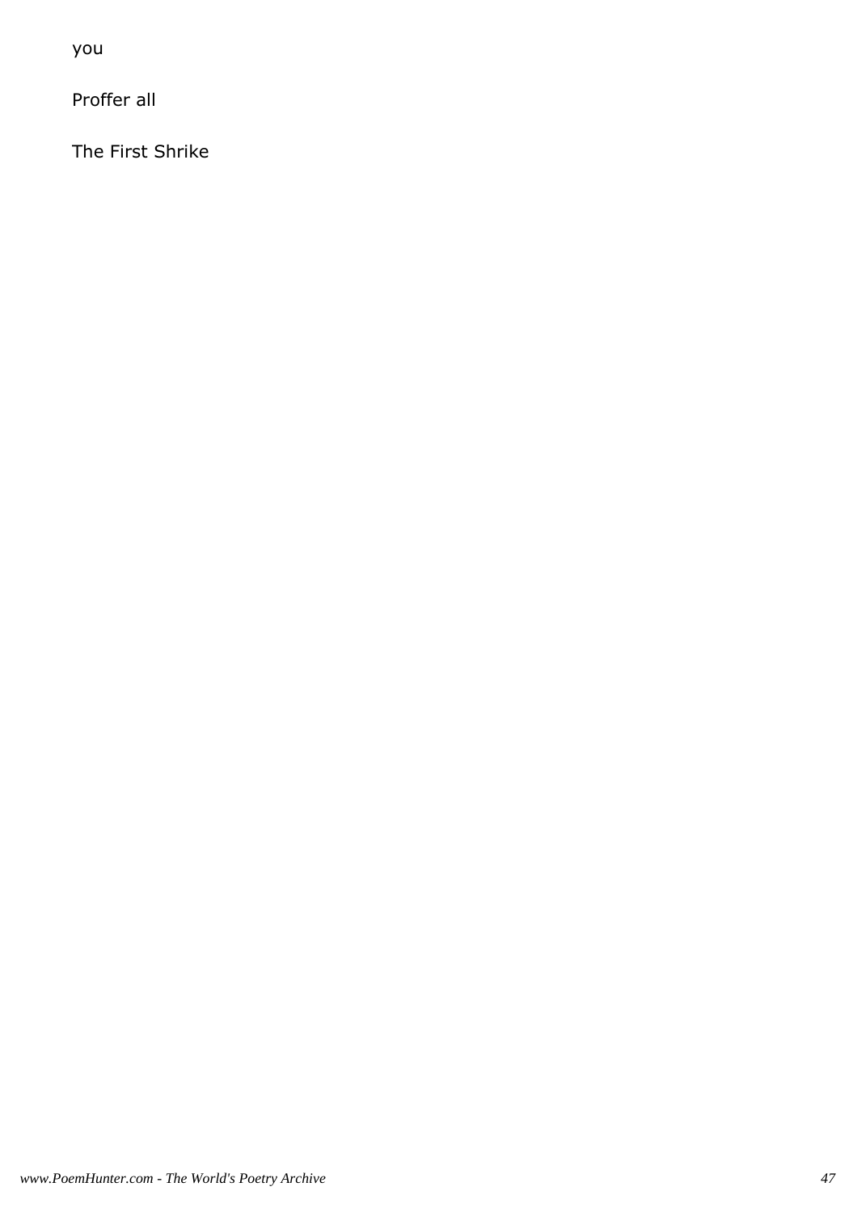you

Proffer all

The First Shrike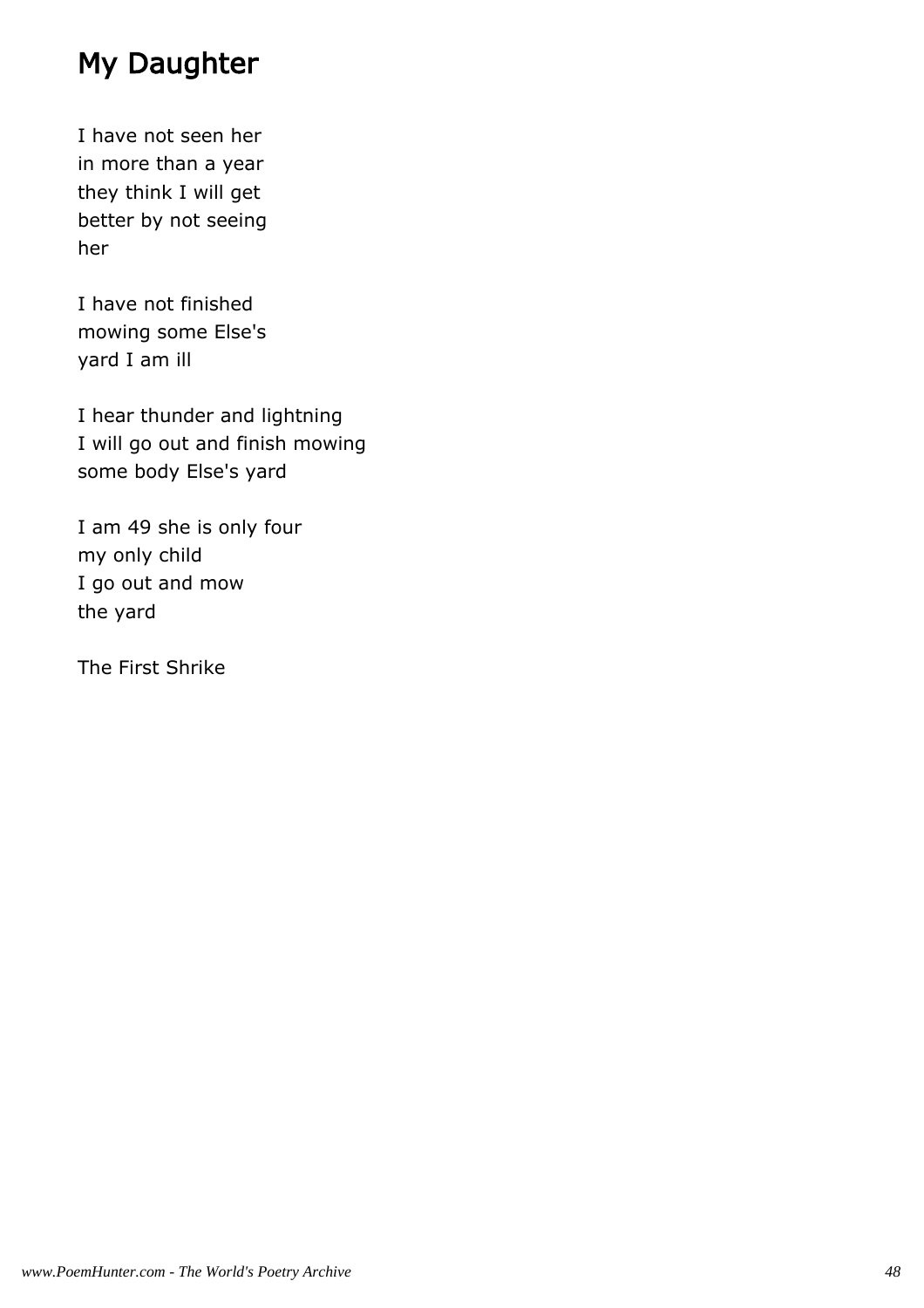# My Daughter

I have not seen her  
in more than a year  
they think I will get  
better by not seeing  
her

I have not finished  
mowing some Else's  
yard I am ill

I hear thunder and lightning  
I will go out and finish mowing  
some body Else's yard

I am 49 she is only four  
my only child  
I go out and mow  
the yard

The First Shrike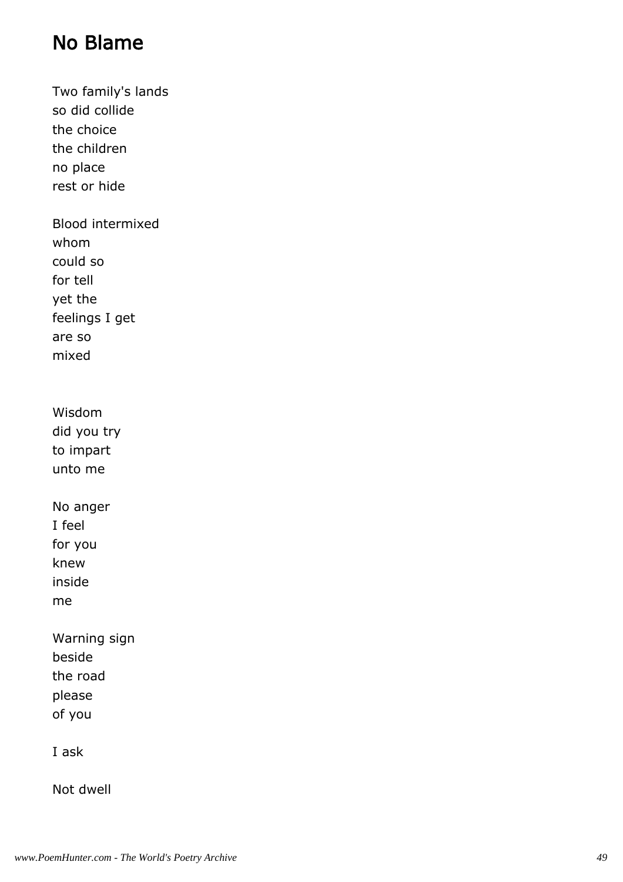# No Blame

Two family's lands  
so did collide  
the choice  
the children  
no place  
rest or hide

Blood intermixed  
whom  
could so  
for tell  
yet the  
feelings I get  
are so  
mixed

Wisdom  
did you try  
to impart  
unto me

No anger  
I feel  
for you  
knew  
inside  
me

Warning sign  
beside  
the road  
please  
of you

I ask

Not dwell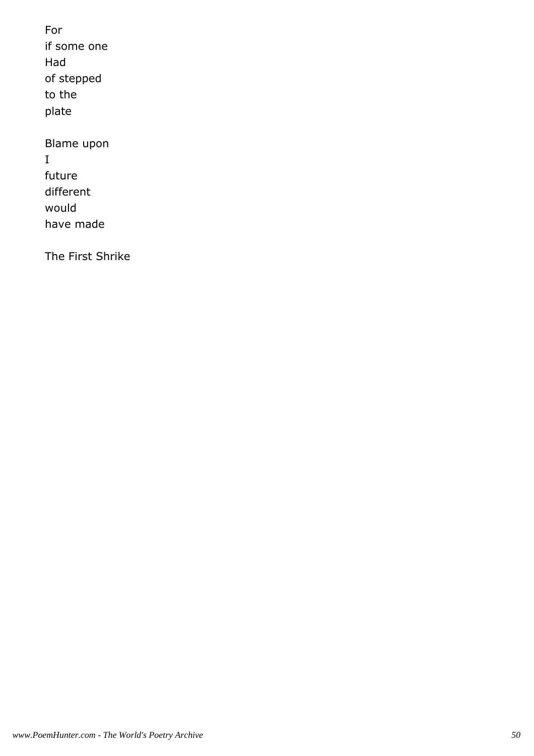For
if some one
Had
of stepped
to the
plate

Blame upon
I
future
different
would
have made

The First Shrike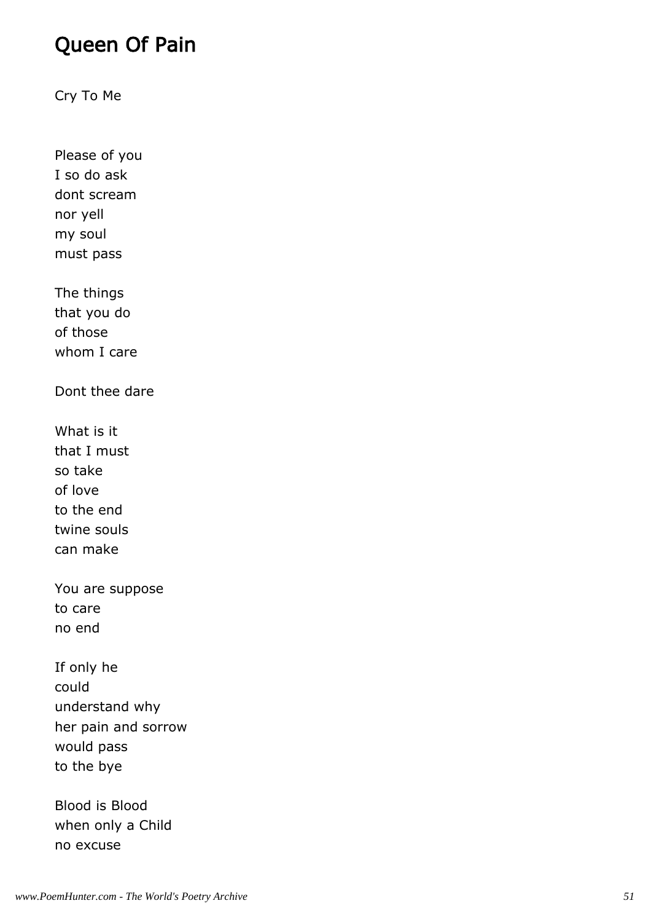# Queen Of Pain

Cry To Me

Please of you
I so do ask
dont scream
nor yell
my soul
must pass

The things
that you do
of those
whom I care

Dont thee dare

What is it
that I must
so take
of love
to the end
twine souls
can make

You are suppose
to care
no end

If only he
could
understand why
her pain and sorrow
would pass
to the bye

Blood is Blood
when only a Child
no excuse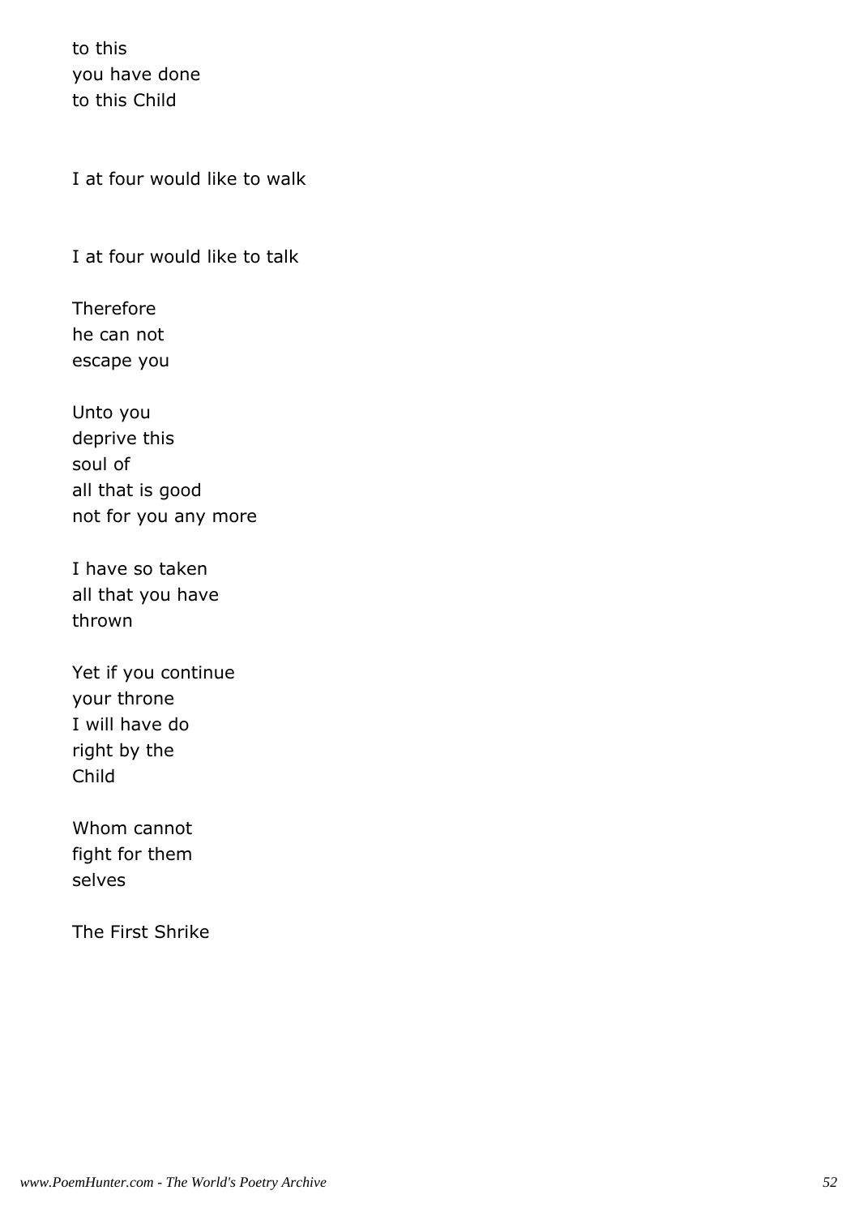to this
you have done
to this Child

I at four would like to walk

I at four would like to talk

Therefore
he can not
escape you

Unto you
deprive this
soul of
all that is good
not for you any more

I have so taken
all that you have
thrown

Yet if you continue
your throne
I will have do
right by the
Child

Whom cannot
fight for them
selves

The First Shrike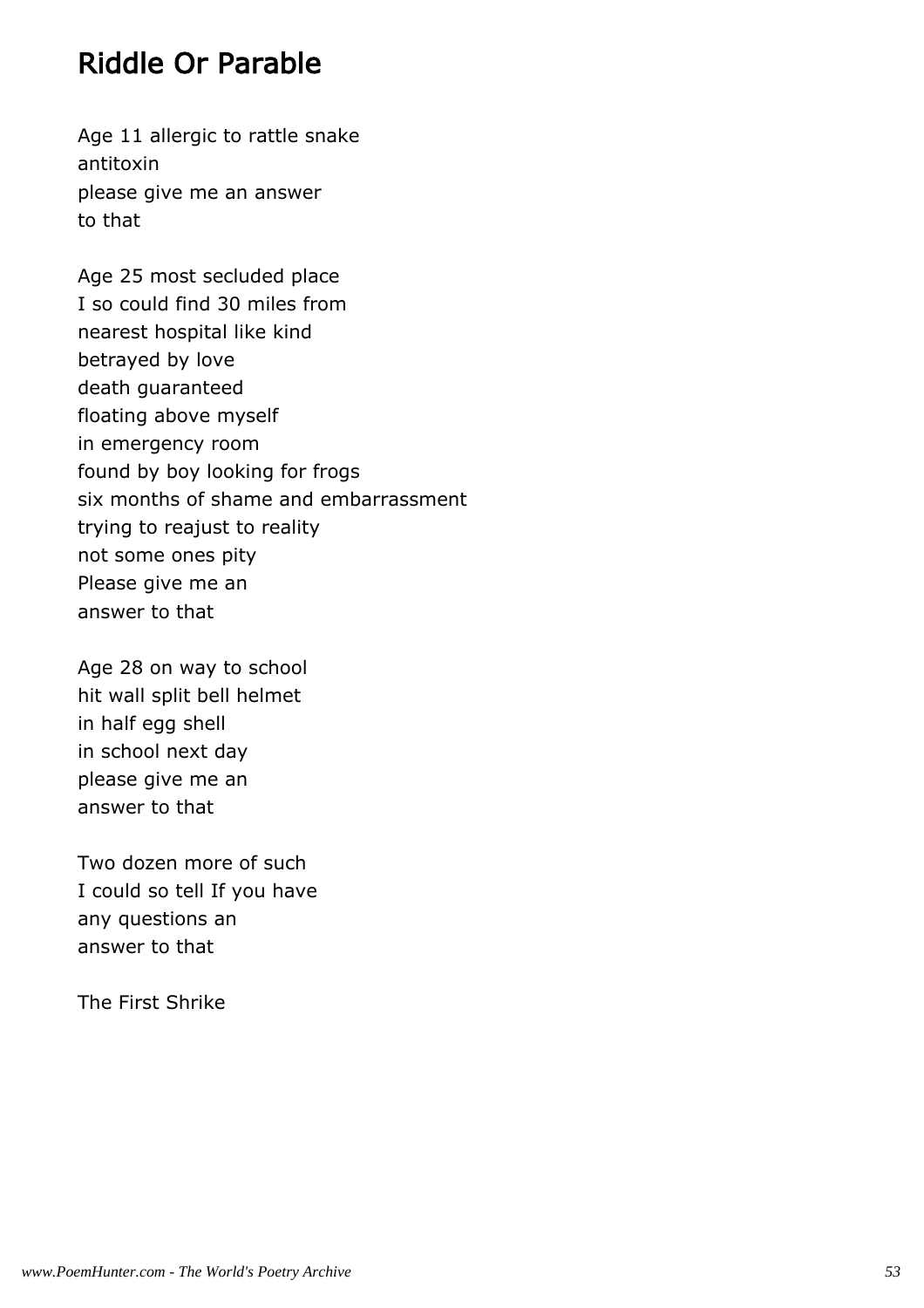## Riddle Or Parable

Age 11 allergic to rattle snake
antitoxin
please give me an answer
to that

Age 25 most secluded place
I so could find 30 miles from
nearest hospital like kind
betrayed by love
death guaranteed
floating above myself
in emergency room
found by boy looking for frogs
six months of shame and embarrassment
trying to reajust to reality
not some ones pity
Please give me an
answer to that

Age 28 on way to school
hit wall split bell helmet
in half egg shell
in school next day
please give me an
answer to that

Two dozen more of such
I could so tell If you have
any questions an
answer to that

The First Shrike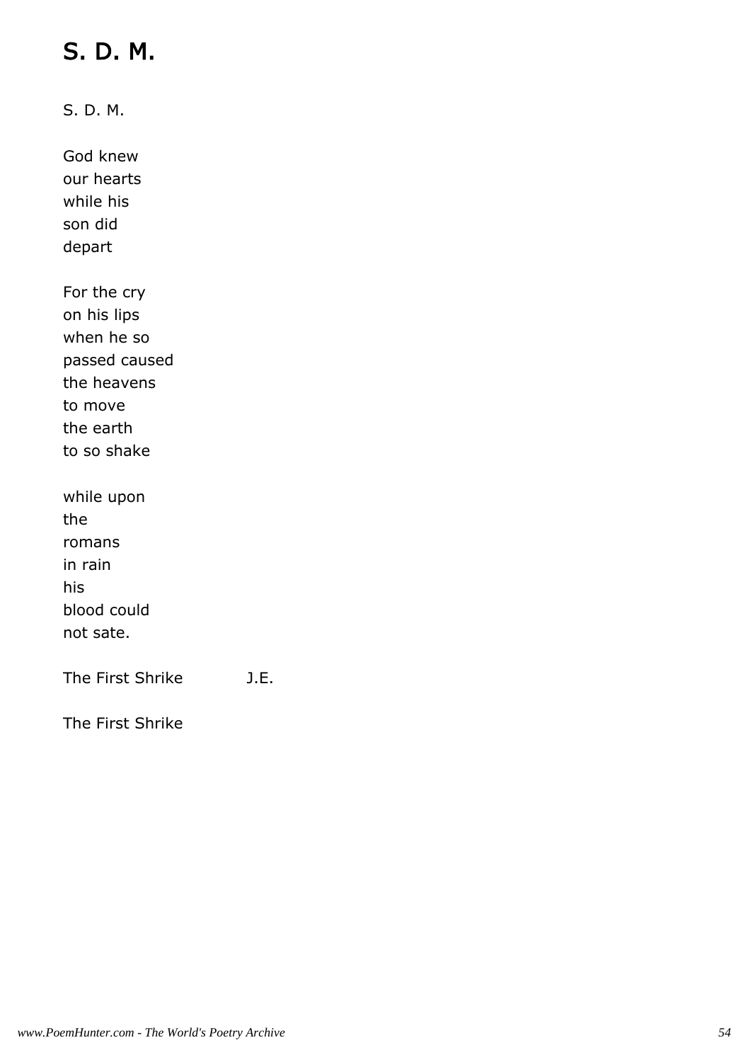# S. D. M.

S. D. M.

God knew  
our hearts  
while his  
son did  
depart

For the cry  
on his lips  
when he so  
passed caused  
the heavens  
to move  
the earth  
to so shake

while upon  
the  
romans  
in rain  
his  
blood could  
not sate.

The First Shrike J.E.

The First Shrike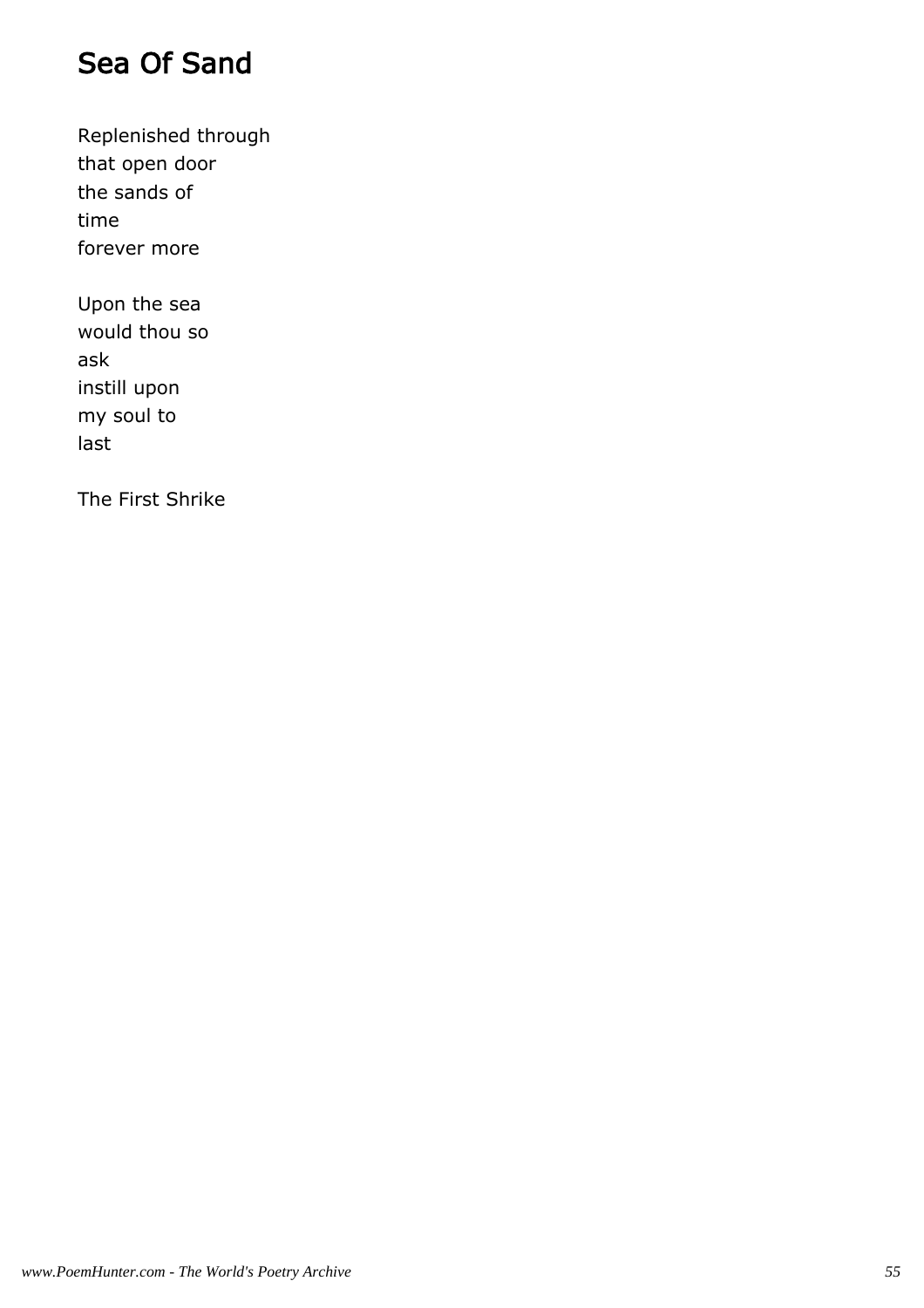# Sea Of Sand

Replenished through  
that open door  
the sands of  
time  
forever more

Upon the sea  
would thou so  
ask  
instill upon  
my soul to  
last

The First Shrike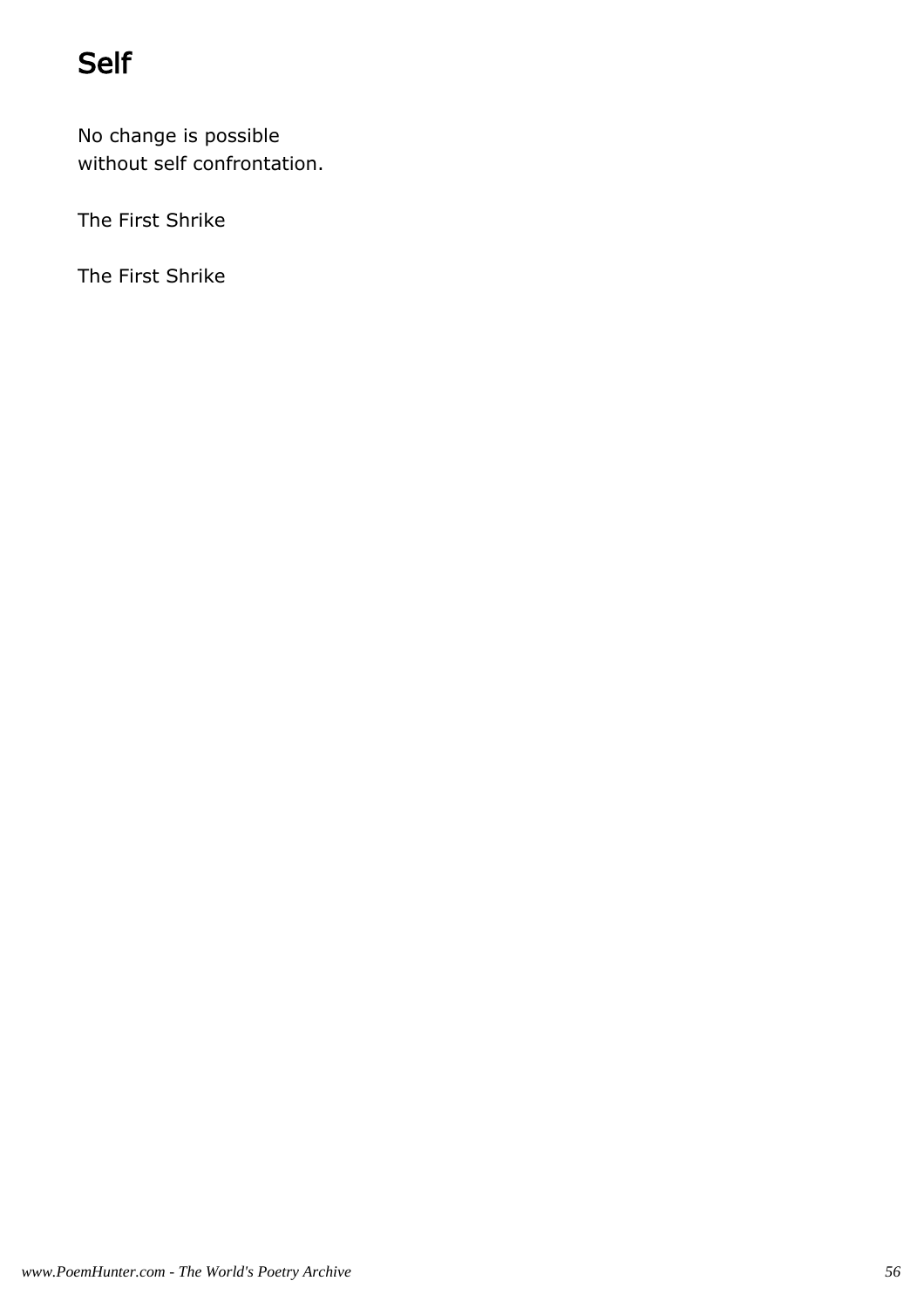# Self

No change is possible
without self confrontation.

The First Shrike

The First Shrike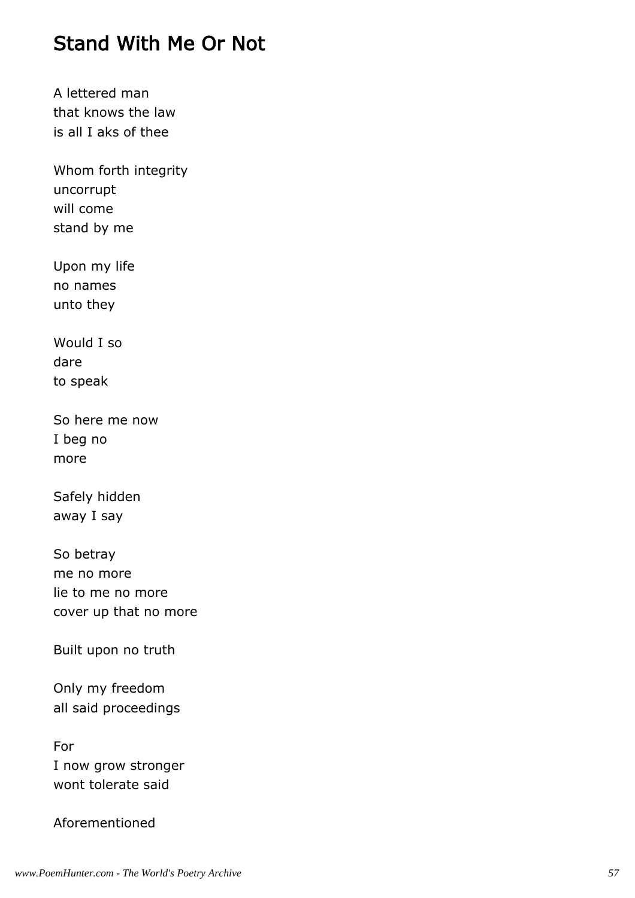## Stand With Me Or Not

A lettered man
that knows the law
is all I aks of thee

Whom forth integrity
uncorrupt
will come
stand by me

Upon my life
no names
unto they

Would I so
dare
to speak

So here me now
I beg no
more

Safely hidden
away I say

So betray
me no more
lie to me no more
cover up that no more

Built upon no truth

Only my freedom
all said proceedings

For
I now grow stronger
wont tolerate said

Aforementioned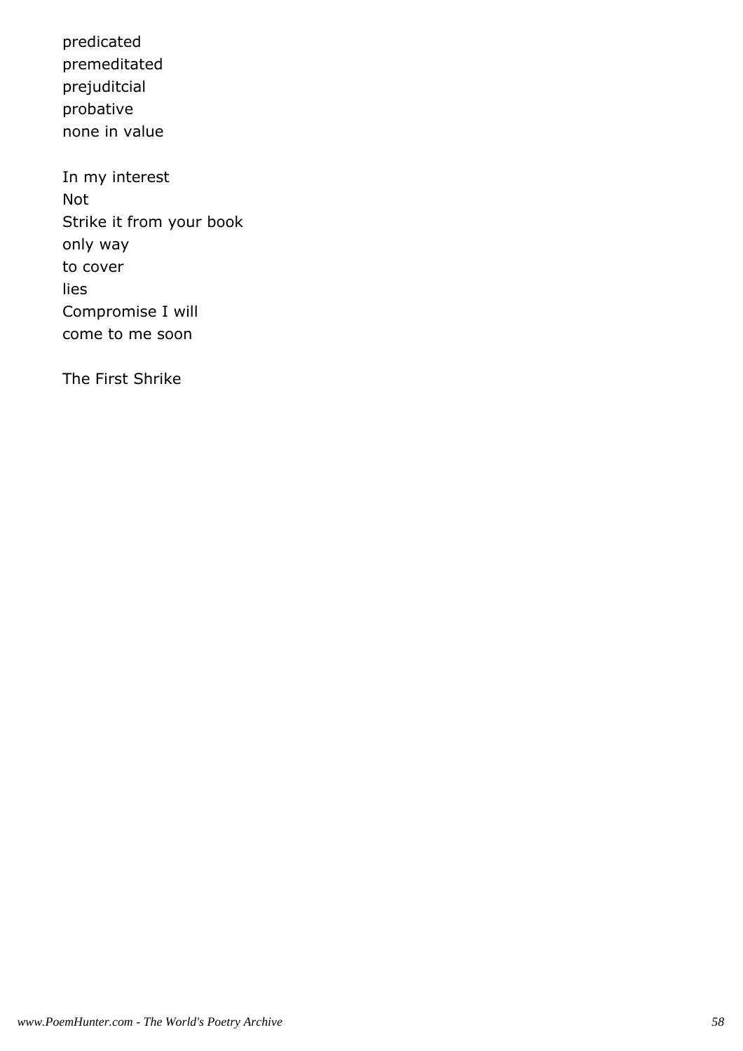predicated
premeditated
prejuditcial
probative
none in value

In my interest
Not
Strike it from your book
only way
to cover
lies
Compromise I will
come to me soon

The First Shrike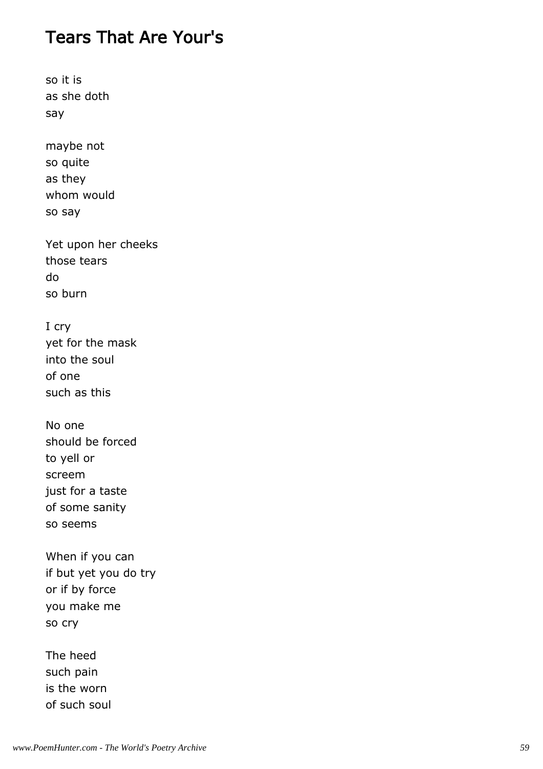# Tears That Are Your's

so it is
as she doth
say

maybe not
so quite
as they
whom would
so say

Yet upon her cheeks
those tears
do
so burn

I cry
yet for the mask
into the soul
of one
such as this

No one
should be forced
to yell or
screem
just for a taste
of some sanity
so seems

When if you can
if but yet you do try
or if by force
you make me
so cry

The heed
such pain
is the worn
of such soul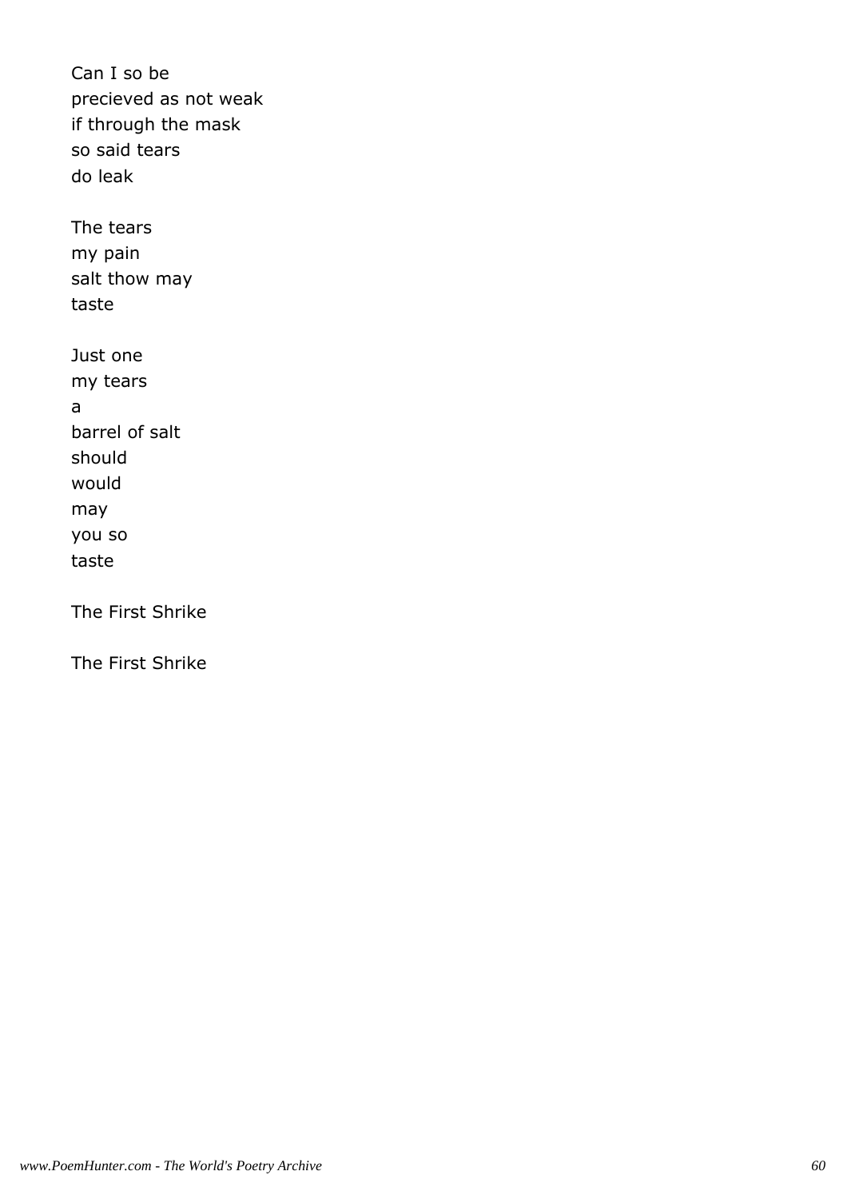Can I so be
precieved as not weak
if through the mask
so said tears
do leak

The tears
my pain
salt thow may
taste

Just one
my tears
a
barrel of salt
should
would
may
you so
taste

The First Shrike

The First Shrike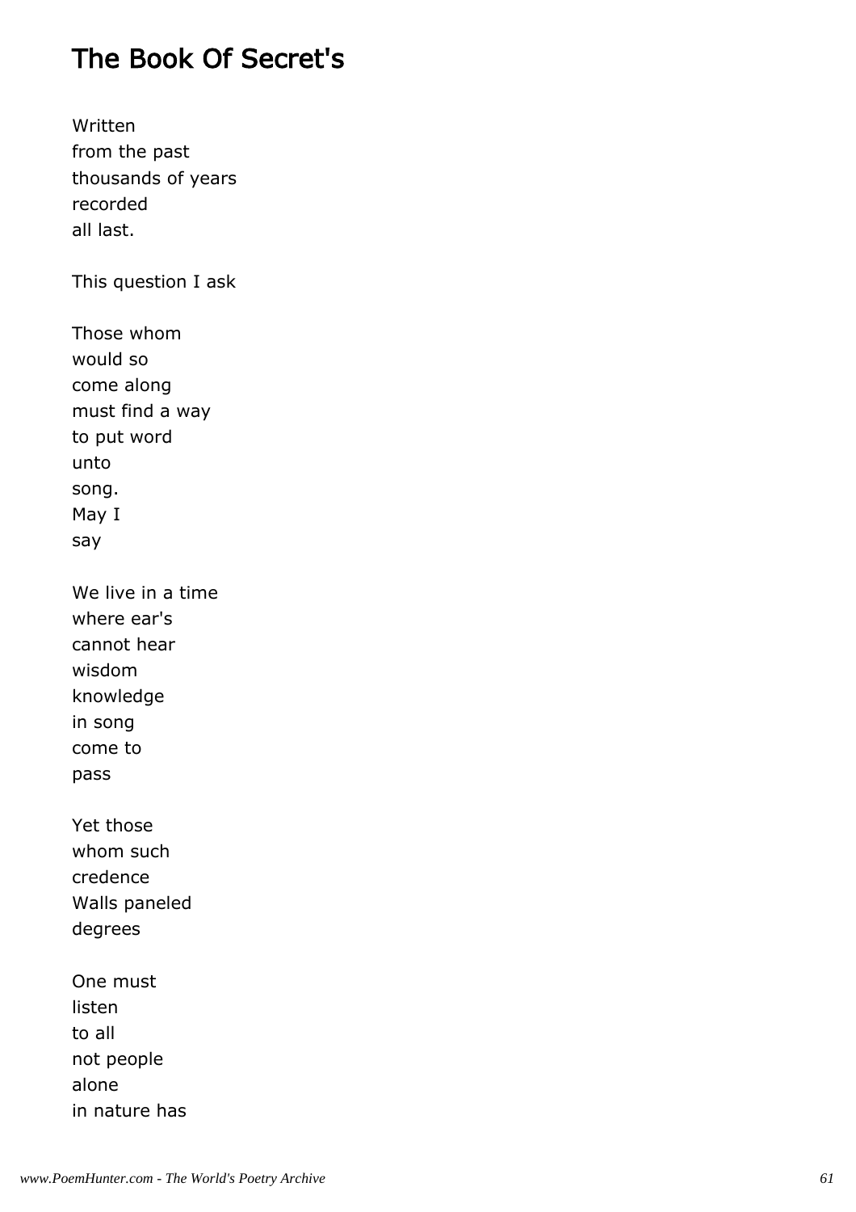# The Book Of Secret's

Written  
from the past  
thousands of years  
recorded  
all last.

This question I ask

Those whom  
would so  
come along  
must find a way  
to put word  
unto  
song.  
May I  
say

We live in a time  
where ear's  
cannot hear  
wisdom  
knowledge  
in song  
come to  
pass

Yet those  
whom such  
credence  
Walls paneled  
degrees

One must  
listen  
to all  
not people  
alone  
in nature has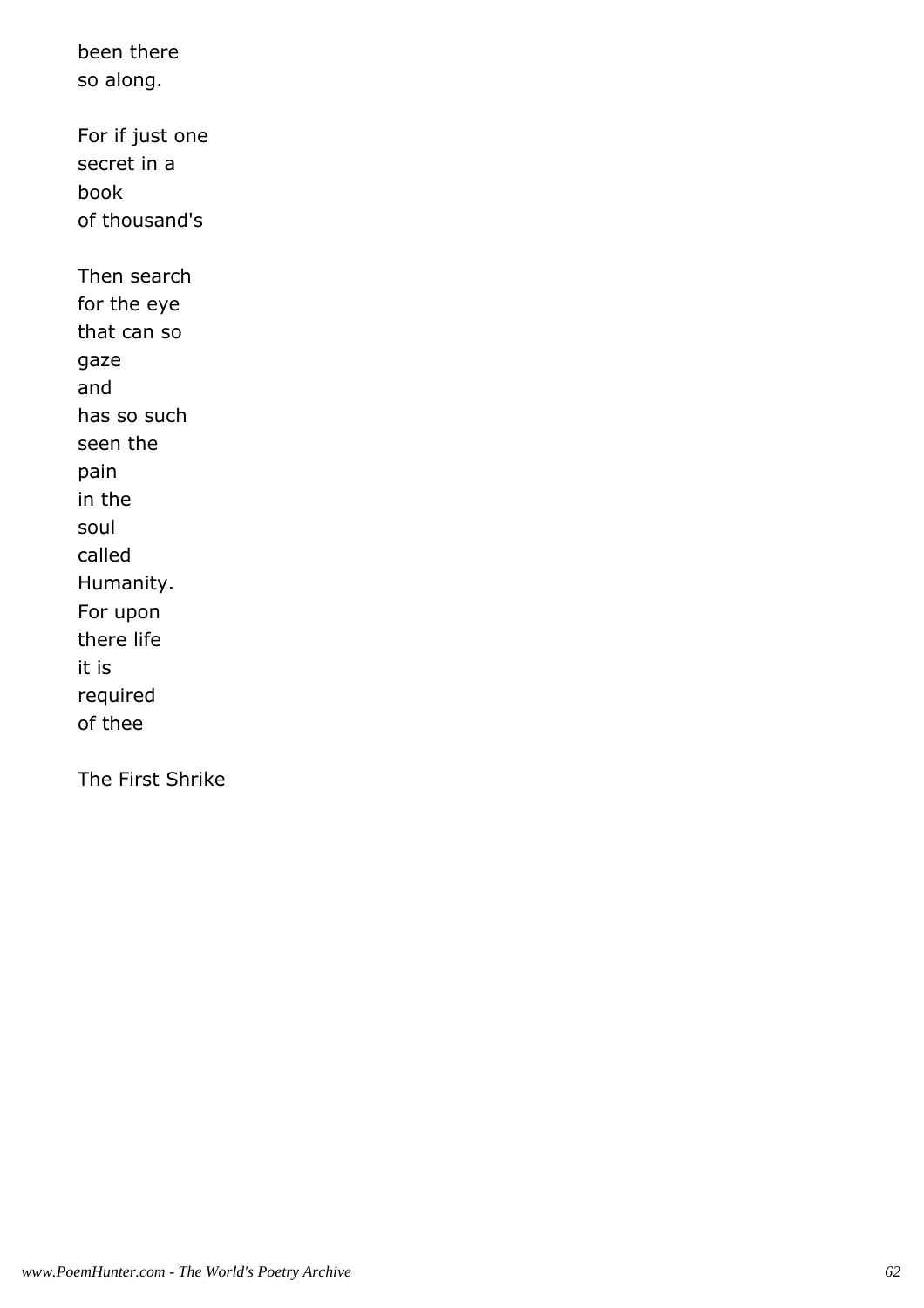been there
so along.

For if just one
secret in a
book
of thousand's

Then search
for the eye
that can so
gaze
and
has so such
seen the
pain
in the
soul
called
Humanity.
For upon
there life
it is
required
of thee

The First Shrike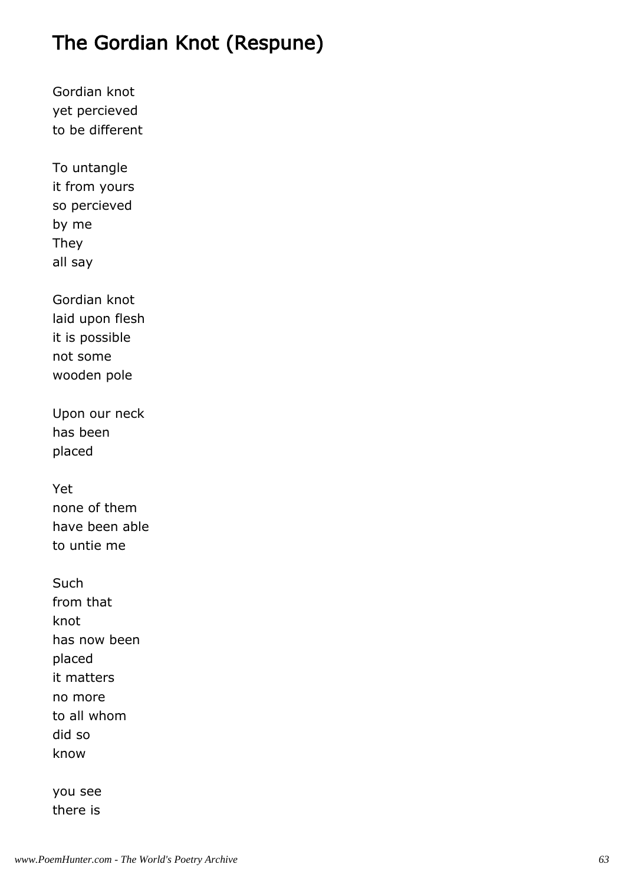# The Gordian Knot (Respune)

Gordian knot  
yet percieved  
to be different

To untangle  
it from yours  
so percieved  
by me  
They  
all say

Gordian knot  
laid upon flesh  
it is possible  
not some  
wooden pole

Upon our neck  
has been  
placed

Yet  
none of them  
have been able  
to untie me

Such  
from that  
knot  
has now been  
placed  
it matters  
no more  
to all whom  
did so  
know

you see  
there is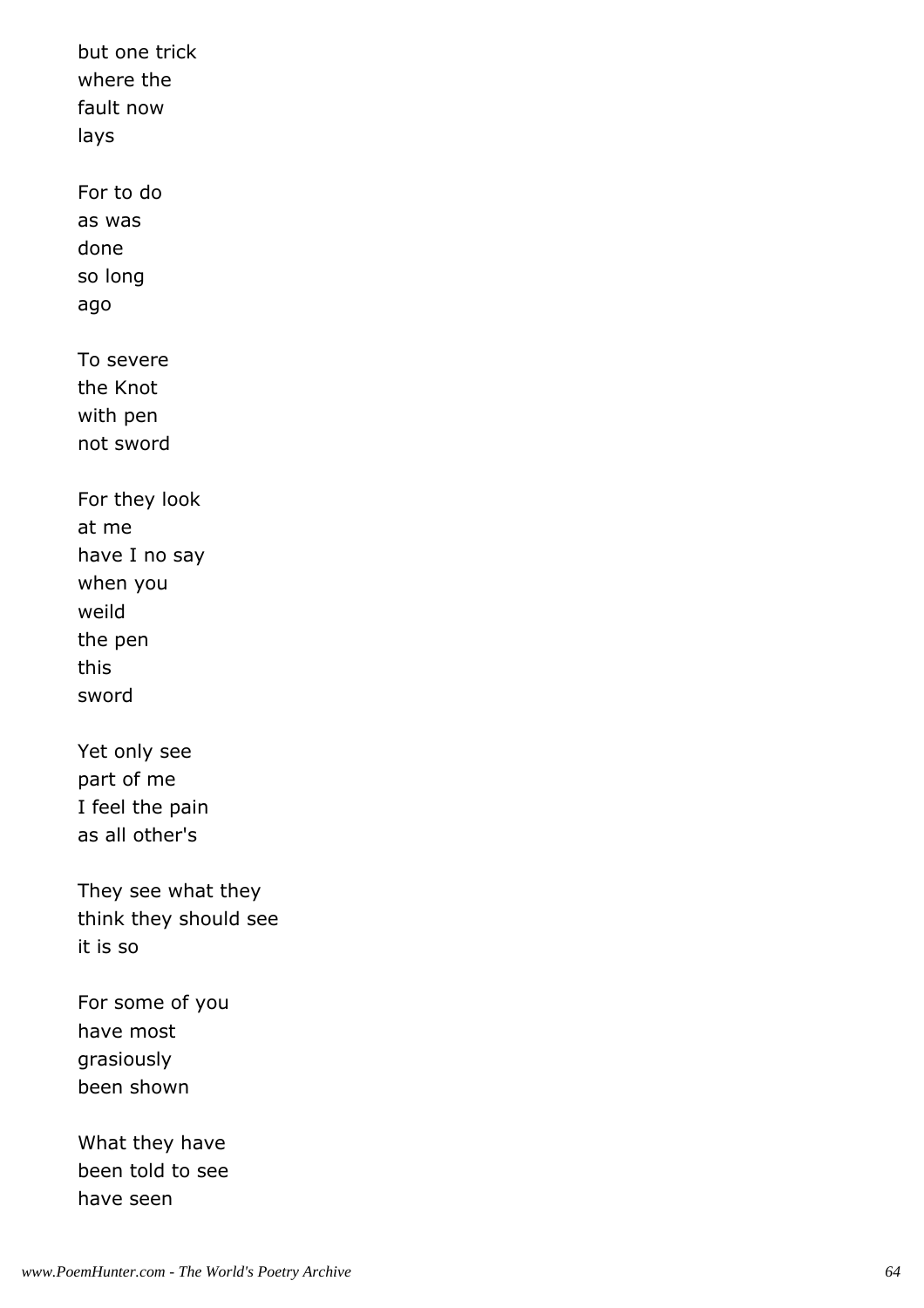but one trick
where the
fault now
lays

For to do
as was
done
so long
ago

To severe
the Knot
with pen
not sword

For they look
at me
have I no say
when you
weild
the pen
this
sword

Yet only see
part of me
I feel the pain
as all other's

They see what they
think they should see
it is so

For some of you
have most
grasiously
been shown

What they have
been told to see
have seen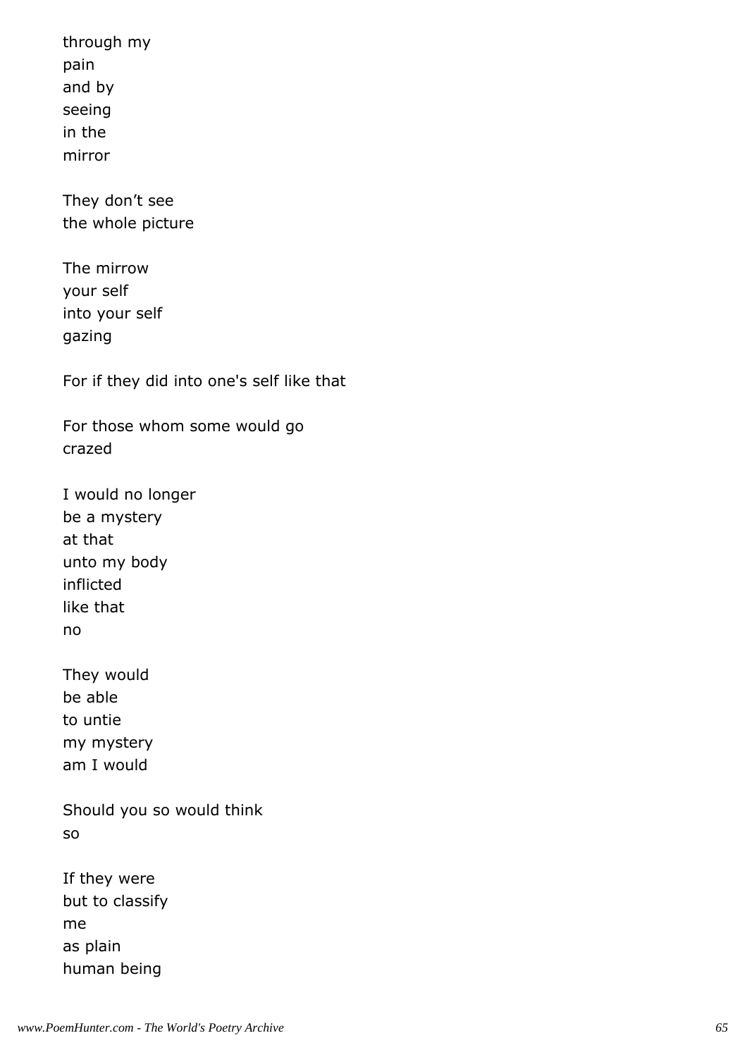through my
pain
and by
seeing
in the
mirror

They don’t see
the whole picture

The mirrow
your self
into your self
gazing

For if they did into one's self like that

For those whom some would go
crazed

I would no longer
be a mystery
at that
unto my body
inflicted
like that
no

They would
be able
to untie
my mystery
am I would

Should you so would think
so

If they were
but to classify
me
as plain
human being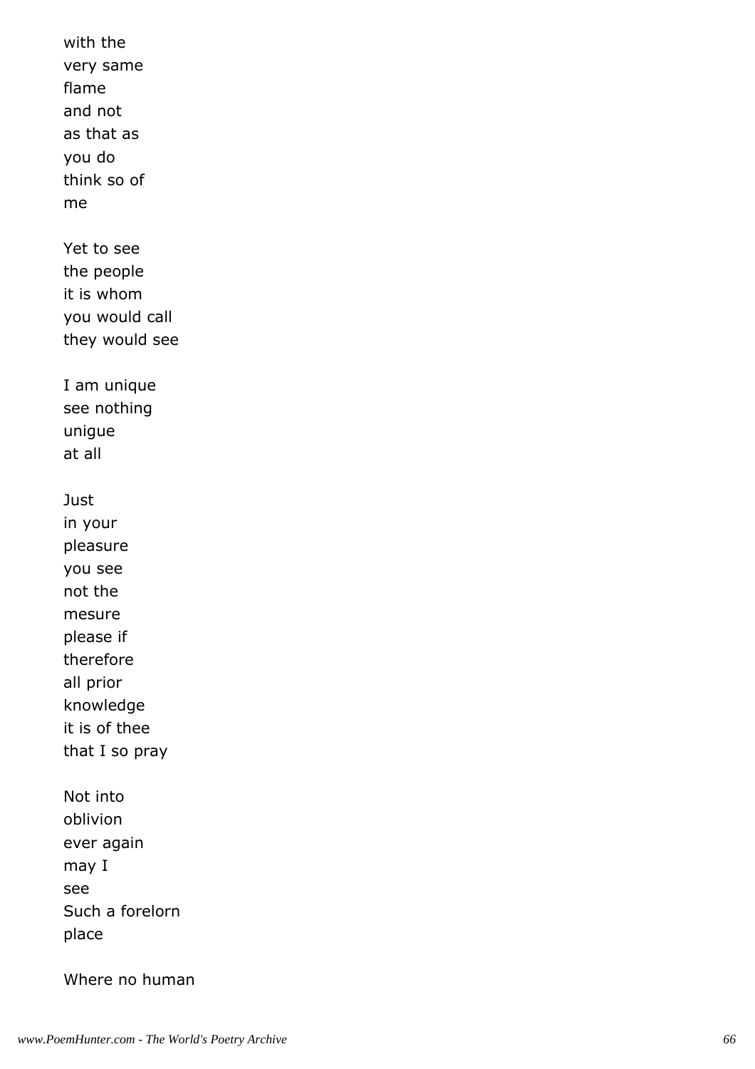with the
very same
flame
and not
as that as
you do
think so of
me

Yet to see
the people
it is whom
you would call
they would see

I am unique
see nothing
unigue
at all

Just
in your
pleasure
you see
not the
mesure
please if
therefore
all prior
knowledge
it is of thee
that I so pray

Not into
oblivion
ever again
may I
see
Such a forelorn
place

Where no human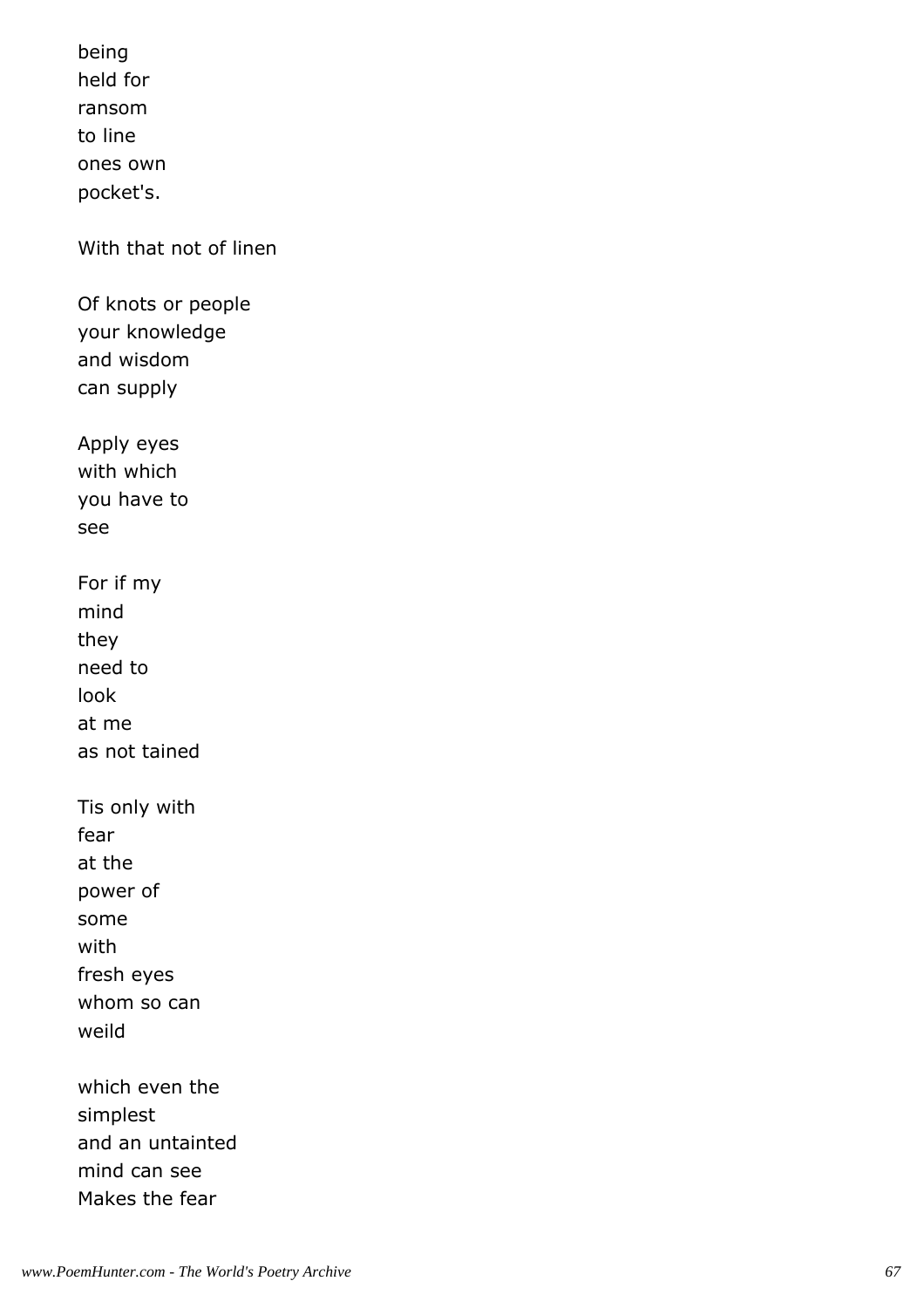being
held for
ransom
to line
ones own
pocket's.

With that not of linen

Of knots or people
your knowledge
and wisdom
can supply

Apply eyes
with which
you have to
see

For if my
mind
they
need to
look
at me
as not tained

Tis only with
fear
at the
power of
some
with
fresh eyes
whom so can
weild

which even the
simplest
and an untainted
mind can see
Makes the fear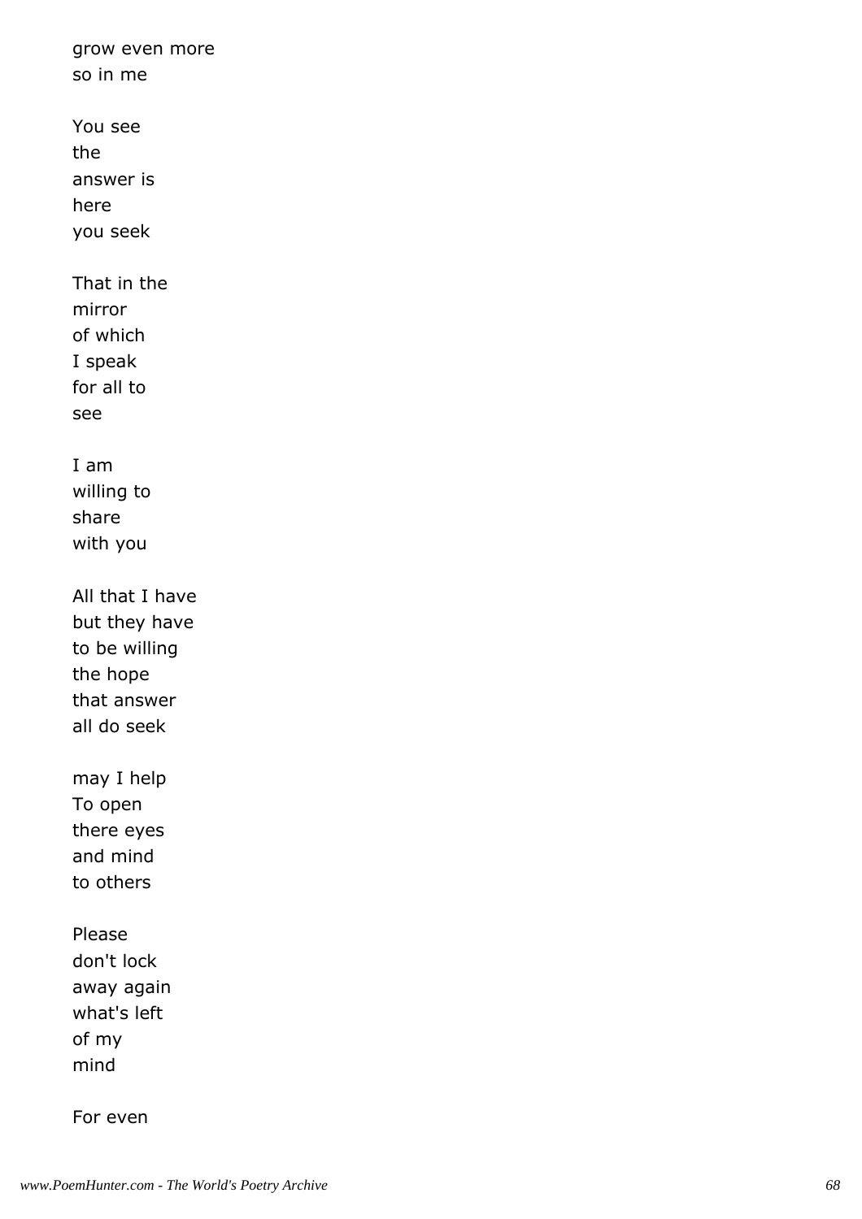grow even more
so in me

You see
the
answer is
here
you seek

That in the
mirror
of which
I speak
for all to
see

I am
willing to
share
with you

All that I have
but they have
to be willing
the hope
that answer
all do seek

may I help
To open
there eyes
and mind
to others

Please
don't lock
away again
what's left
of my
mind

For even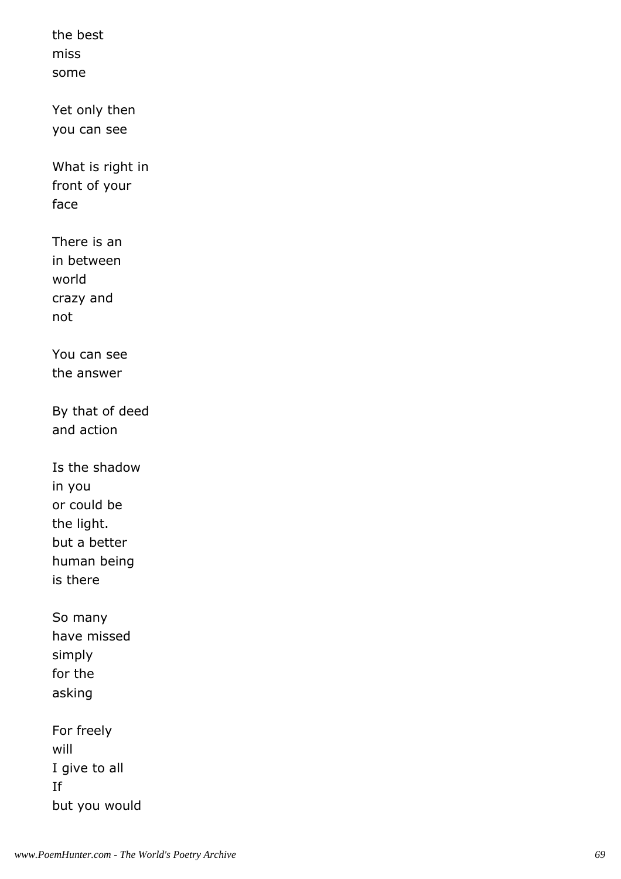the best
miss
some

Yet only then
you can see

What is right in
front of your
face

There is an
in between
world
crazy and
not

You can see
the answer

By that of deed
and action

Is the shadow
in you
or could be
the light.
but a better
human being
is there

So many
have missed
simply
for the
asking

For freely
will
I give to all
If
but you would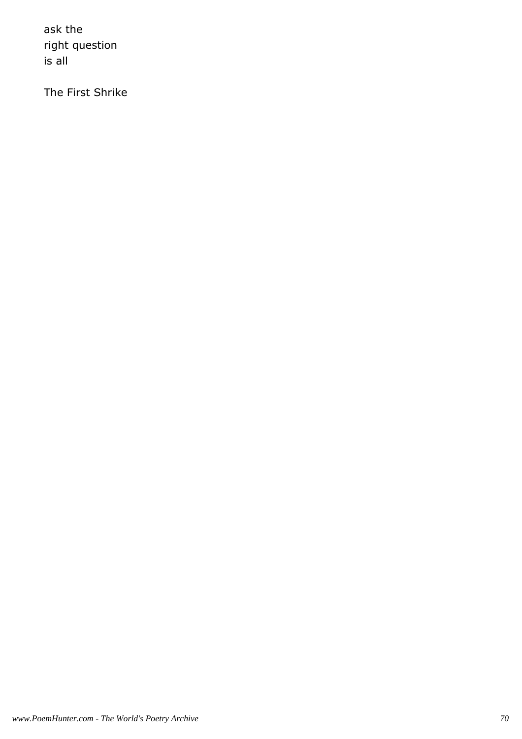ask the
right question
is all

The First Shrike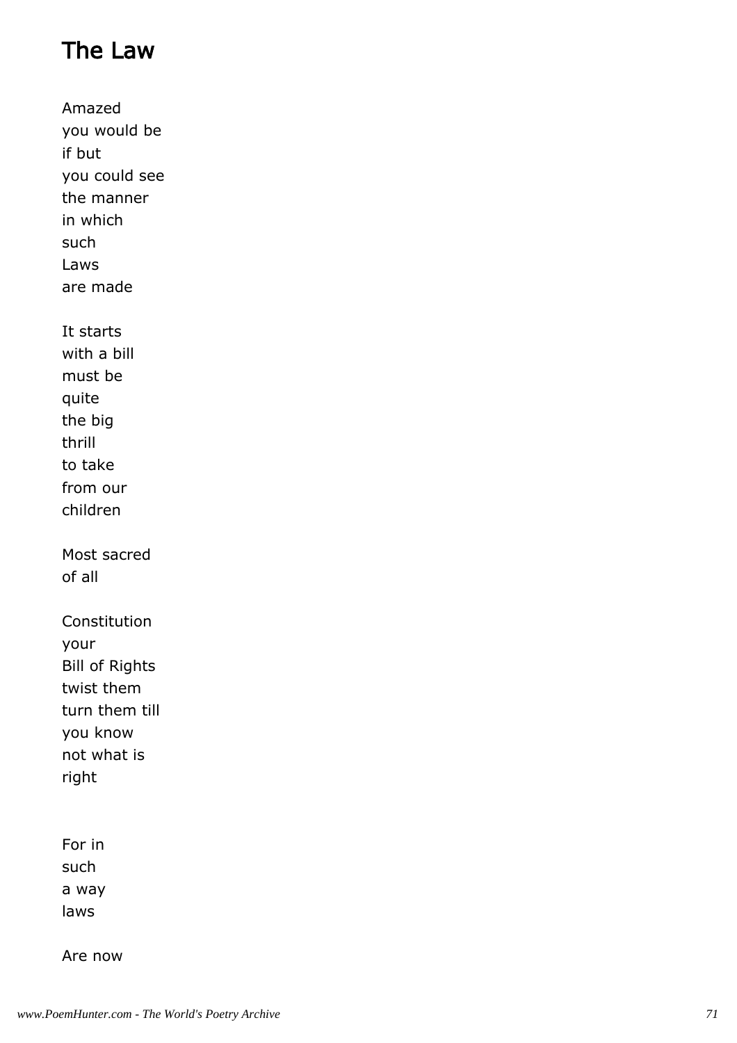# The Law

Amazed
you would be
if but
you could see
the manner
in which
such
Laws
are made

It starts
with a bill
must be
quite
the big
thrill
to take
from our
children

Most sacred
of all

Constitution
your
Bill of Rights
twist them
turn them till
you know
not what is
right

For in
such
a way
laws

Are now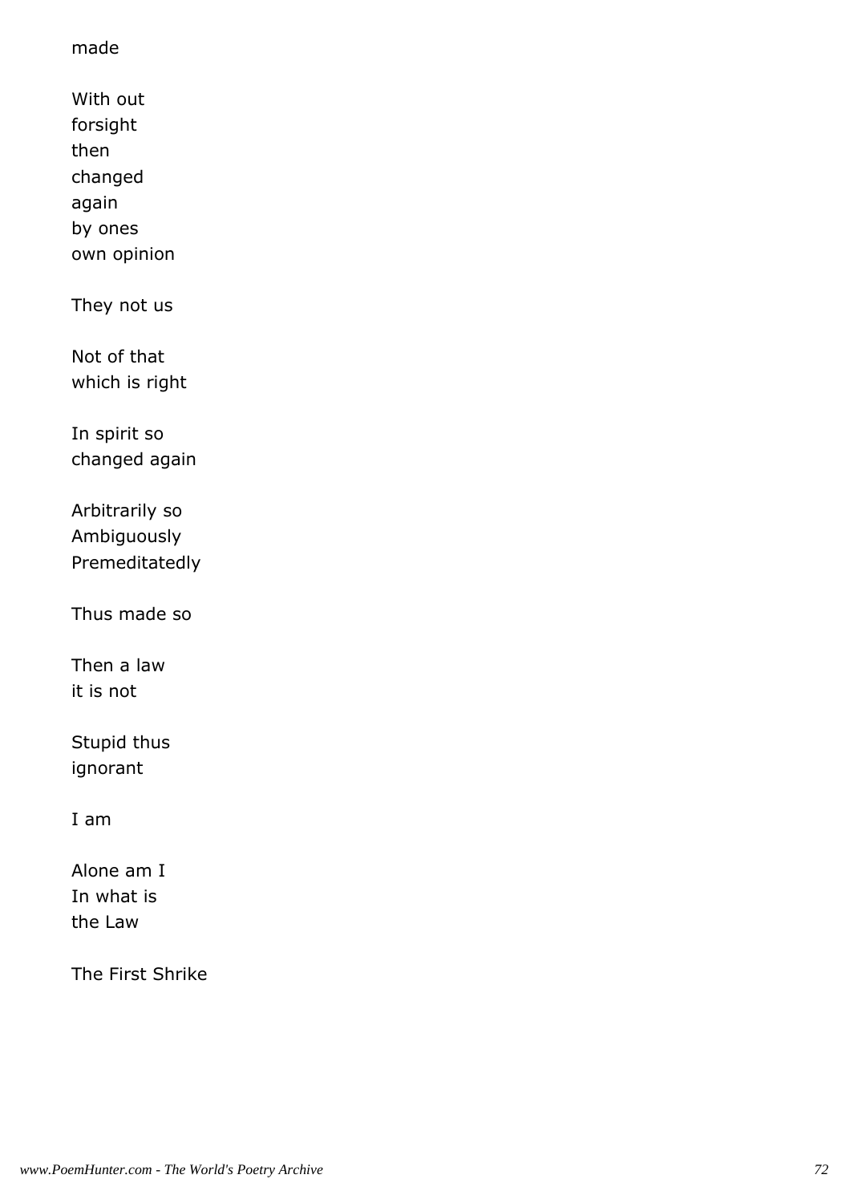made

With out
forsight
then
changed
again
by ones
own opinion

They not us

Not of that
which is right

In spirit so
changed again

Arbitrarily so
Ambiguously
Premeditatedly

Thus made so

Then a law
it is not

Stupid thus
ignorant

I am

Alone am I
In what is
the Law

The First Shrike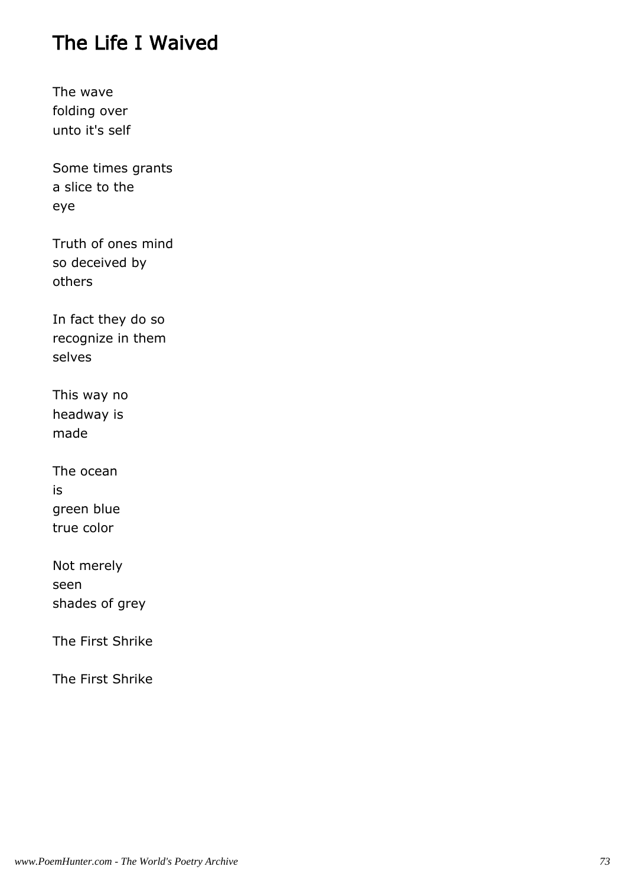# The Life I Waived

The wave
folding over
unto it's self

Some times grants
a slice to the
eye

Truth of ones mind
so deceived by
others

In fact they do so
recognize in them
selves

This way no
headway is
made

The ocean
is
green blue
true color

Not merely
seen
shades of grey

The First Shrike

The First Shrike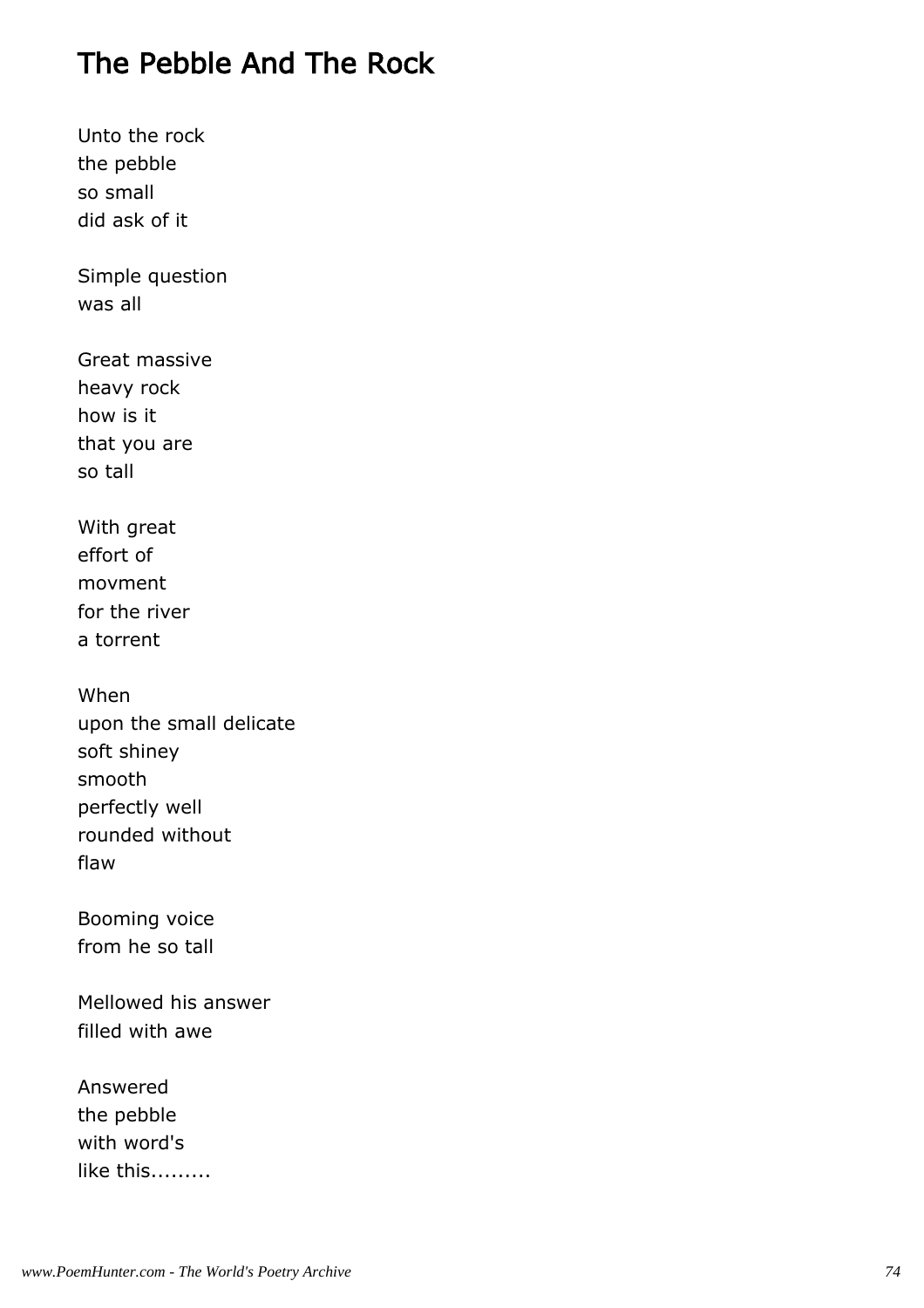# The Pebble And The Rock

Unto the rock  
the pebble  
so small  
did ask of it

Simple question  
was all

Great massive  
heavy rock  
how is it  
that you are  
so tall

With great  
effort of  
movment  
for the river  
a torrent

When  
upon the small delicate  
soft shiney  
smooth  
perfectly well  
rounded without  
flaw

Booming voice  
from he so tall

Mellowed his answer  
filled with awe

Answered  
the pebble  
with word's  
like this.........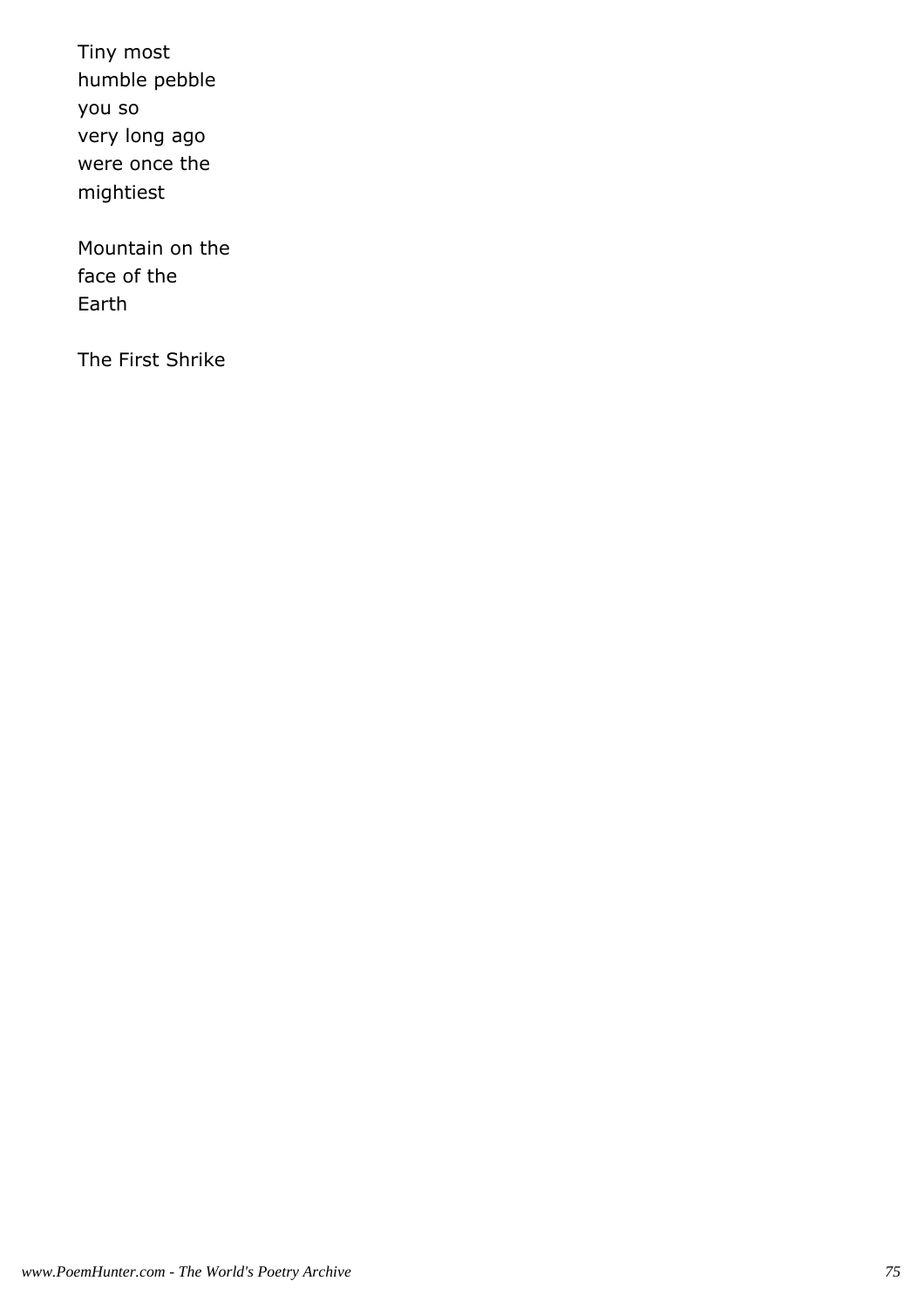Tiny most  
humble pebble  
you so  
very long ago  
were once the  
mightiest

Mountain on the  
face of the  
Earth

The First Shrike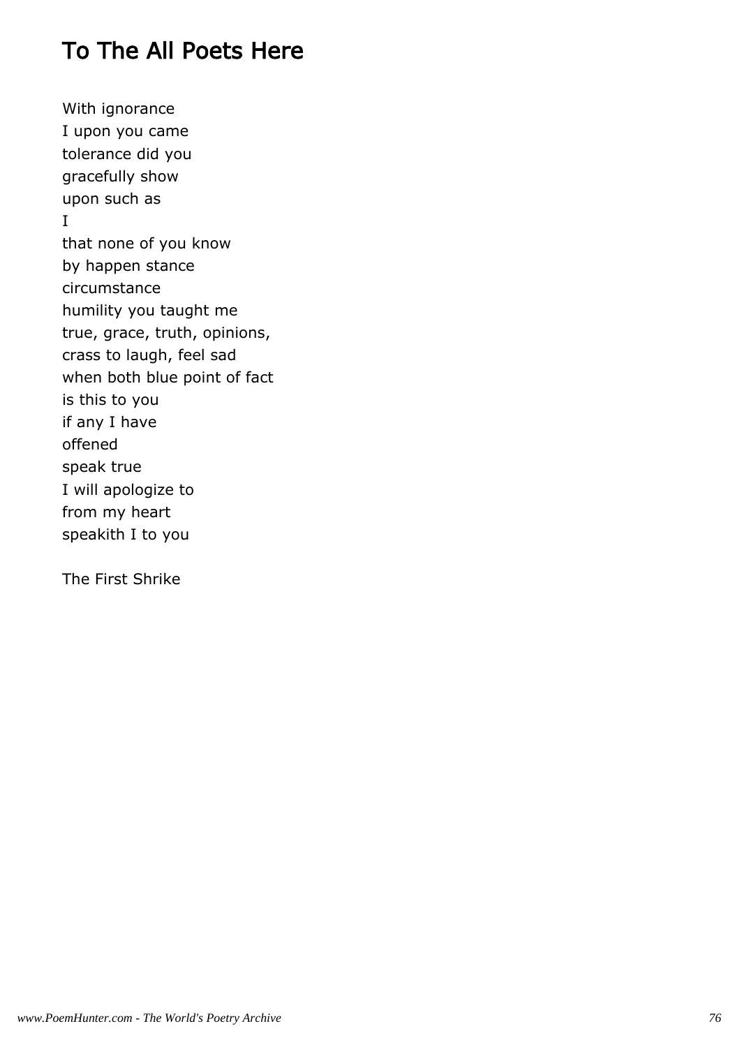# To The All Poets Here

With ignorance  
I upon you came  
tolerance did you  
gracefully show  
upon such as  
I  
that none of you know  
by happen stance  
circumstance  
humility you taught me  
true, grace, truth, opinions,  
crass to laugh, feel sad  
when both blue point of fact  
is this to you  
if any I have  
offened  
speak true  
I will apologize to  
from my heart  
speakith I to you

The First Shrike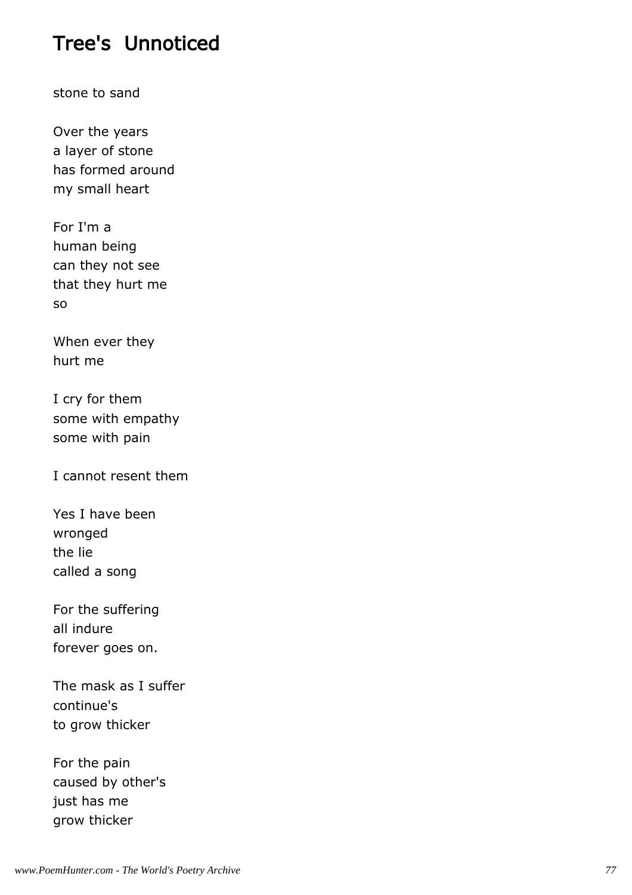# Tree's  Unnoticed

stone to sand

Over the years
a layer of stone
has formed around
my small heart

For I'm a
human being
can they not see
that they hurt me
so

When ever they
hurt me

I cry for them
some with empathy
some with pain

I cannot resent them

Yes I have been
wronged
the lie
called a song

For the suffering
all indure
forever goes on.

The mask as I suffer
continue's
to grow thicker

For the pain
caused by other's
just has me
grow thicker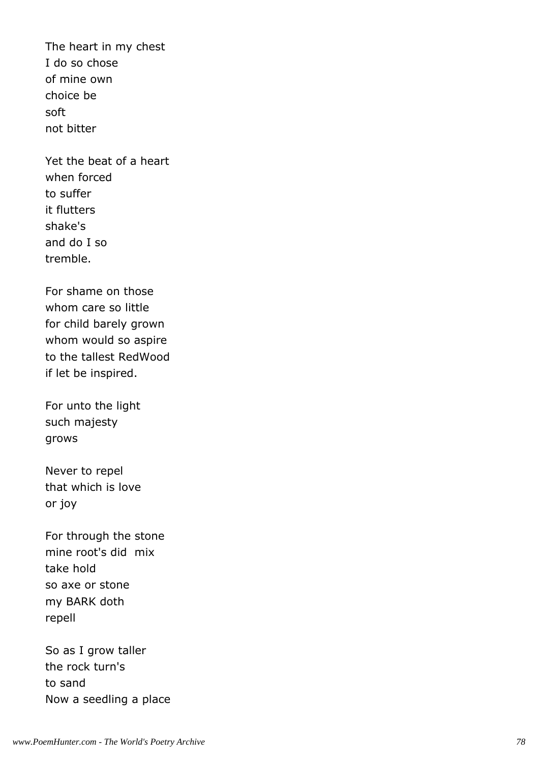The heart in my chest
I do so chose
of mine own
choice be
soft
not bitter

Yet the beat of a heart
when forced
to suffer
it flutters
shake's
and do I so
tremble.

For shame on those
whom care so little
for child barely grown
whom would so aspire
to the tallest RedWood
if let be inspired.

For unto the light
such majesty
grows

Never to repel
that which is love
or joy

For through the stone
mine root's did  mix
take hold
so axe or stone
my BARK doth
repell

So as I grow taller
the rock turn's
to sand
Now a seedling a place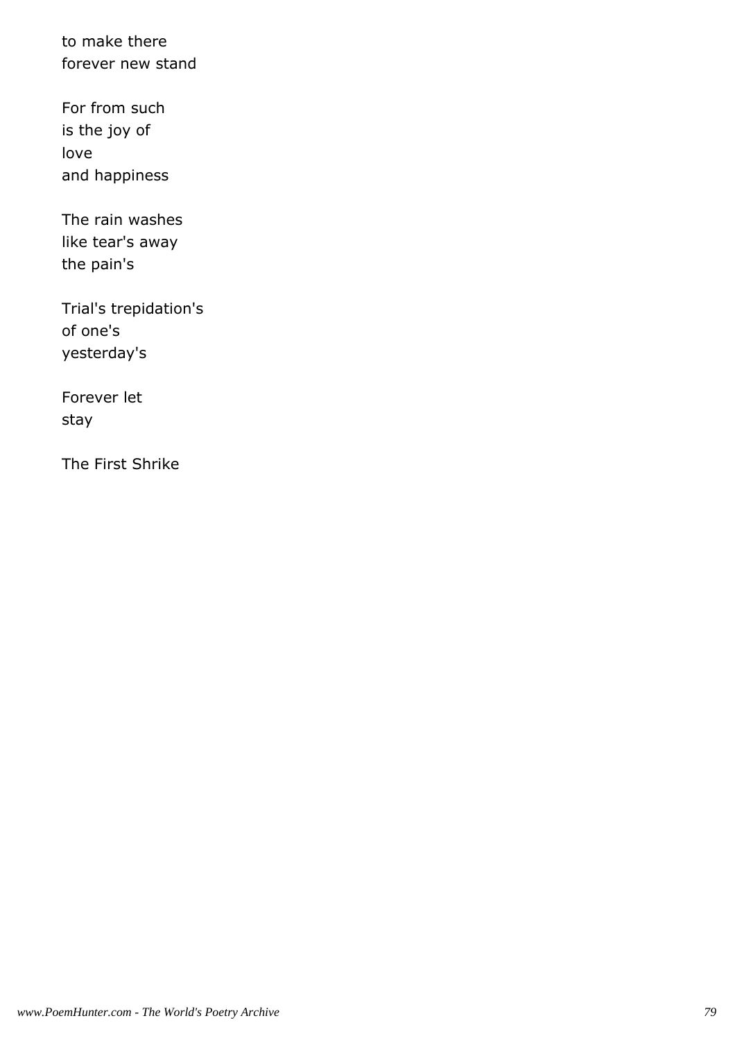to make there
forever new stand

For from such
is the joy of
love
and happiness

The rain washes
like tear's away
the pain's

Trial's trepidation's
of one's
yesterday's

Forever let
stay

The First Shrike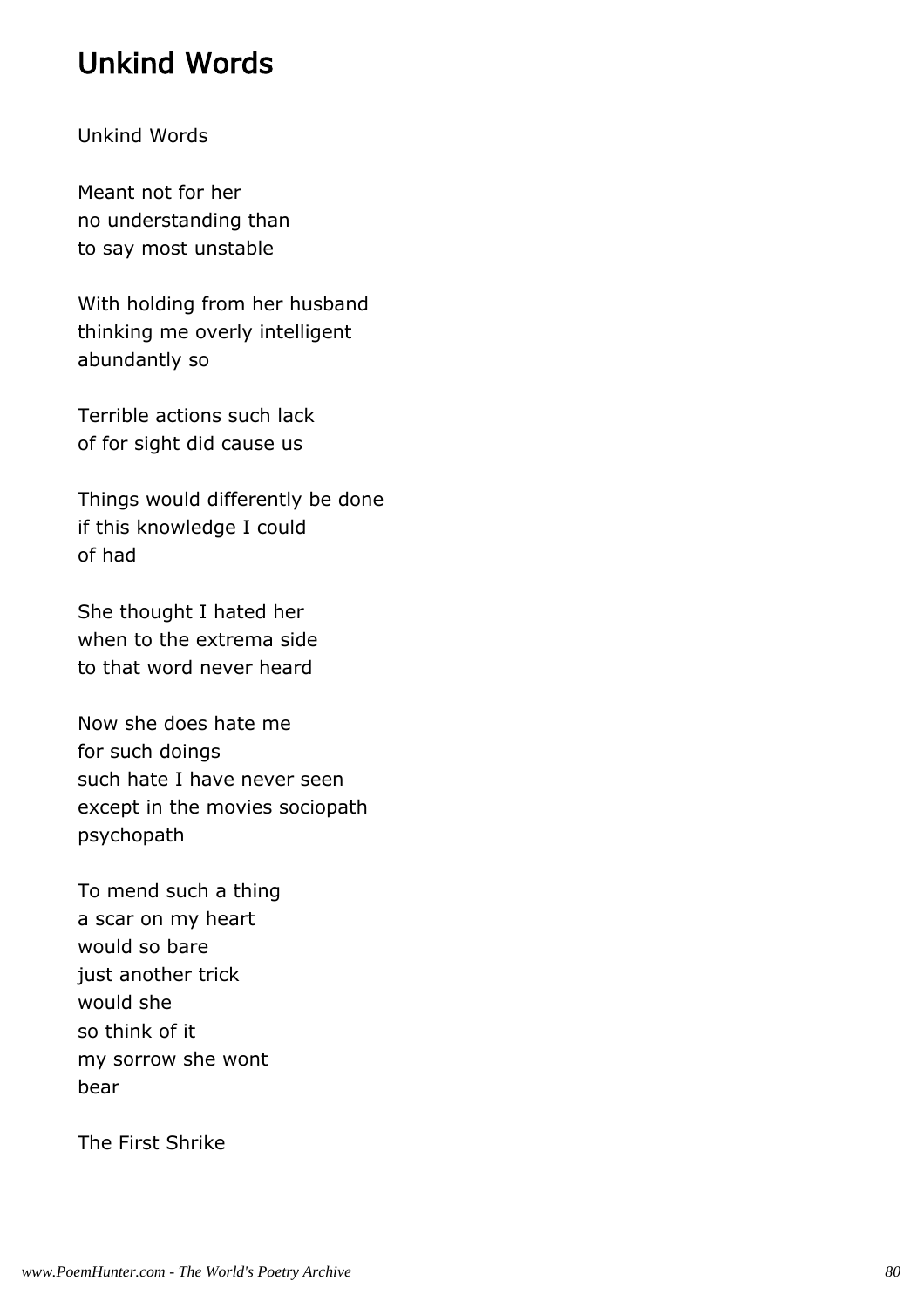## Unkind Words

Unkind Words

Meant not for her  
no understanding than  
to say most unstable

With holding from her husband  
thinking me overly intelligent  
abundantly so

Terrible actions such lack  
of for sight did cause us

Things would differently be done  
if this knowledge I could  
of had

She thought I hated her  
when to the extrema side  
to that word never heard

Now she does hate me  
for such doings  
such hate I have never seen  
except in the movies sociopath  
psychopath

To mend such a thing  
a scar on my heart  
would so bare  
just another trick  
would she  
so think of it  
my sorrow she wont  
bear

The First Shrike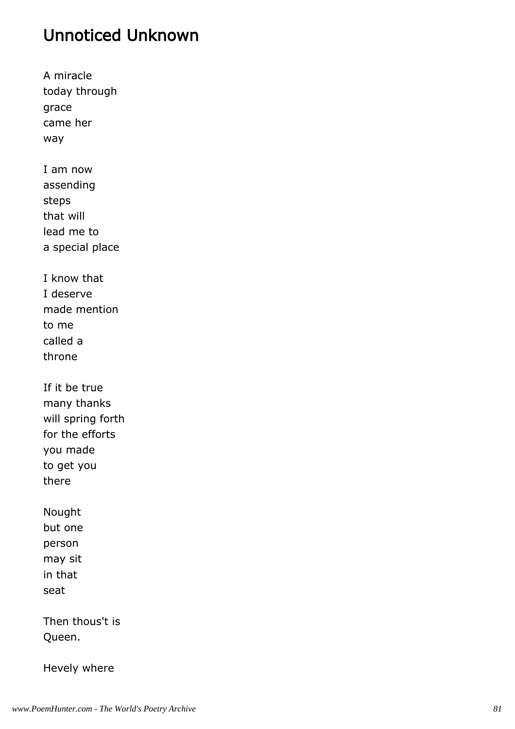## Unnoticed Unknown

A miracle
today through
grace
came her
way

I am now
assending
steps
that will
lead me to
a special place

I know that
I deserve
made mention
to me
called a
throne

If it be true
many thanks
will spring forth
for the efforts
you made
to get you
there

Nought
but one
person
may sit
in that
seat

Then thous't is
Queen.

Hevely where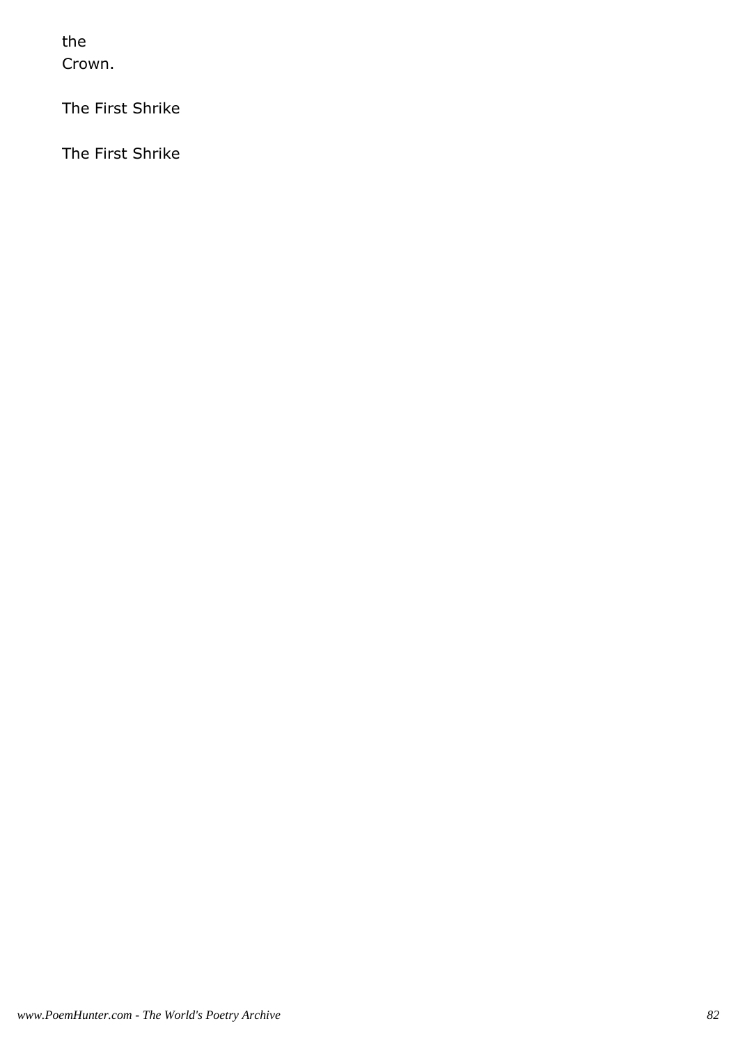the
Crown.

The First Shrike

The First Shrike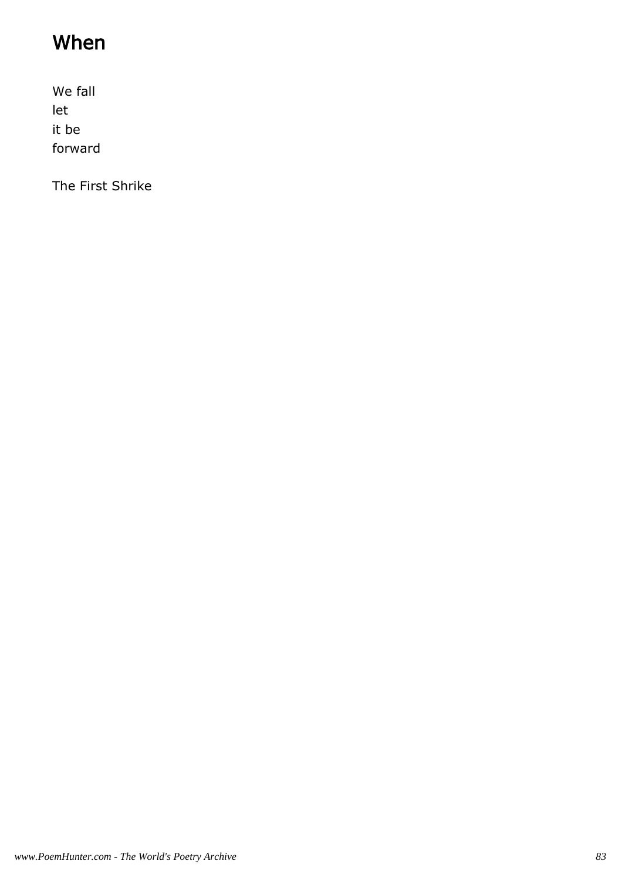# When

We fall
let
it be
forward

The First Shrike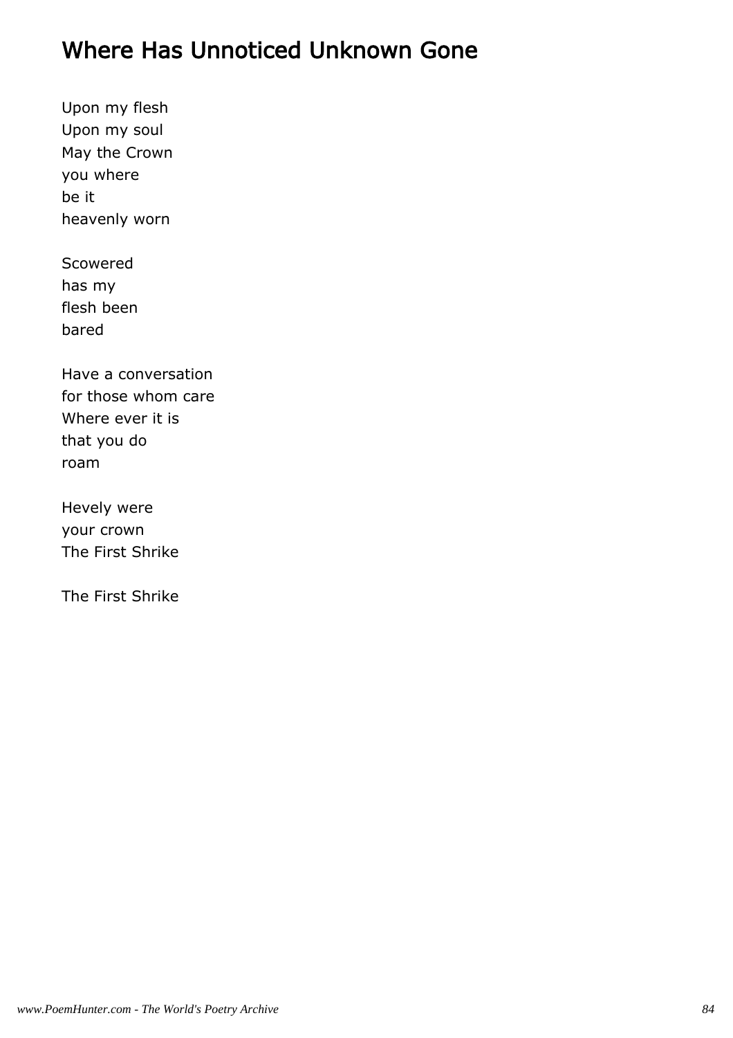# Where Has Unnoticed Unknown Gone

Upon my flesh  
Upon my soul  
May the Crown  
you where  
be it  
heavenly worn

Scowered  
has my  
flesh been  
bared

Have a conversation  
for those whom care  
Where ever it is  
that you do  
roam

Hevely were  
your crown  
The First Shrike

The First Shrike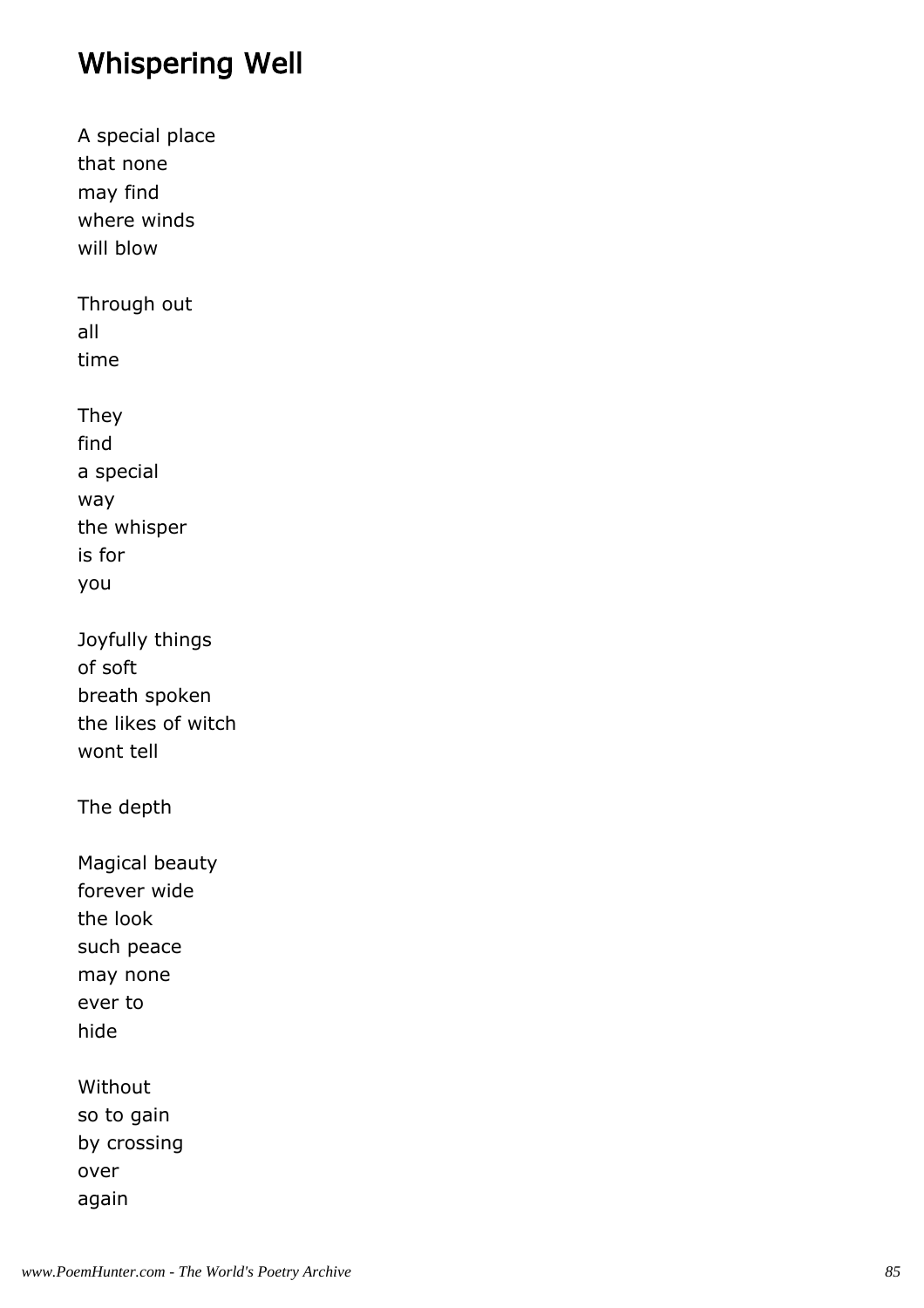## Whispering Well

A special place
that none
may find
where winds
will blow

Through out
all
time

They
find
a special
way
the whisper
is for
you

Joyfully things
of soft
breath spoken
the likes of witch
wont tell

The depth

Magical beauty
forever wide
the look
such peace
may none
ever to
hide

Without
so to gain
by crossing
over
again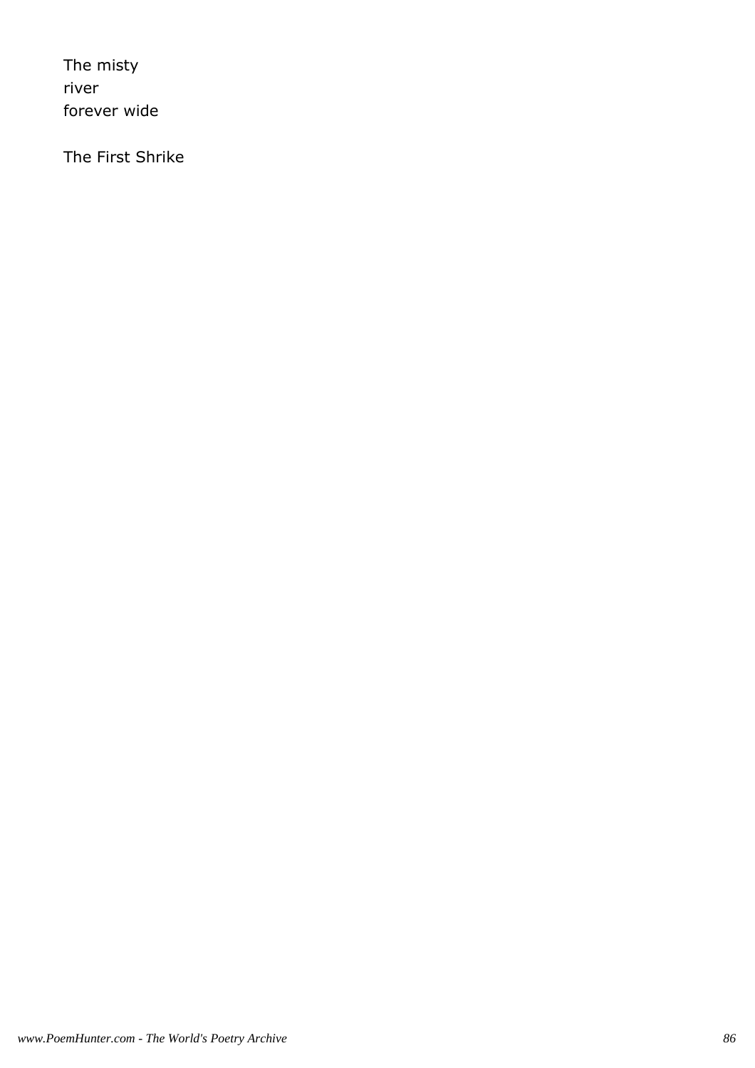The misty
river
forever wide

The First Shrike